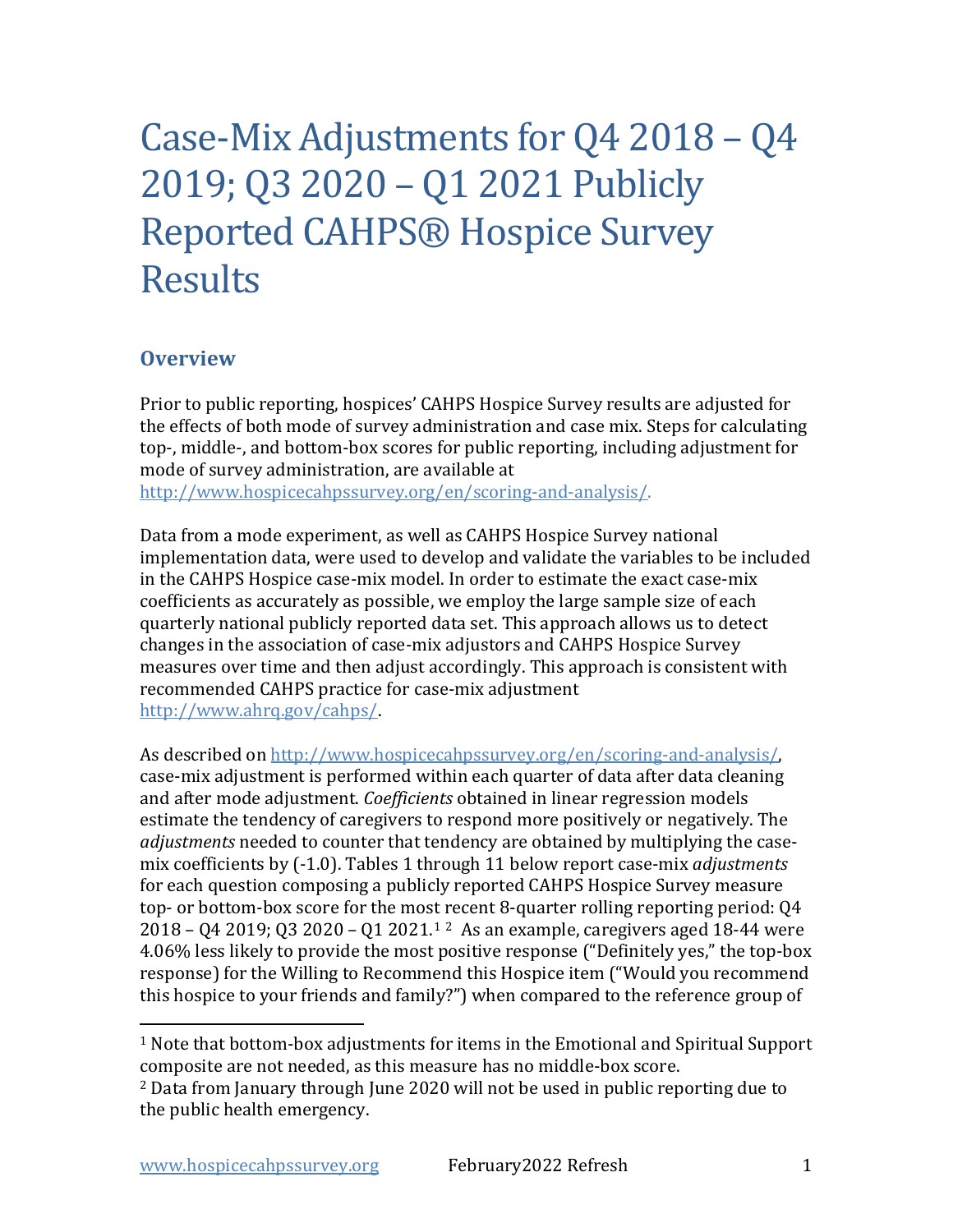# Case-Mix Adjustments for Q4 2018 – Q4 2019; Q3 2020 – Q1 2021 Publicly Reported CAHPS® Hospice Survey Results

## Overview

Prior to public reporting, hospices' CAHPS Hospice Survey results are adjusted for the effects of both mode of survey administration and case mix. Steps for calculating top-, middle-, and bottom-box scores for public reporting, including adjustment for mode of survey administration, are available at http://www.hospicecahpssurvey.org/en/scoring-and-analysis/.

Data from a mode experiment, as well as CAHPS Hospice Survey national implementation data, were used to develop and validate the variables to be included in the CAHPS Hospice case-mix model. In order to estimate the exact case-mix coefficients as accurately as possible, we employ the large sample size of each quarterly national publicly reported data set. This approach allows us to detect changes in the association of case-mix adjustors and CAHPS Hospice Survey measures over time and then adjust accordingly. This approach is consistent with recommended CAHPS practice for case-mix adjustment http://www.ahrq.gov/cahps/.

As described on http://www.hospicecahpssurvey.org/en/scoring-and-analysis/, case-mix adjustment is performed within each quarter of data after data cleaning and after mode adjustment. *Coefficients* obtained in linear regression models estimate the tendency of caregivers to respond more positively or negatively. The *adjustments* needed to counter that tendency are obtained by multiplying the case-mix coefficients by (-1.0). Tables 1 through 11 below report case-mix *adjustments* for each question composing a publicly reported CAHPS Hospice Survey measure top- or bottom-box score for the most recent 8-quarter rolling reporting period: Q4 2018 – Q4 2019; Q3 2020 – Q1 2021.[1] [2] As an example, caregivers aged 18-44 were 4.06% less likely to provide the most positive response ("Definitely yes," the top-box response) for the Willing to Recommend this Hospice item ("Would you recommend this hospice to your friends and family?") when compared to the reference group of

[1] Note that bottom-box adjustments for items in the Emotional and Spiritual Support composite are not needed, as this measure has no middle-box score.

[2] Data from January through June 2020 will not be used in public reporting due to the public health emergency.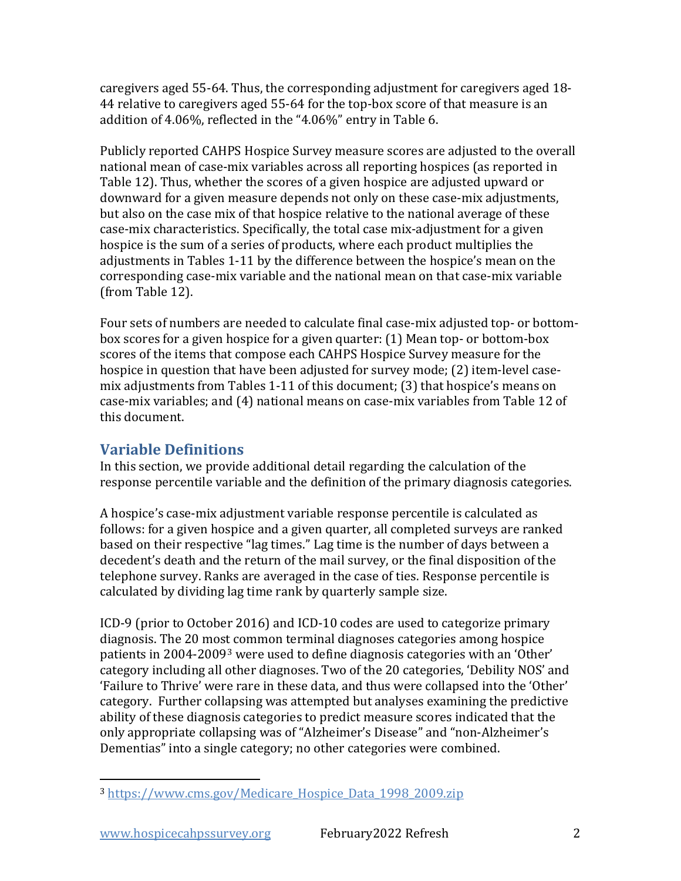caregivers aged 55-64. Thus, the corresponding adjustment for caregivers aged 18-44 relative to caregivers aged 55-64 for the top-box score of that measure is an addition of 4.06%, reflected in the "4.06%" entry in Table 6.

Publicly reported CAHPS Hospice Survey measure scores are adjusted to the overall national mean of case-mix variables across all reporting hospices (as reported in Table 12). Thus, whether the scores of a given hospice are adjusted upward or downward for a given measure depends not only on these case-mix adjustments, but also on the case mix of that hospice relative to the national average of these case-mix characteristics. Specifically, the total case mix-adjustment for a given hospice is the sum of a series of products, where each product multiplies the adjustments in Tables 1-11 by the difference between the hospice's mean on the corresponding case-mix variable and the national mean on that case-mix variable (from Table 12).

Four sets of numbers are needed to calculate final case-mix adjusted top- or bottom-box scores for a given hospice for a given quarter: (1) Mean top- or bottom-box scores of the items that compose each CAHPS Hospice Survey measure for the hospice in question that have been adjusted for survey mode; (2) item-level case-mix adjustments from Tables 1-11 of this document; (3) that hospice's means on case-mix variables; and (4) national means on case-mix variables from Table 12 of this document.

## Variable Definitions

In this section, we provide additional detail regarding the calculation of the response percentile variable and the definition of the primary diagnosis categories.

A hospice's case-mix adjustment variable response percentile is calculated as follows: for a given hospice and a given quarter, all completed surveys are ranked based on their respective "lag times." Lag time is the number of days between a decedent's death and the return of the mail survey, or the final disposition of the telephone survey. Ranks are averaged in the case of ties. Response percentile is calculated by dividing lag time rank by quarterly sample size.

ICD-9 (prior to October 2016) and ICD-10 codes are used to categorize primary diagnosis. The 20 most common terminal diagnoses categories among hospice patients in 2004-2009[3] were used to define diagnosis categories with an 'Other' category including all other diagnoses. Two of the 20 categories, 'Debility NOS' and 'Failure to Thrive' were rare in these data, and thus were collapsed into the 'Other' category. Further collapsing was attempted but analyses examining the predictive ability of these diagnosis categories to predict measure scores indicated that the only appropriate collapsing was of "Alzheimer's Disease" and "non-Alzheimer's Dementias" into a single category; no other categories were combined.

---

[3] https://www.cms.gov/Medicare_Hospice_Data_1998_2009.zip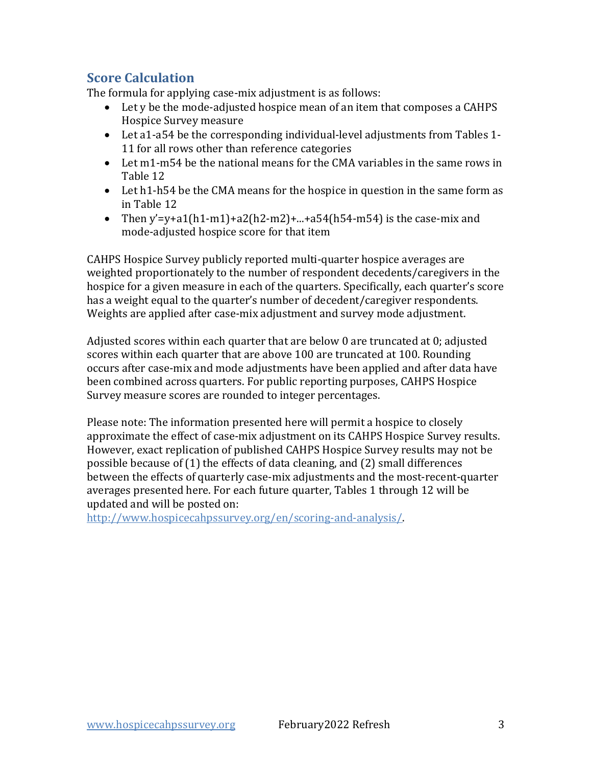## Score Calculation

The formula for applying case-mix adjustment is as follows:

- Let $y$ be the mode-adjusted hospice mean of an item that composes a CAHPS Hospice Survey measure
- Let $a_1$-$a_{54}$ be the corresponding individual-level adjustments from Tables 1-11 for all rows other than reference categories
- Let $m_1$-$m_{54}$ be the national means for the CMA variables in the same rows in Table 12
- Let $h_1$-$h_{54}$ be the CMA means for the hospice in question in the same form as in Table 12
- Then $y' = y + a_1(h_1 - m_1) + a_2(h_2 - m_2) + \ldots + a_{54}(h_{54} - m_{54})$ is the case-mix and mode-adjusted hospice score for that item

CAHPS Hospice Survey publicly reported multi-quarter hospice averages are weighted proportionately to the number of respondent decedents/caregivers in the hospice for a given measure in each of the quarters. Specifically, each quarter's score has a weight equal to the quarter's number of decedent/caregiver respondents. Weights are applied after case-mix adjustment and survey mode adjustment.

Adjusted scores within each quarter that are below 0 are truncated at 0; adjusted scores within each quarter that are above 100 are truncated at 100. Rounding occurs after case-mix and mode adjustments have been applied and after data have been combined across quarters. For public reporting purposes, CAHPS Hospice Survey measure scores are rounded to integer percentages.

Please note: The information presented here will permit a hospice to closely approximate the effect of case-mix adjustment on its CAHPS Hospice Survey results. However, exact replication of published CAHPS Hospice Survey results may not be possible because of (1) the effects of data cleaning, and (2) small differences between the effects of quarterly case-mix adjustments and the most-recent-quarter averages presented here. For each future quarter, Tables 1 through 12 will be updated and will be posted on: http://www.hospicecahpssurvey.org/en/scoring-and-analysis/.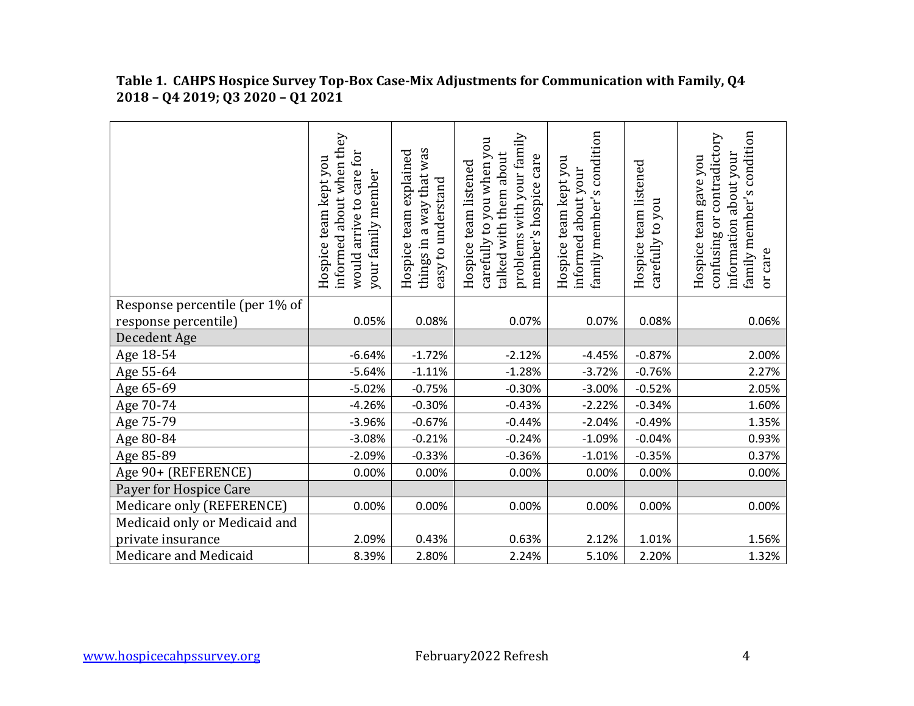**Table 1. CAHPS Hospice Survey Top-Box Case-Mix Adjustments for Communication with Family, Q4 2018 – Q4 2019; Q3 2020 – Q1 2021**

| | Hospice team kept you informed about when they would arrive to care for your family member | Hospice team explained things in a way that was easy to understand | Hospice team listened carefully to you when you talked with them about problems with your family member's hospice care | Hospice team kept you informed about your family member's condition | Hospice team listened carefully to you | Hospice team gave you confusing or contradictory information about your family member's condition or care |
|---|---|---|---|---|---|---|
| Response percentile (per 1% of response percentile) | 0.05% | 0.08% | 0.07% | 0.07% | 0.08% | 0.06% |
| Decedent Age | | | | | | |
| Age 18-54 | -6.64% | -1.72% | -2.12% | -4.45% | -0.87% | 2.00% |
| Age 55-64 | -5.64% | -1.11% | -1.28% | -3.72% | -0.76% | 2.27% |
| Age 65-69 | -5.02% | -0.75% | -0.30% | -3.00% | -0.52% | 2.05% |
| Age 70-74 | -4.26% | -0.30% | -0.43% | -2.22% | -0.34% | 1.60% |
| Age 75-79 | -3.96% | -0.67% | -0.44% | -2.04% | -0.49% | 1.35% |
| Age 80-84 | -3.08% | -0.21% | -0.24% | -1.09% | -0.04% | 0.93% |
| Age 85-89 | -2.09% | -0.33% | -0.36% | -1.01% | -0.35% | 0.37% |
| Age 90+ (REFERENCE) | 0.00% | 0.00% | 0.00% | 0.00% | 0.00% | 0.00% |
| Payer for Hospice Care | | | | | | |
| Medicare only (REFERENCE) | 0.00% | 0.00% | 0.00% | 0.00% | 0.00% | 0.00% |
| Medicaid only or Medicaid and private insurance | 2.09% | 0.43% | 0.63% | 2.12% | 1.01% | 1.56% |
| Medicare and Medicaid | 8.39% | 2.80% | 2.24% | 5.10% | 2.20% | 1.32% |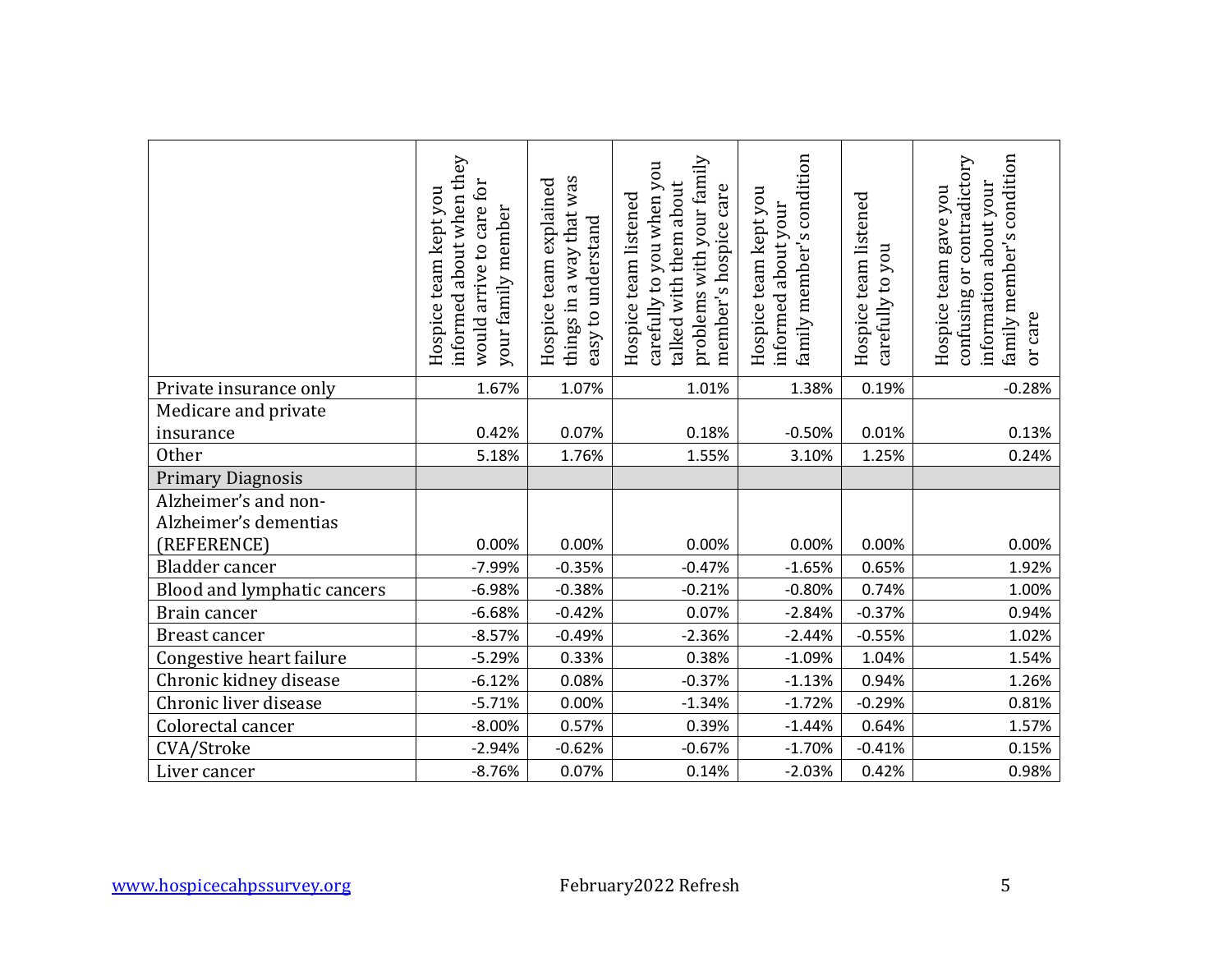| | Hospice team kept you informed about when they would arrive to care for your family member | Hospice team explained things in a way that was easy to understand | Hospice team listened carefully to you when you talked with them about problems with your family member's hospice care | Hospice team kept you informed about your family member's condition | Hospice team listened carefully to you | Hospice team gave you confusing or contradictory information about your family member's condition or care |
|---|---|---|---|---|---|---|
| Private insurance only | 1.67% | 1.07% | 1.01% | 1.38% | 0.19% | -0.28% |
| Medicare and private insurance | 0.42% | 0.07% | 0.18% | -0.50% | 0.01% | 0.13% |
| Other | 5.18% | 1.76% | 1.55% | 3.10% | 1.25% | 0.24% |
| Primary Diagnosis | | | | | | |
| Alzheimer's and non-Alzheimer's dementias (REFERENCE) | 0.00% | 0.00% | 0.00% | 0.00% | 0.00% | 0.00% |
| Bladder cancer | -7.99% | -0.35% | -0.47% | -1.65% | 0.65% | 1.92% |
| Blood and lymphatic cancers | -6.98% | -0.38% | -0.21% | -0.80% | 0.74% | 1.00% |
| Brain cancer | -6.68% | -0.42% | 0.07% | -2.84% | -0.37% | 0.94% |
| Breast cancer | -8.57% | -0.49% | -2.36% | -2.44% | -0.55% | 1.02% |
| Congestive heart failure | -5.29% | 0.33% | 0.38% | -1.09% | 1.04% | 1.54% |
| Chronic kidney disease | -6.12% | 0.08% | -0.37% | -1.13% | 0.94% | 1.26% |
| Chronic liver disease | -5.71% | 0.00% | -1.34% | -1.72% | -0.29% | 0.81% |
| Colorectal cancer | -8.00% | 0.57% | 0.39% | -1.44% | 0.64% | 1.57% |
| CVA/Stroke | -2.94% | -0.62% | -0.67% | -1.70% | -0.41% | 0.15% |
| Liver cancer | -8.76% | 0.07% | 0.14% | -2.03% | 0.42% | 0.98% |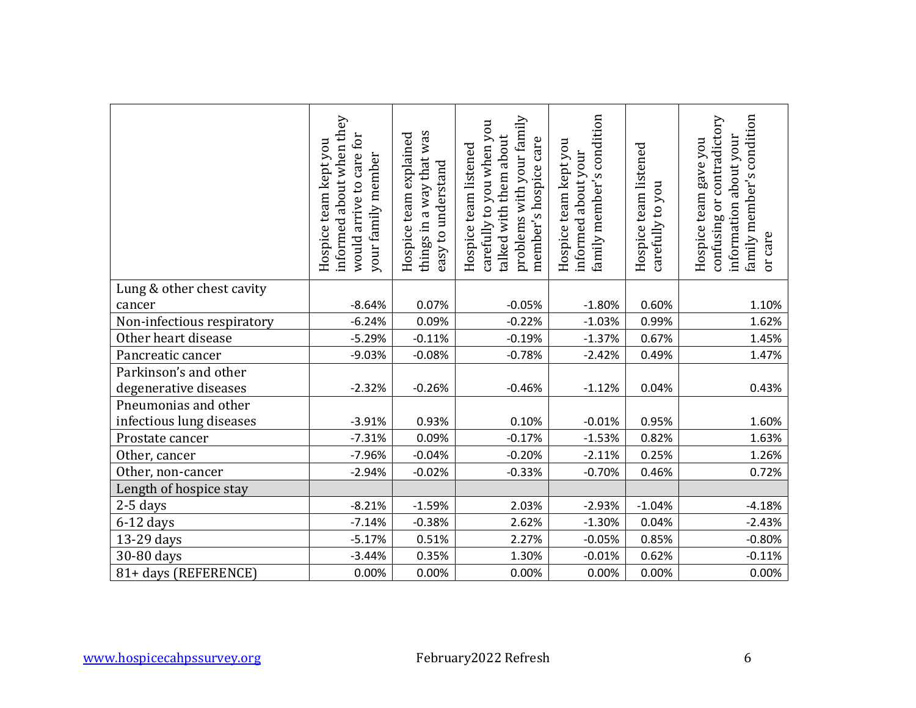| | Hospice team kept you informed about when they would arrive to care for your family member | Hospice team explained things in a way that was easy to understand | Hospice team listened carefully to you when you talked with them about problems with your family member's hospice care | Hospice team kept you informed about your family member's condition | Hospice team listened carefully to you | Hospice team gave you confusing or contradictory information about your family member's condition or care |
|---|---|---|---|---|---|---|
| Lung & other chest cavity cancer | -8.64% | 0.07% | -0.05% | -1.80% | 0.60% | 1.10% |
| Non-infectious respiratory | -6.24% | 0.09% | -0.22% | -1.03% | 0.99% | 1.62% |
| Other heart disease | -5.29% | -0.11% | -0.19% | -1.37% | 0.67% | 1.45% |
| Pancreatic cancer | -9.03% | -0.08% | -0.78% | -2.42% | 0.49% | 1.47% |
| Parkinson's and other degenerative diseases | -2.32% | -0.26% | -0.46% | -1.12% | 0.04% | 0.43% |
| Pneumonias and other infectious lung diseases | -3.91% | 0.93% | 0.10% | -0.01% | 0.95% | 1.60% |
| Prostate cancer | -7.31% | 0.09% | -0.17% | -1.53% | 0.82% | 1.63% |
| Other, cancer | -7.96% | -0.04% | -0.20% | -2.11% | 0.25% | 1.26% |
| Other, non-cancer | -2.94% | -0.02% | -0.33% | -0.70% | 0.46% | 0.72% |
| Length of hospice stay | | | | | | |
| 2-5 days | -8.21% | -1.59% | 2.03% | -2.93% | -1.04% | -4.18% |
| 6-12 days | -7.14% | -0.38% | 2.62% | -1.30% | 0.04% | -2.43% |
| 13-29 days | -5.17% | 0.51% | 2.27% | -0.05% | 0.85% | -0.80% |
| 30-80 days | -3.44% | 0.35% | 1.30% | -0.01% | 0.62% | -0.11% |
| 81+ days (REFERENCE) | 0.00% | 0.00% | 0.00% | 0.00% | 0.00% | 0.00% |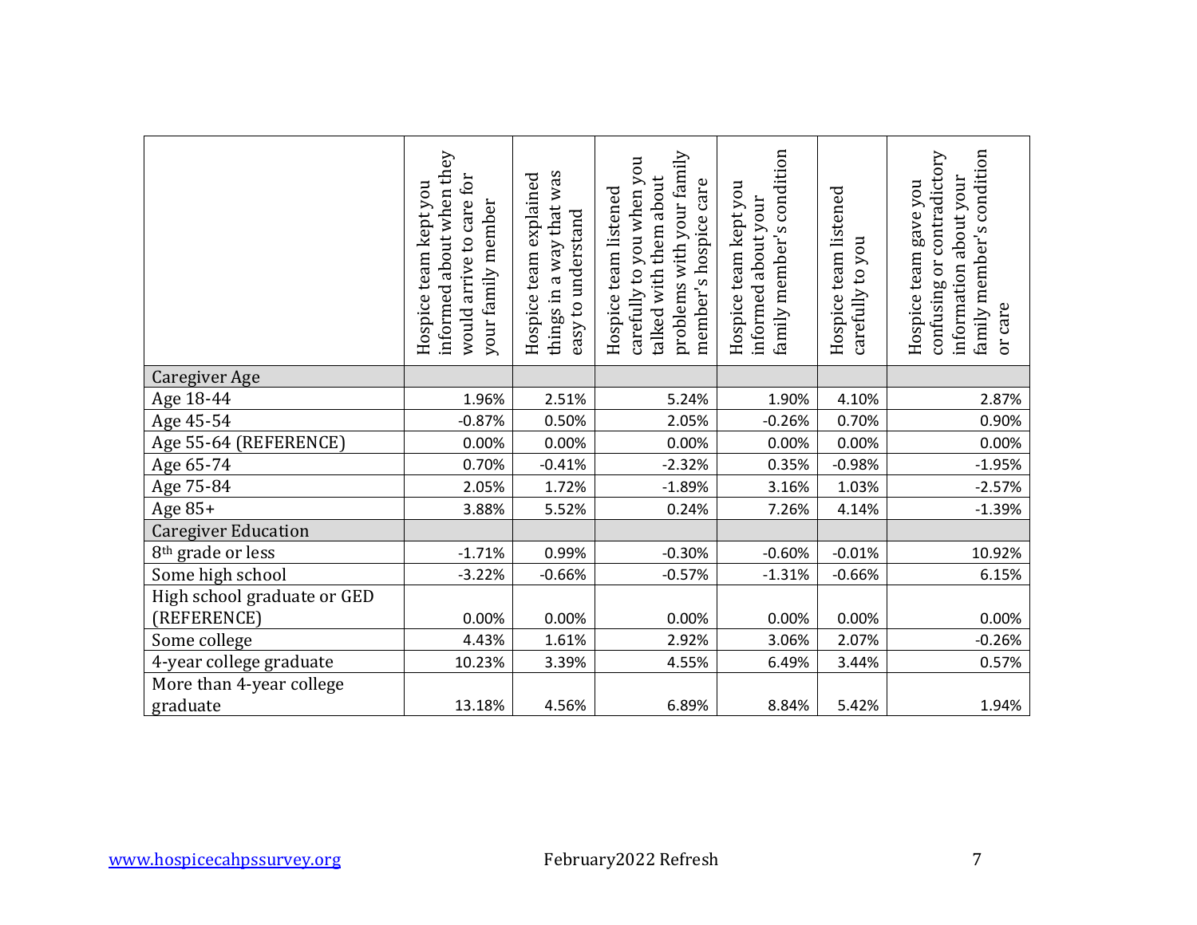| | Hospice team kept you informed about when they would arrive to care for your family member | Hospice team explained things in a way that was easy to understand | Hospice team listened carefully to you when you talked with them about problems with your family member's hospice care | Hospice team kept you informed about your family member's condition | Hospice team listened carefully to you | Hospice team gave you confusing or contradictory information about your family member's condition or care |
|---|---|---|---|---|---|---|
| Caregiver Age | | | | | | |
| Age 18-44 | 1.96% | 2.51% | 5.24% | 1.90% | 4.10% | 2.87% |
| Age 45-54 | -0.87% | 0.50% | 2.05% | -0.26% | 0.70% | 0.90% |
| Age 55-64 (REFERENCE) | 0.00% | 0.00% | 0.00% | 0.00% | 0.00% | 0.00% |
| Age 65-74 | 0.70% | -0.41% | -2.32% | 0.35% | -0.98% | -1.95% |
| Age 75-84 | 2.05% | 1.72% | -1.89% | 3.16% | 1.03% | -2.57% |
| Age 85+ | 3.88% | 5.52% | 0.24% | 7.26% | 4.14% | -1.39% |
| Caregiver Education | | | | | | |
| 8th grade or less | -1.71% | 0.99% | -0.30% | -0.60% | -0.01% | 10.92% |
| Some high school | -3.22% | -0.66% | -0.57% | -1.31% | -0.66% | 6.15% |
| High school graduate or GED (REFERENCE) | 0.00% | 0.00% | 0.00% | 0.00% | 0.00% | 0.00% |
| Some college | 4.43% | 1.61% | 2.92% | 3.06% | 2.07% | -0.26% |
| 4-year college graduate | 10.23% | 3.39% | 4.55% | 6.49% | 3.44% | 0.57% |
| More than 4-year college graduate | 13.18% | 4.56% | 6.89% | 8.84% | 5.42% | 1.94% |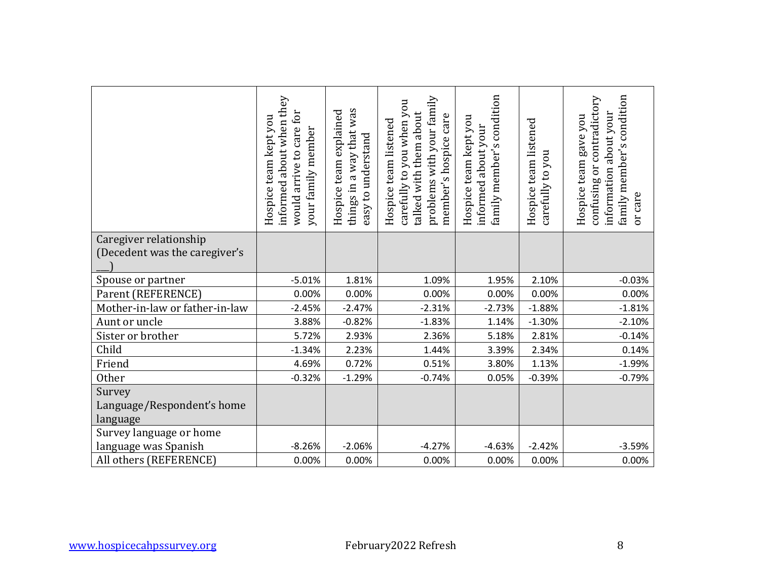| | Hospice team kept you informed about when they would arrive to care for your family member | Hospice team explained things in a way that was easy to understand | Hospice team listened carefully to you when you talked with them about problems with your family member's hospice care | Hospice team kept you informed about your family member's condition | Hospice team listened carefully to you | Hospice team gave you confusing or contradictory information about your family member's condition or care |
|---|---|---|---|---|---|---|
| Caregiver relationship (Decedent was the caregiver's ___) | | | | | | |
| Spouse or partner | -5.01% | 1.81% | 1.09% | 1.95% | 2.10% | -0.03% |
| Parent (REFERENCE) | 0.00% | 0.00% | 0.00% | 0.00% | 0.00% | 0.00% |
| Mother-in-law or father-in-law | -2.45% | -2.47% | -2.31% | -2.73% | -1.88% | -1.81% |
| Aunt or uncle | 3.88% | -0.82% | -1.83% | 1.14% | -1.30% | -2.10% |
| Sister or brother | 5.72% | 2.93% | 2.36% | 5.18% | 2.81% | -0.14% |
| Child | -1.34% | 2.23% | 1.44% | 3.39% | 2.34% | 0.14% |
| Friend | 4.69% | 0.72% | 0.51% | 3.80% | 1.13% | -1.99% |
| Other | -0.32% | -1.29% | -0.74% | 0.05% | -0.39% | -0.79% |
| Survey Language/Respondent's home language | | | | | | |
| Survey language or home language was Spanish | -8.26% | -2.06% | -4.27% | -4.63% | -2.42% | -3.59% |
| All others (REFERENCE) | 0.00% | 0.00% | 0.00% | 0.00% | 0.00% | 0.00% |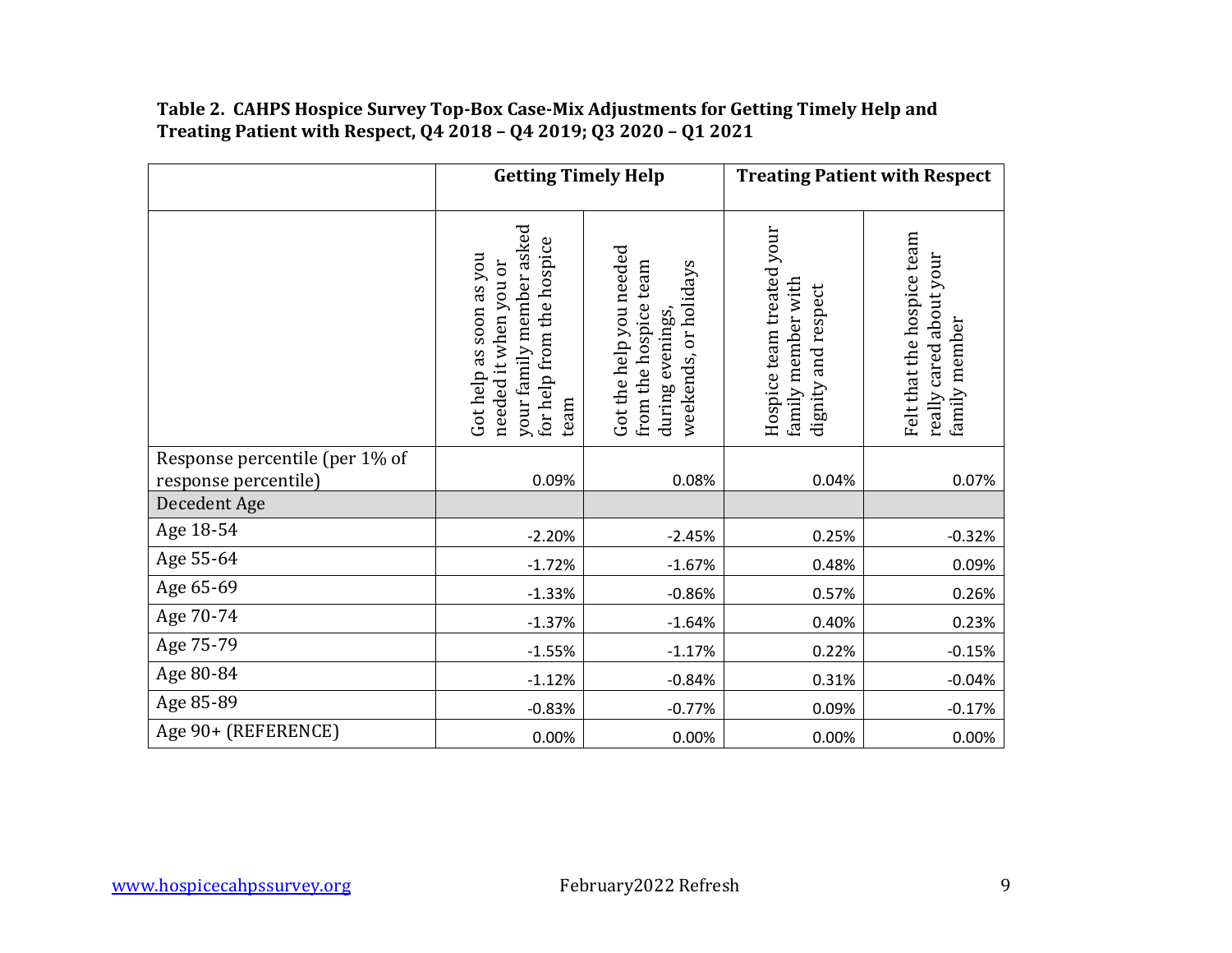**Table 2. CAHPS Hospice Survey Top-Box Case-Mix Adjustments for Getting Timely Help and Treating Patient with Respect, Q4 2018 – Q4 2019; Q3 2020 – Q1 2021**

| | Getting Timely Help | | Treating Patient with Respect | |
|---|---|---|---|---|
| | Got help as soon as you needed it when you or your family member asked for help from the hospice team | Got the help you needed from the hospice team during evenings, weekends, or holidays | Hospice team treated your family member with dignity and respect | Felt that the hospice team really cared about your family member |
| Response percentile (per 1% of response percentile) | 0.09% | 0.08% | 0.04% | 0.07% |
| Decedent Age | | | | |
| Age 18-54 | -2.20% | -2.45% | 0.25% | -0.32% |
| Age 55-64 | -1.72% | -1.67% | 0.48% | 0.09% |
| Age 65-69 | -1.33% | -0.86% | 0.57% | 0.26% |
| Age 70-74 | -1.37% | -1.64% | 0.40% | 0.23% |
| Age 75-79 | -1.55% | -1.17% | 0.22% | -0.15% |
| Age 80-84 | -1.12% | -0.84% | 0.31% | -0.04% |
| Age 85-89 | -0.83% | -0.77% | 0.09% | -0.17% |
| Age 90+ (REFERENCE) | 0.00% | 0.00% | 0.00% | 0.00% |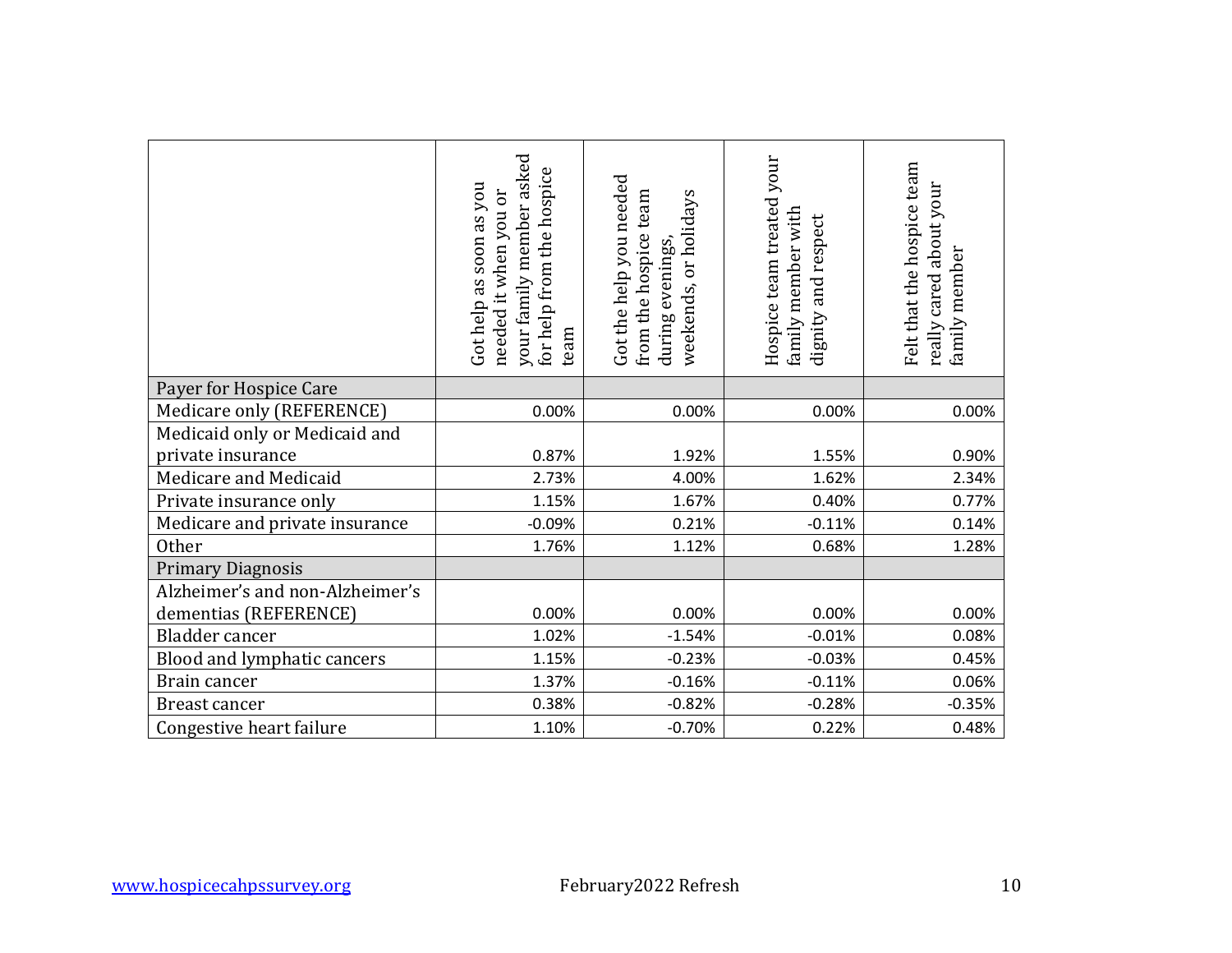| | Got help as soon as you needed it when you or your family member asked for help from the hospice team | Got the help you needed from the hospice team during evenings, weekends, or holidays | Hospice team treated your family member with dignity and respect | Felt that the hospice team really cared about your family member |
|---|---|---|---|---|
| Payer for Hospice Care | | | | |
| Medicare only (REFERENCE) | 0.00% | 0.00% | 0.00% | 0.00% |
| Medicaid only or Medicaid and private insurance | 0.87% | 1.92% | 1.55% | 0.90% |
| Medicare and Medicaid | 2.73% | 4.00% | 1.62% | 2.34% |
| Private insurance only | 1.15% | 1.67% | 0.40% | 0.77% |
| Medicare and private insurance | -0.09% | 0.21% | -0.11% | 0.14% |
| Other | 1.76% | 1.12% | 0.68% | 1.28% |
| Primary Diagnosis | | | | |
| Alzheimer's and non-Alzheimer's dementias (REFERENCE) | 0.00% | 0.00% | 0.00% | 0.00% |
| Bladder cancer | 1.02% | -1.54% | -0.01% | 0.08% |
| Blood and lymphatic cancers | 1.15% | -0.23% | -0.03% | 0.45% |
| Brain cancer | 1.37% | -0.16% | -0.11% | 0.06% |
| Breast cancer | 0.38% | -0.82% | -0.28% | -0.35% |
| Congestive heart failure | 1.10% | -0.70% | 0.22% | 0.48% |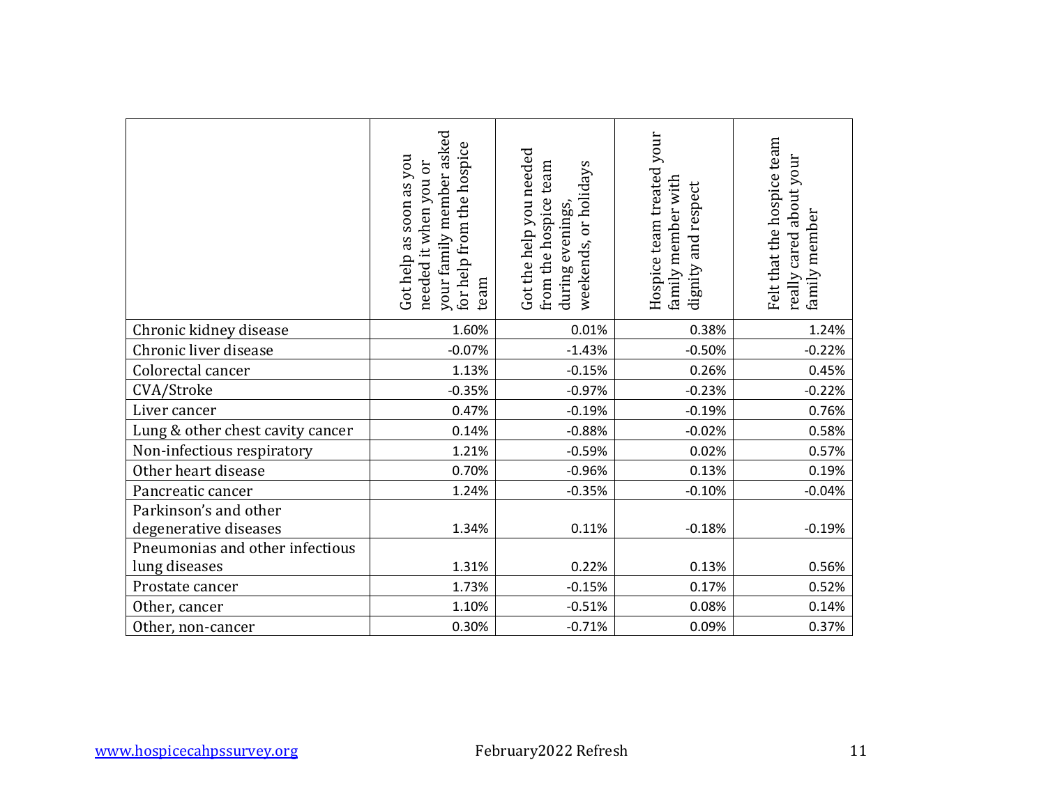| | Got help as soon as you needed it when you or your family member asked for help from the hospice team | Got the help you needed from the hospice team during evenings, weekends, or holidays | Hospice team treated your family member with dignity and respect | Felt that the hospice team really cared about your family member |
|---|---|---|---|---|
| Chronic kidney disease | 1.60% | 0.01% | 0.38% | 1.24% |
| Chronic liver disease | -0.07% | -1.43% | -0.50% | -0.22% |
| Colorectal cancer | 1.13% | -0.15% | 0.26% | 0.45% |
| CVA/Stroke | -0.35% | -0.97% | -0.23% | -0.22% |
| Liver cancer | 0.47% | -0.19% | -0.19% | 0.76% |
| Lung & other chest cavity cancer | 0.14% | -0.88% | -0.02% | 0.58% |
| Non-infectious respiratory | 1.21% | -0.59% | 0.02% | 0.57% |
| Other heart disease | 0.70% | -0.96% | 0.13% | 0.19% |
| Pancreatic cancer | 1.24% | -0.35% | -0.10% | -0.04% |
| Parkinson's and other degenerative diseases | 1.34% | 0.11% | -0.18% | -0.19% |
| Pneumonias and other infectious lung diseases | 1.31% | 0.22% | 0.13% | 0.56% |
| Prostate cancer | 1.73% | -0.15% | 0.17% | 0.52% |
| Other, cancer | 1.10% | -0.51% | 0.08% | 0.14% |
| Other, non-cancer | 0.30% | -0.71% | 0.09% | 0.37% |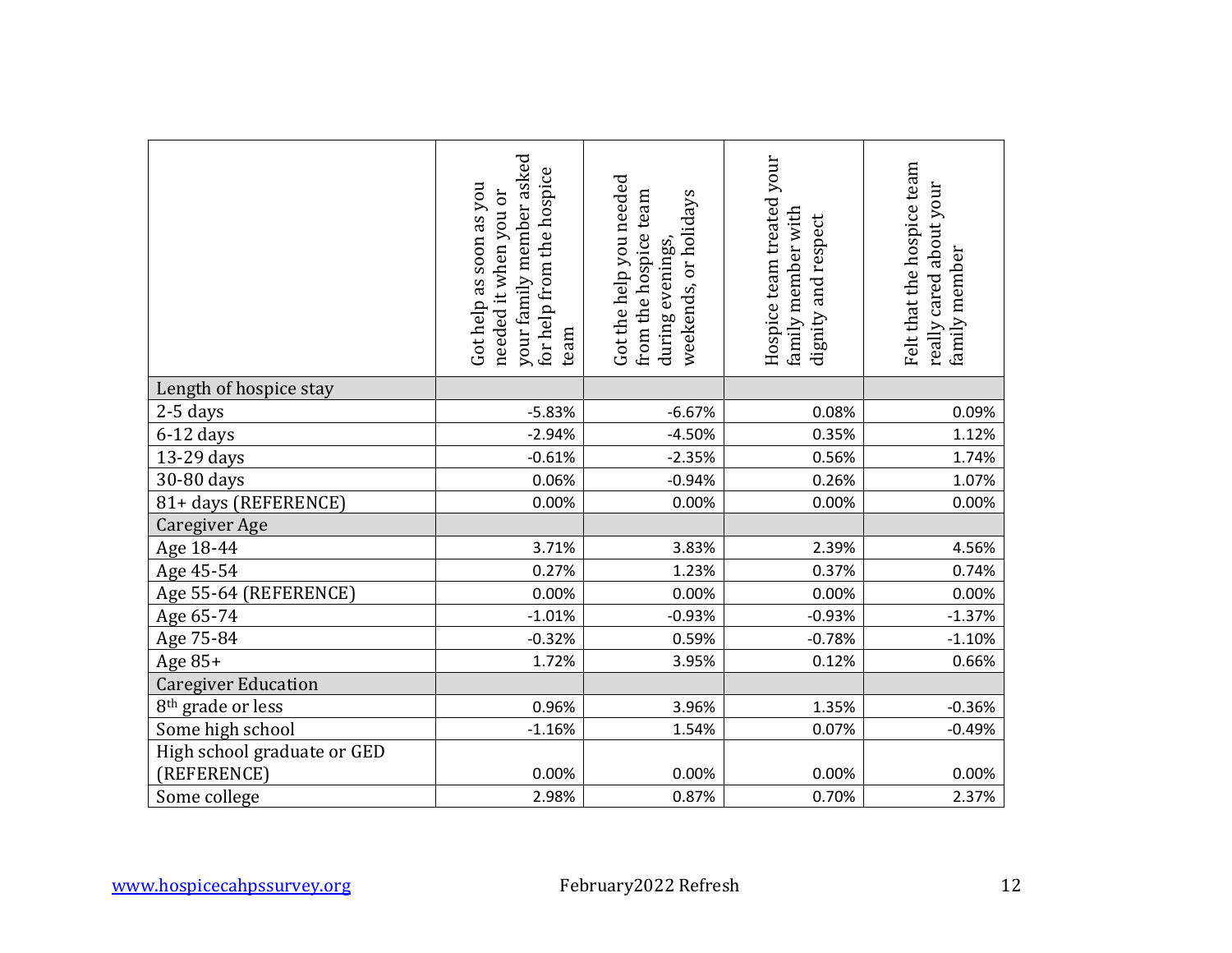| | Got help as soon as you needed it when you or your family member asked for help from the hospice team | Got the help you needed from the hospice team during evenings, weekends, or holidays | Hospice team treated your family member with dignity and respect | Felt that the hospice team really cared about your family member |
|---|---|---|---|---|
| Length of hospice stay | | | | |
| 2-5 days | -5.83% | -6.67% | 0.08% | 0.09% |
| 6-12 days | -2.94% | -4.50% | 0.35% | 1.12% |
| 13-29 days | -0.61% | -2.35% | 0.56% | 1.74% |
| 30-80 days | 0.06% | -0.94% | 0.26% | 1.07% |
| 81+ days (REFERENCE) | 0.00% | 0.00% | 0.00% | 0.00% |
| Caregiver Age | | | | |
| Age 18-44 | 3.71% | 3.83% | 2.39% | 4.56% |
| Age 45-54 | 0.27% | 1.23% | 0.37% | 0.74% |
| Age 55-64 (REFERENCE) | 0.00% | 0.00% | 0.00% | 0.00% |
| Age 65-74 | -1.01% | -0.93% | -0.93% | -1.37% |
| Age 75-84 | -0.32% | 0.59% | -0.78% | -1.10% |
| Age 85+ | 1.72% | 3.95% | 0.12% | 0.66% |
| Caregiver Education | | | | |
| 8th grade or less | 0.96% | 3.96% | 1.35% | -0.36% |
| Some high school | -1.16% | 1.54% | 0.07% | -0.49% |
| High school graduate or GED (REFERENCE) | 0.00% | 0.00% | 0.00% | 0.00% |
| Some college | 2.98% | 0.87% | 0.70% | 2.37% |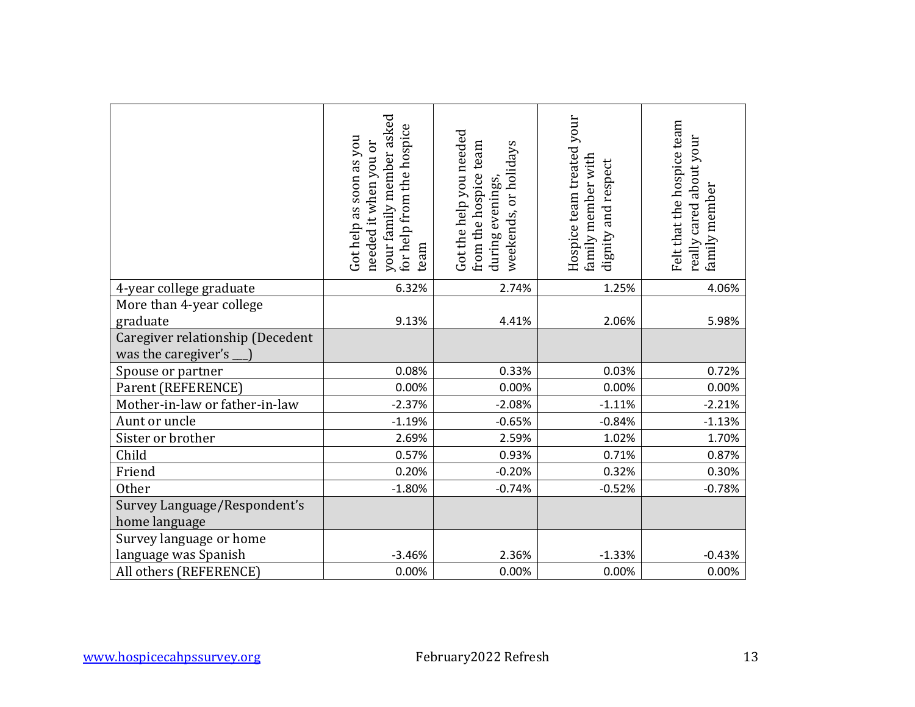|  | Got help as soon as you needed it when you or your family member asked for help from the hospice team | Got the help you needed from the hospice team during evenings, weekends, or holidays | Hospice team treated your family member with dignity and respect | Felt that the hospice team really cared about your family member |
|---|---|---|---|---|
| 4-year college graduate | 6.32% | 2.74% | 1.25% | 4.06% |
| More than 4-year college graduate | 9.13% | 4.41% | 2.06% | 5.98% |
| Caregiver relationship (Decedent was the caregiver's ___) |  |  |  |  |
| Spouse or partner | 0.08% | 0.33% | 0.03% | 0.72% |
| Parent (REFERENCE) | 0.00% | 0.00% | 0.00% | 0.00% |
| Mother-in-law or father-in-law | -2.37% | -2.08% | -1.11% | -2.21% |
| Aunt or uncle | -1.19% | -0.65% | -0.84% | -1.13% |
| Sister or brother | 2.69% | 2.59% | 1.02% | 1.70% |
| Child | 0.57% | 0.93% | 0.71% | 0.87% |
| Friend | 0.20% | -0.20% | 0.32% | 0.30% |
| Other | -1.80% | -0.74% | -0.52% | -0.78% |
| Survey Language/Respondent's home language |  |  |  |  |
| Survey language or home language was Spanish | -3.46% | 2.36% | -1.33% | -0.43% |
| All others (REFERENCE) | 0.00% | 0.00% | 0.00% | 0.00% |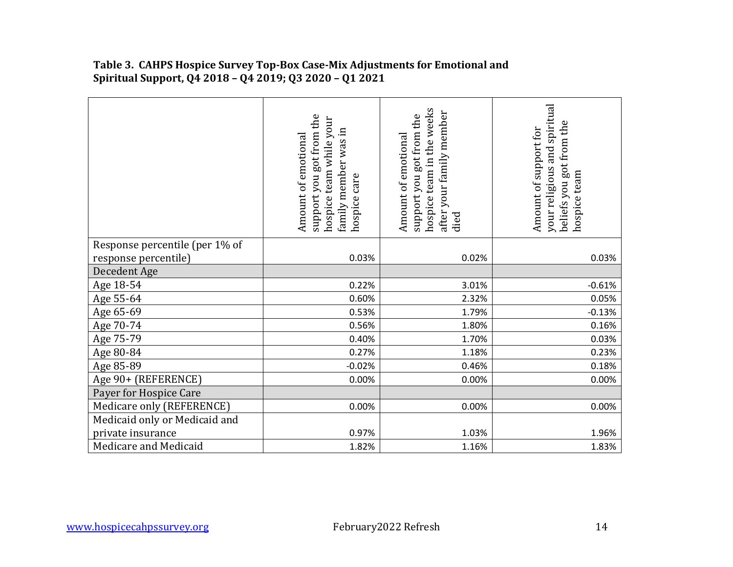**Table 3. CAHPS Hospice Survey Top-Box Case-Mix Adjustments for Emotional and Spiritual Support, Q4 2018 – Q4 2019; Q3 2020 – Q1 2021**

| | Amount of emotional support you got from the hospice team while your family member was in hospice care | Amount of emotional support you got from the hospice team in the weeks after your family member died | Amount of support for your religious and spiritual beliefs you got from the hospice team |
|---|---|---|---|
| Response percentile (per 1% of response percentile) | 0.03% | 0.02% | 0.03% |
| Decedent Age | | | |
| Age 18-54 | 0.22% | 3.01% | -0.61% |
| Age 55-64 | 0.60% | 2.32% | 0.05% |
| Age 65-69 | 0.53% | 1.79% | -0.13% |
| Age 70-74 | 0.56% | 1.80% | 0.16% |
| Age 75-79 | 0.40% | 1.70% | 0.03% |
| Age 80-84 | 0.27% | 1.18% | 0.23% |
| Age 85-89 | -0.02% | 0.46% | 0.18% |
| Age 90+ (REFERENCE) | 0.00% | 0.00% | 0.00% |
| Payer for Hospice Care | | | |
| Medicare only (REFERENCE) | 0.00% | 0.00% | 0.00% |
| Medicaid only or Medicaid and private insurance | 0.97% | 1.03% | 1.96% |
| Medicare and Medicaid | 1.82% | 1.16% | 1.83% |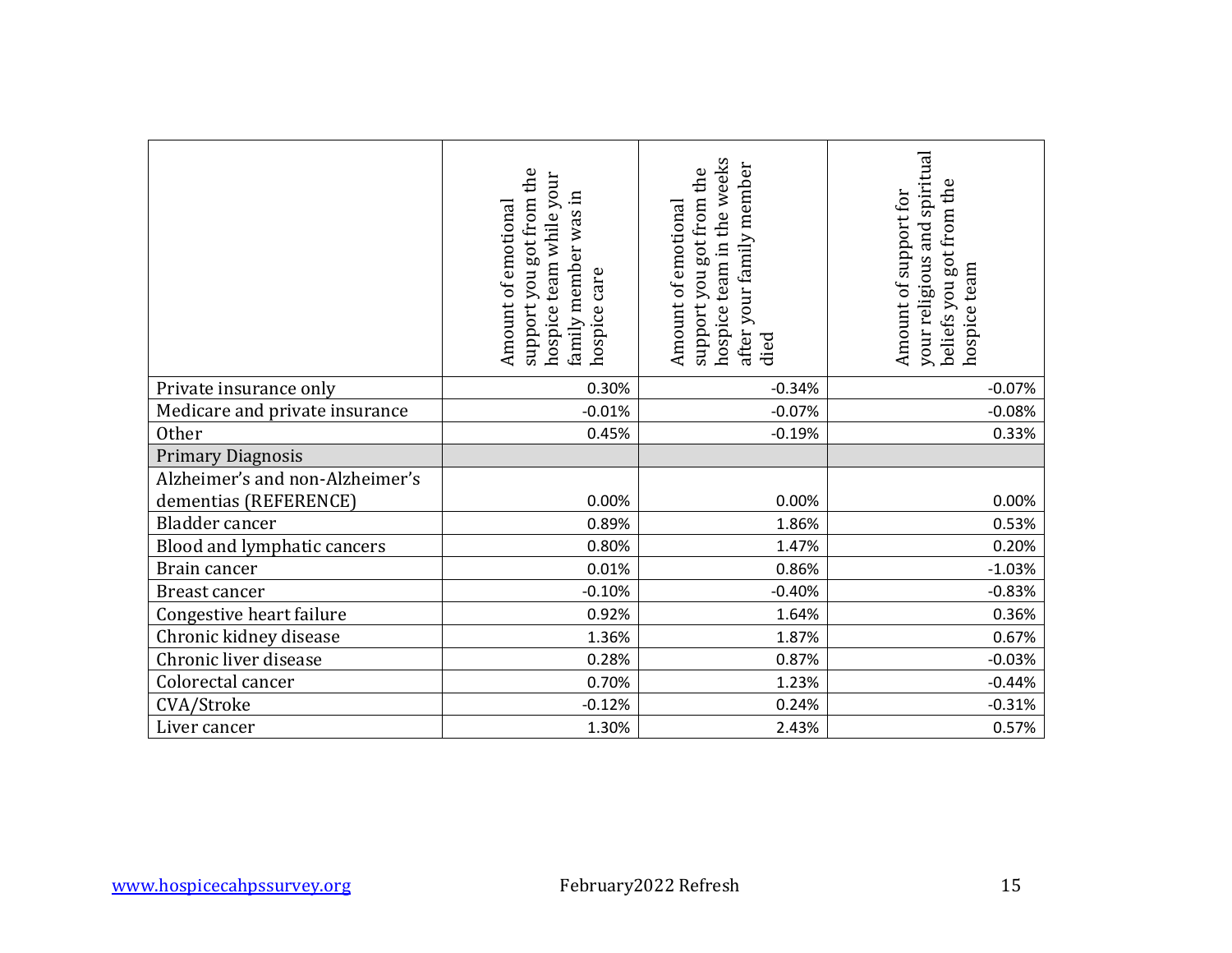| | Amount of emotional support you got from the hospice team while your family member was in hospice care | Amount of emotional support you got from the hospice team in the weeks after your family member died | Amount of support for your religious and spiritual beliefs you got from the hospice team |
|---|---|---|---|
| Private insurance only | 0.30% | -0.34% | -0.07% |
| Medicare and private insurance | -0.01% | -0.07% | -0.08% |
| Other | 0.45% | -0.19% | 0.33% |
| Primary Diagnosis | | | |
| Alzheimer's and non-Alzheimer's dementias (REFERENCE) | 0.00% | 0.00% | 0.00% |
| Bladder cancer | 0.89% | 1.86% | 0.53% |
| Blood and lymphatic cancers | 0.80% | 1.47% | 0.20% |
| Brain cancer | 0.01% | 0.86% | -1.03% |
| Breast cancer | -0.10% | -0.40% | -0.83% |
| Congestive heart failure | 0.92% | 1.64% | 0.36% |
| Chronic kidney disease | 1.36% | 1.87% | 0.67% |
| Chronic liver disease | 0.28% | 0.87% | -0.03% |
| Colorectal cancer | 0.70% | 1.23% | -0.44% |
| CVA/Stroke | -0.12% | 0.24% | -0.31% |
| Liver cancer | 1.30% | 2.43% | 0.57% |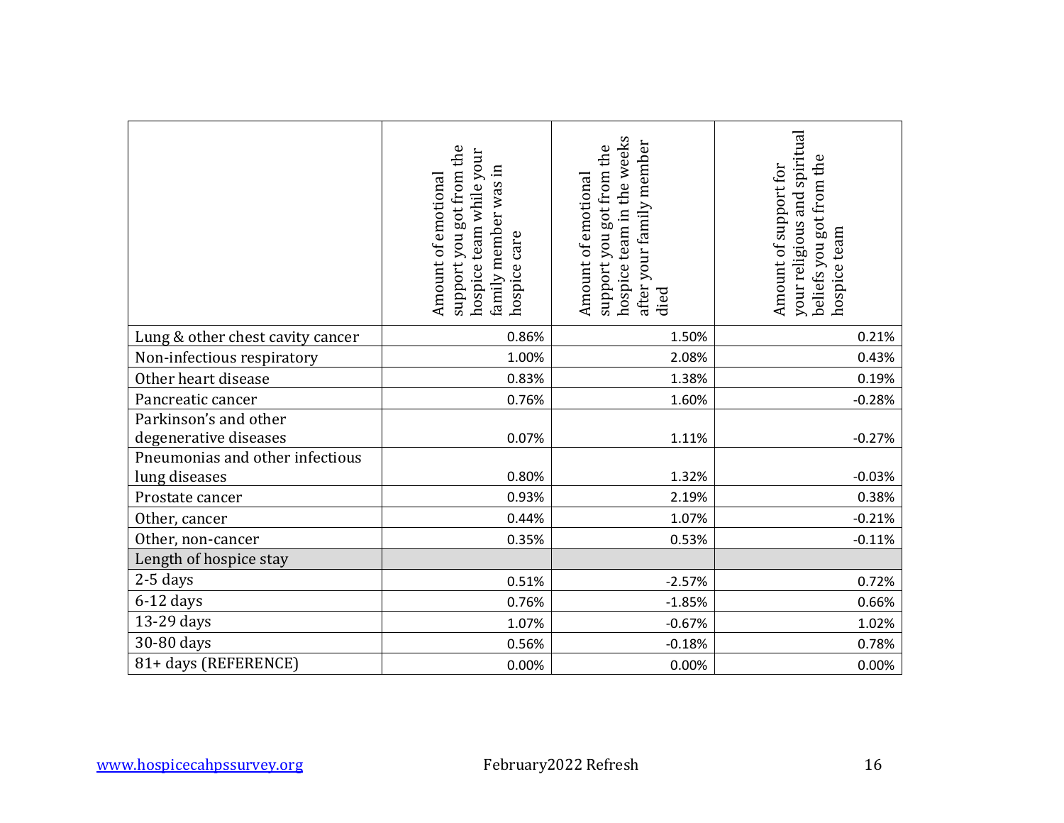|  | Amount of emotional support you got from the hospice team while your family member was in hospice care | Amount of emotional support you got from the hospice team in the weeks after your family member died | Amount of support for your religious and spiritual beliefs you got from the hospice team |
|---|---|---|---|
| Lung & other chest cavity cancer | 0.86% | 1.50% | 0.21% |
| Non-infectious respiratory | 1.00% | 2.08% | 0.43% |
| Other heart disease | 0.83% | 1.38% | 0.19% |
| Pancreatic cancer | 0.76% | 1.60% | -0.28% |
| Parkinson's and other degenerative diseases | 0.07% | 1.11% | -0.27% |
| Pneumonias and other infectious lung diseases | 0.80% | 1.32% | -0.03% |
| Prostate cancer | 0.93% | 2.19% | 0.38% |
| Other, cancer | 0.44% | 1.07% | -0.21% |
| Other, non-cancer | 0.35% | 0.53% | -0.11% |
| Length of hospice stay |  |  |  |
| 2-5 days | 0.51% | -2.57% | 0.72% |
| 6-12 days | 0.76% | -1.85% | 0.66% |
| 13-29 days | 1.07% | -0.67% | 1.02% |
| 30-80 days | 0.56% | -0.18% | 0.78% |
| 81+ days (REFERENCE) | 0.00% | 0.00% | 0.00% |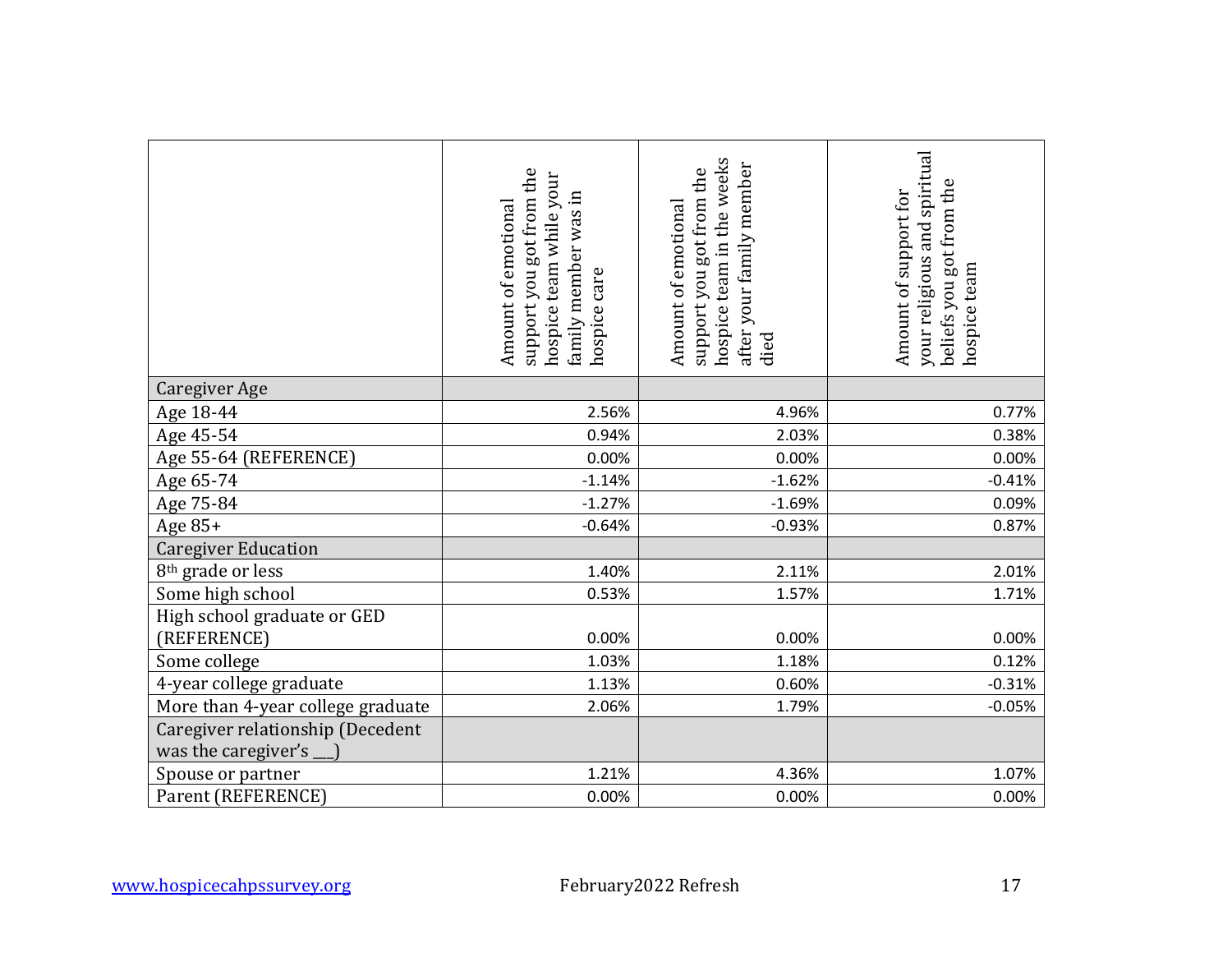| | Amount of emotional support you got from the hospice team while your family member was in hospice care | Amount of emotional support you got from the hospice team in the weeks after your family member died | Amount of support for your religious and spiritual beliefs you got from the hospice team |
|---|---|---|---|
| Caregiver Age | | | |
| Age 18-44 | 2.56% | 4.96% | 0.77% |
| Age 45-54 | 0.94% | 2.03% | 0.38% |
| Age 55-64 (REFERENCE) | 0.00% | 0.00% | 0.00% |
| Age 65-74 | -1.14% | -1.62% | -0.41% |
| Age 75-84 | -1.27% | -1.69% | 0.09% |
| Age 85+ | -0.64% | -0.93% | 0.87% |
| Caregiver Education | | | |
| 8th grade or less | 1.40% | 2.11% | 2.01% |
| Some high school | 0.53% | 1.57% | 1.71% |
| High school graduate or GED (REFERENCE) | 0.00% | 0.00% | 0.00% |
| Some college | 1.03% | 1.18% | 0.12% |
| 4-year college graduate | 1.13% | 0.60% | -0.31% |
| More than 4-year college graduate | 2.06% | 1.79% | -0.05% |
| Caregiver relationship (Decedent was the caregiver's ___) | | | |
| Spouse or partner | 1.21% | 4.36% | 1.07% |
| Parent (REFERENCE) | 0.00% | 0.00% | 0.00% |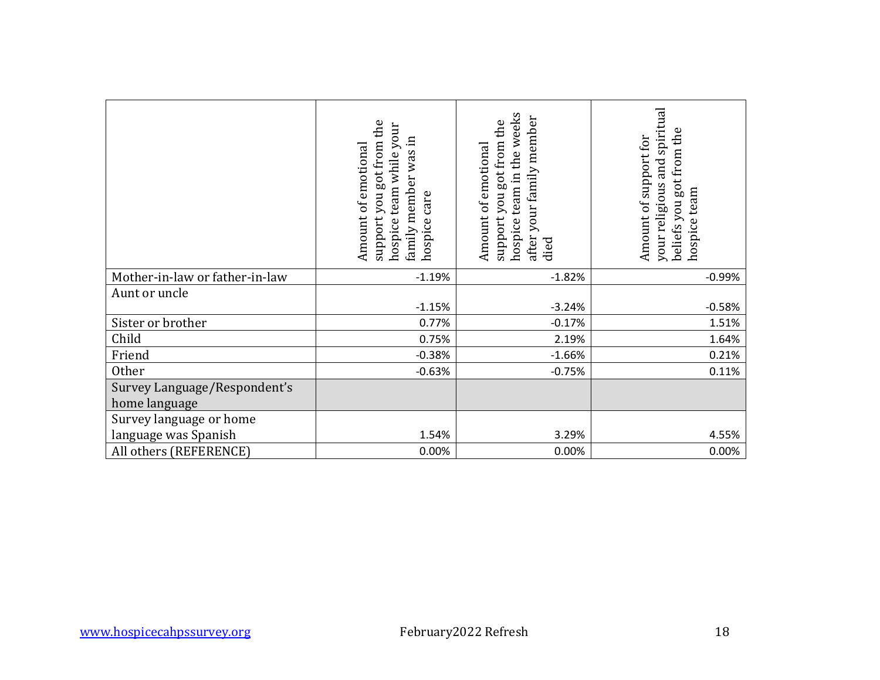| | Amount of emotional support you got from the hospice team while your family member was in hospice care | Amount of emotional support you got from the hospice team in the weeks after your family member died | Amount of support for your religious and spiritual beliefs you got from the hospice team |
|---|---|---|---|
| Mother-in-law or father-in-law | -1.19% | -1.82% | -0.99% |
| Aunt or uncle | -1.15% | -3.24% | -0.58% |
| Sister or brother | 0.77% | -0.17% | 1.51% |
| Child | 0.75% | 2.19% | 1.64% |
| Friend | -0.38% | -1.66% | 0.21% |
| Other | -0.63% | -0.75% | 0.11% |
| Survey Language/Respondent's home language | | | |
| Survey language or home language was Spanish | 1.54% | 3.29% | 4.55% |
| All others (REFERENCE) | 0.00% | 0.00% | 0.00% |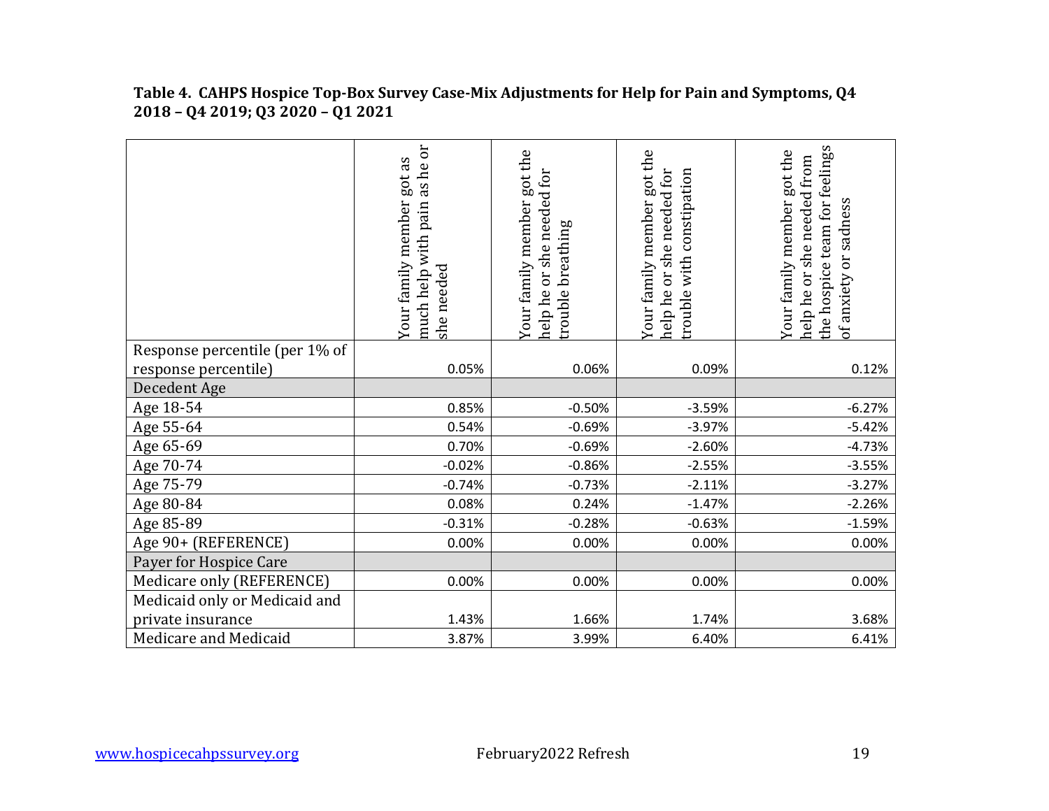**Table 4. CAHPS Hospice Top-Box Survey Case-Mix Adjustments for Help for Pain and Symptoms, Q4 2018 – Q4 2019; Q3 2020 – Q1 2021**

| | Your family member got as much help with pain as he or she needed | Your family member got the help he or she needed for trouble breathing | Your family member got the help he or she needed for trouble with constipation | Your family member got the help he or she needed from the hospice team for feelings of anxiety or sadness |
|---|---|---|---|---|
| Response percentile (per 1% of response percentile) | 0.05% | 0.06% | 0.09% | 0.12% |
| Decedent Age | | | | |
| Age 18-54 | 0.85% | -0.50% | -3.59% | -6.27% |
| Age 55-64 | 0.54% | -0.69% | -3.97% | -5.42% |
| Age 65-69 | 0.70% | -0.69% | -2.60% | -4.73% |
| Age 70-74 | -0.02% | -0.86% | -2.55% | -3.55% |
| Age 75-79 | -0.74% | -0.73% | -2.11% | -3.27% |
| Age 80-84 | 0.08% | 0.24% | -1.47% | -2.26% |
| Age 85-89 | -0.31% | -0.28% | -0.63% | -1.59% |
| Age 90+ (REFERENCE) | 0.00% | 0.00% | 0.00% | 0.00% |
| Payer for Hospice Care | | | | |
| Medicare only (REFERENCE) | 0.00% | 0.00% | 0.00% | 0.00% |
| Medicaid only or Medicaid and private insurance | 1.43% | 1.66% | 1.74% | 3.68% |
| Medicare and Medicaid | 3.87% | 3.99% | 6.40% | 6.41% |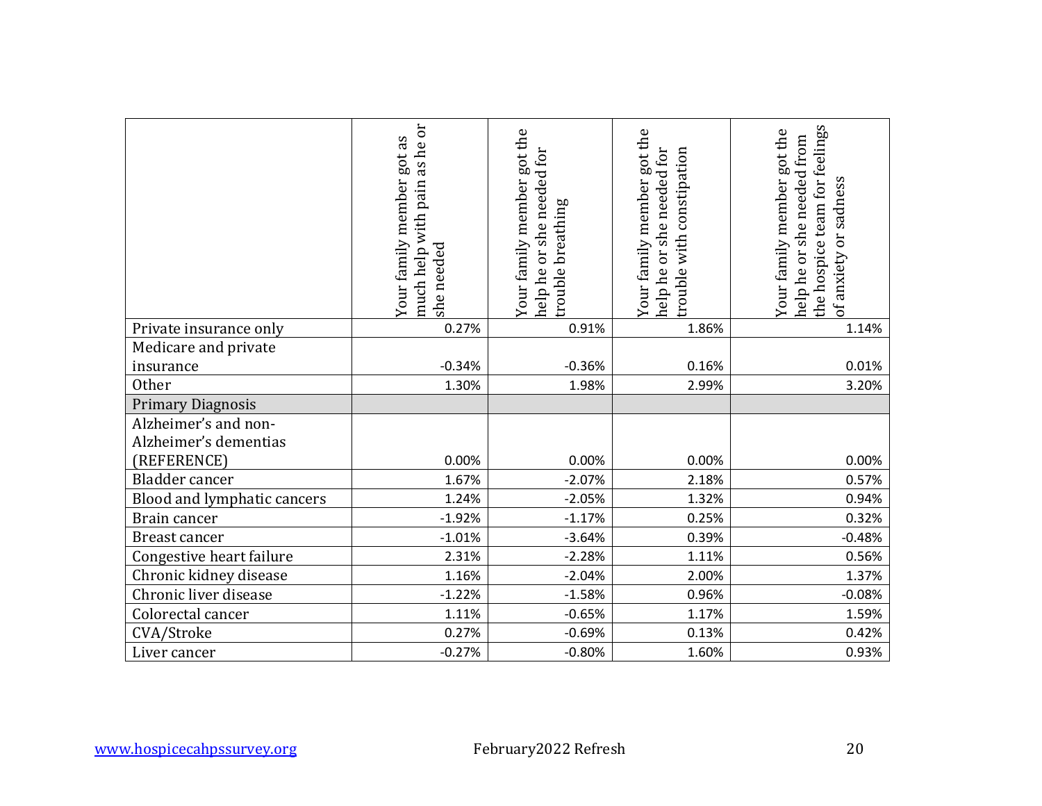| | Your family member got as much help with pain as he or she needed | Your family member got the help he or she needed for trouble breathing | Your family member got the help he or she needed for trouble with constipation | Your family member got the help he or she needed from the hospice team for feelings of anxiety or sadness |
|---|---|---|---|---|
| Private insurance only | 0.27% | 0.91% | 1.86% | 1.14% |
| Medicare and private insurance | -0.34% | -0.36% | 0.16% | 0.01% |
| Other | 1.30% | 1.98% | 2.99% | 3.20% |
| Primary Diagnosis | | | | |
| Alzheimer's and non-Alzheimer's dementias (REFERENCE) | 0.00% | 0.00% | 0.00% | 0.00% |
| Bladder cancer | 1.67% | -2.07% | 2.18% | 0.57% |
| Blood and lymphatic cancers | 1.24% | -2.05% | 1.32% | 0.94% |
| Brain cancer | -1.92% | -1.17% | 0.25% | 0.32% |
| Breast cancer | -1.01% | -3.64% | 0.39% | -0.48% |
| Congestive heart failure | 2.31% | -2.28% | 1.11% | 0.56% |
| Chronic kidney disease | 1.16% | -2.04% | 2.00% | 1.37% |
| Chronic liver disease | -1.22% | -1.58% | 0.96% | -0.08% |
| Colorectal cancer | 1.11% | -0.65% | 1.17% | 1.59% |
| CVA/Stroke | 0.27% | -0.69% | 0.13% | 0.42% |
| Liver cancer | -0.27% | -0.80% | 1.60% | 0.93% |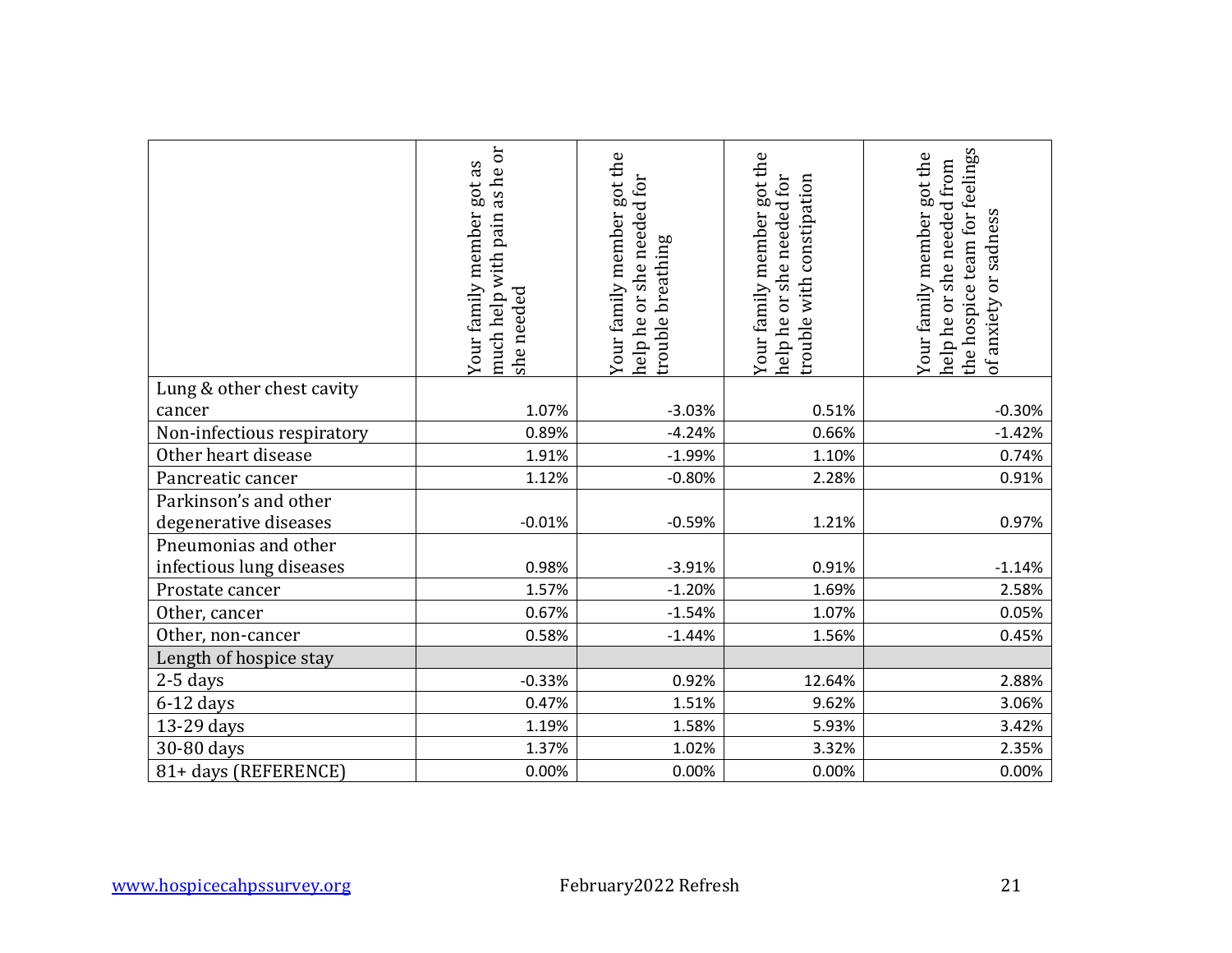| | Your family member got as much help with pain as he or she needed | Your family member got the help he or she needed for trouble breathing | Your family member got the help he or she needed for trouble with constipation | Your family member got the help he or she needed from the hospice team for feelings of anxiety or sadness |
|---|---|---|---|---|
| Lung & other chest cavity cancer | 1.07% | -3.03% | 0.51% | -0.30% |
| Non-infectious respiratory | 0.89% | -4.24% | 0.66% | -1.42% |
| Other heart disease | 1.91% | -1.99% | 1.10% | 0.74% |
| Pancreatic cancer | 1.12% | -0.80% | 2.28% | 0.91% |
| Parkinson's and other degenerative diseases | -0.01% | -0.59% | 1.21% | 0.97% |
| Pneumonias and other infectious lung diseases | 0.98% | -3.91% | 0.91% | -1.14% |
| Prostate cancer | 1.57% | -1.20% | 1.69% | 2.58% |
| Other, cancer | 0.67% | -1.54% | 1.07% | 0.05% |
| Other, non-cancer | 0.58% | -1.44% | 1.56% | 0.45% |
| Length of hospice stay | | | | |
| 2-5 days | -0.33% | 0.92% | 12.64% | 2.88% |
| 6-12 days | 0.47% | 1.51% | 9.62% | 3.06% |
| 13-29 days | 1.19% | 1.58% | 5.93% | 3.42% |
| 30-80 days | 1.37% | 1.02% | 3.32% | 2.35% |
| 81+ days (REFERENCE) | 0.00% | 0.00% | 0.00% | 0.00% |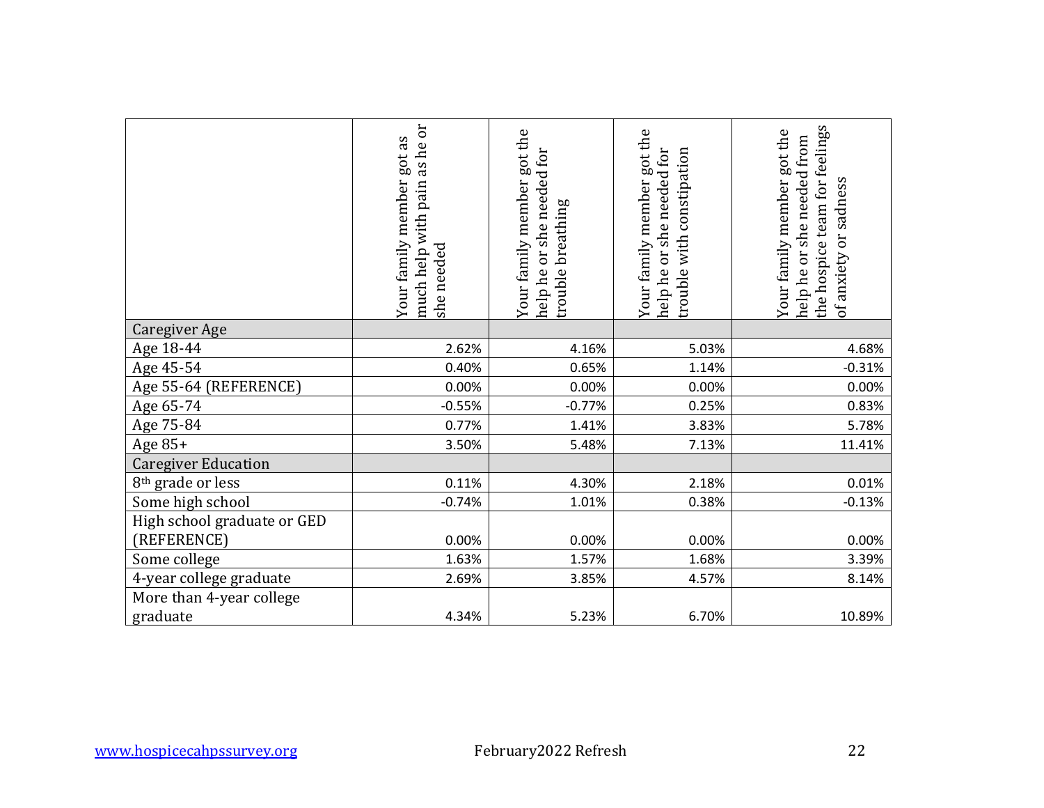| | Your family member got as much help with pain as he or she needed | Your family member got the help he or she needed for trouble breathing | Your family member got the help he or she needed for trouble with constipation | Your family member got the help he or she needed from the hospice team for feelings of anxiety or sadness |
|---|---|---|---|---|
| Caregiver Age | | | | |
| Age 18-44 | 2.62% | 4.16% | 5.03% | 4.68% |
| Age 45-54 | 0.40% | 0.65% | 1.14% | -0.31% |
| Age 55-64 (REFERENCE) | 0.00% | 0.00% | 0.00% | 0.00% |
| Age 65-74 | -0.55% | -0.77% | 0.25% | 0.83% |
| Age 75-84 | 0.77% | 1.41% | 3.83% | 5.78% |
| Age 85+ | 3.50% | 5.48% | 7.13% | 11.41% |
| Caregiver Education | | | | |
| 8th grade or less | 0.11% | 4.30% | 2.18% | 0.01% |
| Some high school | -0.74% | 1.01% | 0.38% | -0.13% |
| High school graduate or GED (REFERENCE) | 0.00% | 0.00% | 0.00% | 0.00% |
| Some college | 1.63% | 1.57% | 1.68% | 3.39% |
| 4-year college graduate | 2.69% | 3.85% | 4.57% | 8.14% |
| More than 4-year college graduate | 4.34% | 5.23% | 6.70% | 10.89% |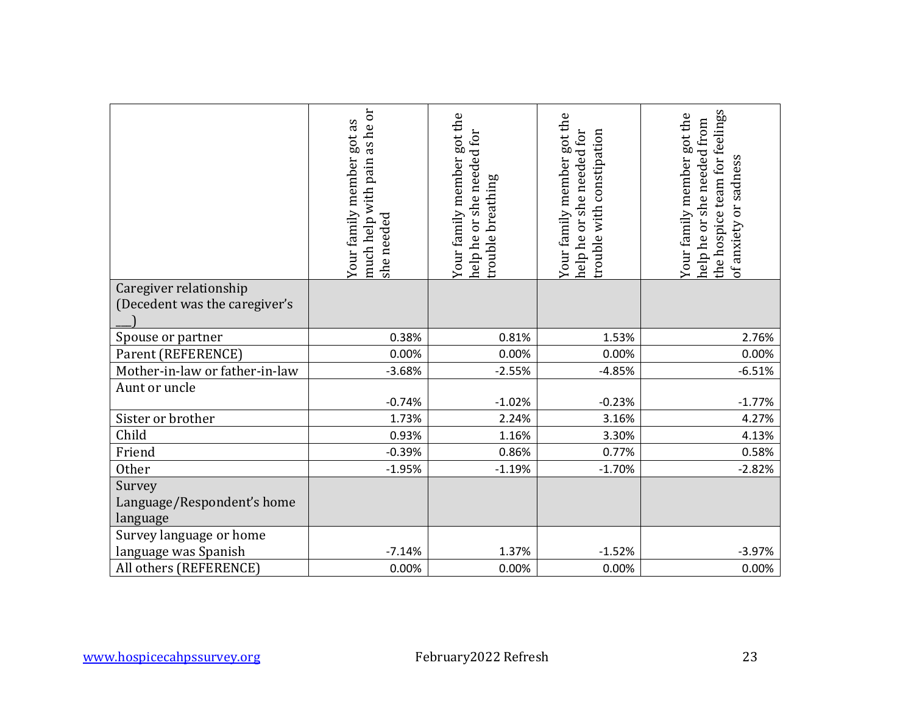| | Your family member got as much help with pain as he or she needed | Your family member got the help he or she needed for trouble breathing | Your family member got the help he or she needed for trouble with constipation | Your family member got the help he or she needed from the hospice team for feelings of anxiety or sadness |
|---|---|---|---|---|
| Caregiver relationship (Decedent was the caregiver's ___) | | | | |
| Spouse or partner | 0.38% | 0.81% | 1.53% | 2.76% |
| Parent (REFERENCE) | 0.00% | 0.00% | 0.00% | 0.00% |
| Mother-in-law or father-in-law | -3.68% | -2.55% | -4.85% | -6.51% |
| Aunt or uncle | -0.74% | -1.02% | -0.23% | -1.77% |
| Sister or brother | 1.73% | 2.24% | 3.16% | 4.27% |
| Child | 0.93% | 1.16% | 3.30% | 4.13% |
| Friend | -0.39% | 0.86% | 0.77% | 0.58% |
| Other | -1.95% | -1.19% | -1.70% | -2.82% |
| Survey Language/Respondent's home language | | | | |
| Survey language or home language was Spanish | -7.14% | 1.37% | -1.52% | -3.97% |
| All others (REFERENCE) | 0.00% | 0.00% | 0.00% | 0.00% |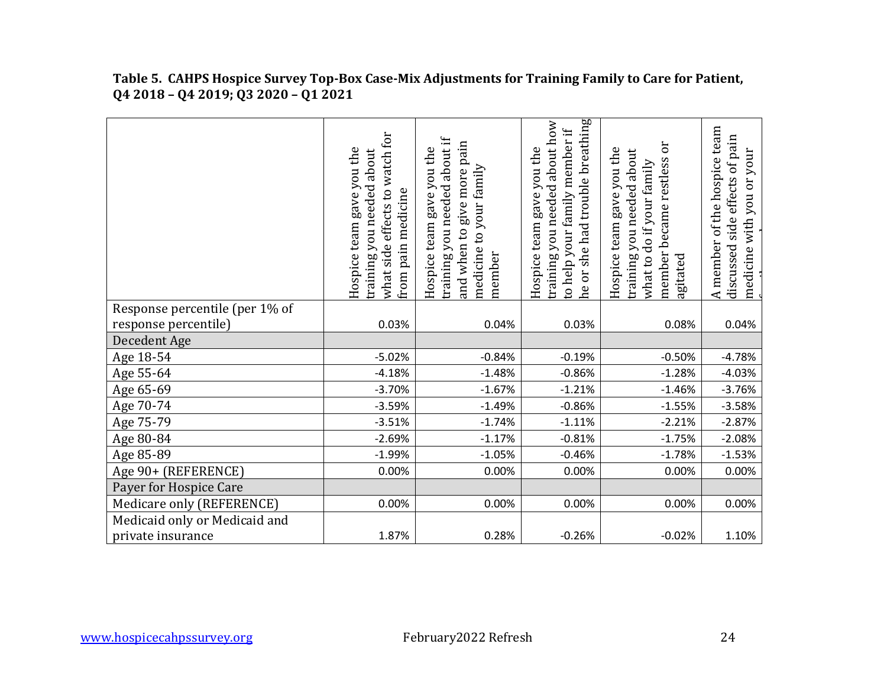**Table 5. CAHPS Hospice Survey Top-Box Case-Mix Adjustments for Training Family to Care for Patient, Q4 2018 – Q4 2019; Q3 2020 – Q1 2021**

| | Hospice team gave you the training you needed about what side effects to watch for from pain medicine | Hospice team gave you the training you needed about if and when to give more pain medicine to your family member | Hospice team gave you the training you needed about how to help your family member if he or she had trouble breathing | Hospice team gave you the training you needed about what to do if your family member became restless or agitated | A member of the hospice team discussed side effects of pain medicine with you or your f... |
|---|---|---|---|---|---|
| Response percentile (per 1% of response percentile) | 0.03% | 0.04% | 0.03% | 0.08% | 0.04% |
| Decedent Age | | | | | |
| Age 18-54 | -5.02% | -0.84% | -0.19% | -0.50% | -4.78% |
| Age 55-64 | -4.18% | -1.48% | -0.86% | -1.28% | -4.03% |
| Age 65-69 | -3.70% | -1.67% | -1.21% | -1.46% | -3.76% |
| Age 70-74 | -3.59% | -1.49% | -0.86% | -1.55% | -3.58% |
| Age 75-79 | -3.51% | -1.74% | -1.11% | -2.21% | -2.87% |
| Age 80-84 | -2.69% | -1.17% | -0.81% | -1.75% | -2.08% |
| Age 85-89 | -1.99% | -1.05% | -0.46% | -1.78% | -1.53% |
| Age 90+ (REFERENCE) | 0.00% | 0.00% | 0.00% | 0.00% | 0.00% |
| Payer for Hospice Care | | | | | |
| Medicare only (REFERENCE) | 0.00% | 0.00% | 0.00% | 0.00% | 0.00% |
| Medicaid only or Medicaid and private insurance | 1.87% | 0.28% | -0.26% | -0.02% | 1.10% |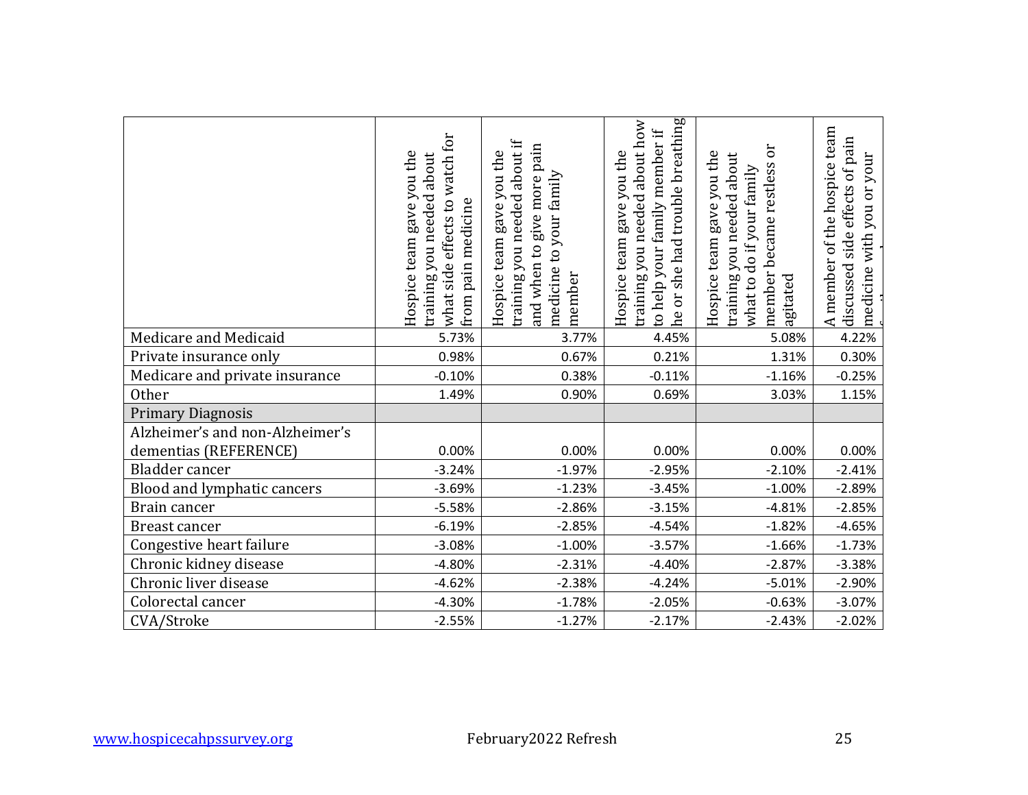| | Hospice team gave you the training you needed about what side effects to watch for from pain medicine | Hospice team gave you the training you needed about if and when to give more pain medicine to your family member | Hospice team gave you the training you needed about how to help your family member if he or she had trouble breathing | Hospice team gave you the training you needed about what to do if your family member became restless or agitated | A member of the hospice team discussed side effects of pain medicine with you or your family |
|---|---|---|---|---|---|
| Medicare and Medicaid | 5.73% | 3.77% | 4.45% | 5.08% | 4.22% |
| Private insurance only | 0.98% | 0.67% | 0.21% | 1.31% | 0.30% |
| Medicare and private insurance | -0.10% | 0.38% | -0.11% | -1.16% | -0.25% |
| Other | 1.49% | 0.90% | 0.69% | 3.03% | 1.15% |
| Primary Diagnosis | | | | | |
| Alzheimer's and non-Alzheimer's dementias (REFERENCE) | 0.00% | 0.00% | 0.00% | 0.00% | 0.00% |
| Bladder cancer | -3.24% | -1.97% | -2.95% | -2.10% | -2.41% |
| Blood and lymphatic cancers | -3.69% | -1.23% | -3.45% | -1.00% | -2.89% |
| Brain cancer | -5.58% | -2.86% | -3.15% | -4.81% | -2.85% |
| Breast cancer | -6.19% | -2.85% | -4.54% | -1.82% | -4.65% |
| Congestive heart failure | -3.08% | -1.00% | -3.57% | -1.66% | -1.73% |
| Chronic kidney disease | -4.80% | -2.31% | -4.40% | -2.87% | -3.38% |
| Chronic liver disease | -4.62% | -2.38% | -4.24% | -5.01% | -2.90% |
| Colorectal cancer | -4.30% | -1.78% | -2.05% | -0.63% | -3.07% |
| CVA/Stroke | -2.55% | -1.27% | -2.17% | -2.43% | -2.02% |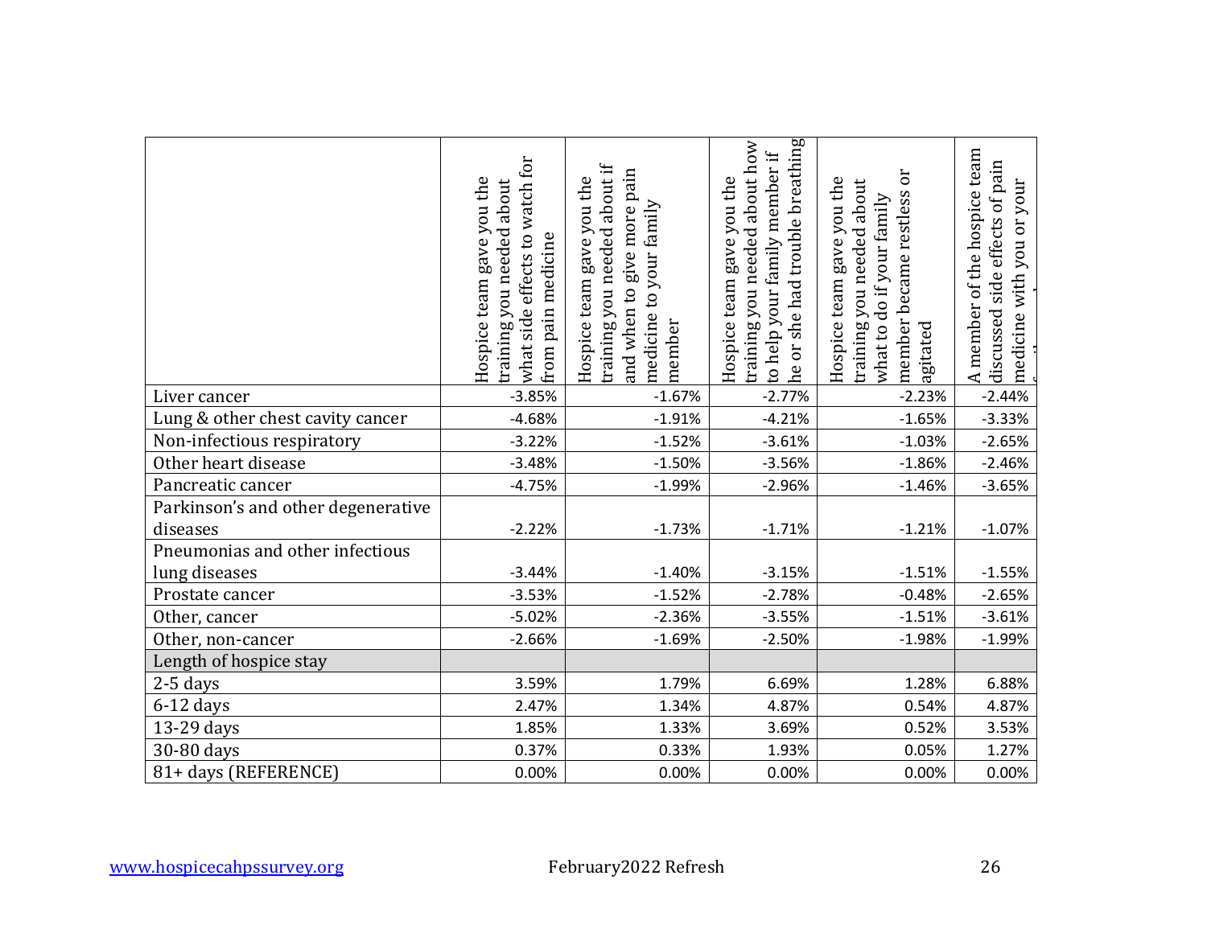| | Hospice team gave you the training you needed about what side effects to watch for from pain medicine | Hospice team gave you the training you needed about if and when to give more pain medicine to your family member | Hospice team gave you the training you needed about how to help your family member if he or she had trouble breathing | Hospice team gave you the training you needed about what to do if your family member became restless or agitated | A member of the hospice team discussed side effects of pain medicine with you or your family |
|---|---|---|---|---|---|
| Liver cancer | -3.85% | -1.67% | -2.77% | -2.23% | -2.44% |
| Lung & other chest cavity cancer | -4.68% | -1.91% | -4.21% | -1.65% | -3.33% |
| Non-infectious respiratory | -3.22% | -1.52% | -3.61% | -1.03% | -2.65% |
| Other heart disease | -3.48% | -1.50% | -3.56% | -1.86% | -2.46% |
| Pancreatic cancer | -4.75% | -1.99% | -2.96% | -1.46% | -3.65% |
| Parkinson's and other degenerative diseases | -2.22% | -1.73% | -1.71% | -1.21% | -1.07% |
| Pneumonias and other infectious lung diseases | -3.44% | -1.40% | -3.15% | -1.51% | -1.55% |
| Prostate cancer | -3.53% | -1.52% | -2.78% | -0.48% | -2.65% |
| Other, cancer | -5.02% | -2.36% | -3.55% | -1.51% | -3.61% |
| Other, non-cancer | -2.66% | -1.69% | -2.50% | -1.98% | -1.99% |
| Length of hospice stay | | | | | |
| 2-5 days | 3.59% | 1.79% | 6.69% | 1.28% | 6.88% |
| 6-12 days | 2.47% | 1.34% | 4.87% | 0.54% | 4.87% |
| 13-29 days | 1.85% | 1.33% | 3.69% | 0.52% | 3.53% |
| 30-80 days | 0.37% | 0.33% | 1.93% | 0.05% | 1.27% |
| 81+ days (REFERENCE) | 0.00% | 0.00% | 0.00% | 0.00% | 0.00% |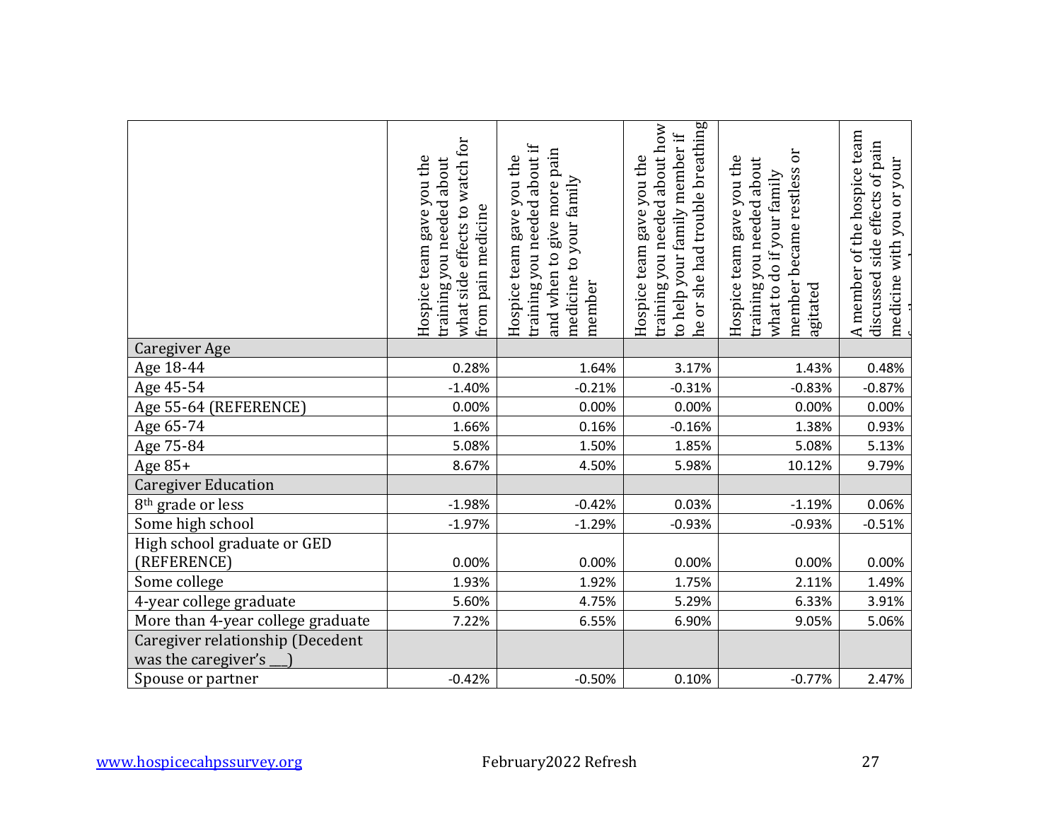| | Hospice team gave you the training you needed about what side effects to watch for from pain medicine | Hospice team gave you the training you needed about if and when to give more pain medicine to your family member | Hospice team gave you the training you needed about how to help your family member if he or she had trouble breathing | Hospice team gave you the training you needed about what to do if your family member became restless or agitated | A member of the hospice team discussed side effects of pain medicine with you or your f... |
|---|---|---|---|---|---|
| Caregiver Age | | | | | |
| Age 18-44 | 0.28% | 1.64% | 3.17% | 1.43% | 0.48% |
| Age 45-54 | -1.40% | -0.21% | -0.31% | -0.83% | -0.87% |
| Age 55-64 (REFERENCE) | 0.00% | 0.00% | 0.00% | 0.00% | 0.00% |
| Age 65-74 | 1.66% | 0.16% | -0.16% | 1.38% | 0.93% |
| Age 75-84 | 5.08% | 1.50% | 1.85% | 5.08% | 5.13% |
| Age 85+ | 8.67% | 4.50% | 5.98% | 10.12% | 9.79% |
| Caregiver Education | | | | | |
| 8th grade or less | -1.98% | -0.42% | 0.03% | -1.19% | 0.06% |
| Some high school | -1.97% | -1.29% | -0.93% | -0.93% | -0.51% |
| High school graduate or GED (REFERENCE) | 0.00% | 0.00% | 0.00% | 0.00% | 0.00% |
| Some college | 1.93% | 1.92% | 1.75% | 2.11% | 1.49% |
| 4-year college graduate | 5.60% | 4.75% | 5.29% | 6.33% | 3.91% |
| More than 4-year college graduate | 7.22% | 6.55% | 6.90% | 9.05% | 5.06% |
| Caregiver relationship (Decedent was the caregiver's __) | | | | | |
| Spouse or partner | -0.42% | -0.50% | 0.10% | -0.77% | 2.47% |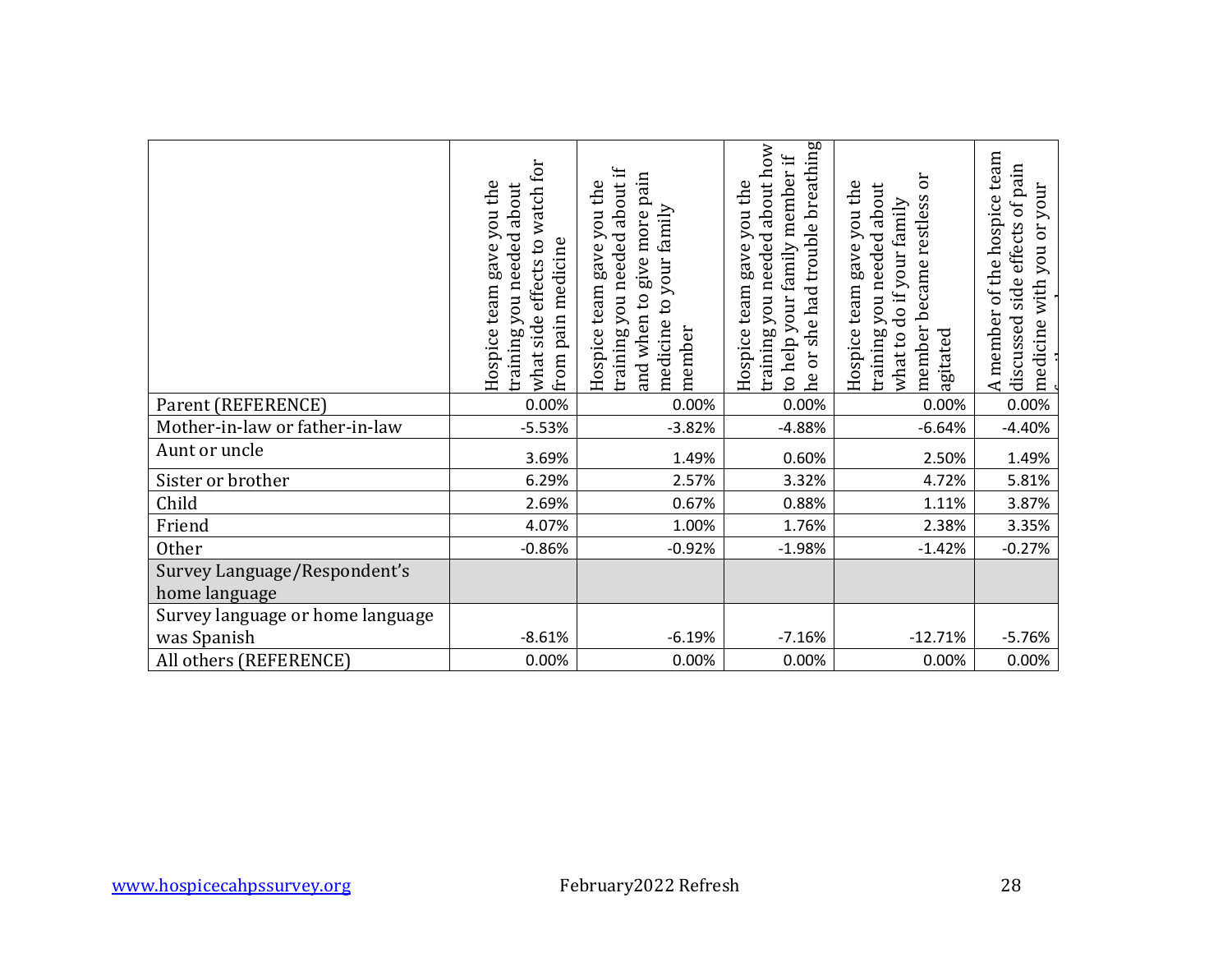| | Hospice team gave you the training you needed about what side effects to watch for from pain medicine | Hospice team gave you the training you needed about if and when to give more pain medicine to your family member | Hospice team gave you the training you needed about how to help your family member if he or she had trouble breathing | Hospice team gave you the training you needed about what to do if your family member became restless or agitated | A member of the hospice team discussed side effects of pain medicine with you or your f... |
|---|---|---|---|---|---|
| Parent (REFERENCE) | 0.00% | 0.00% | 0.00% | 0.00% | 0.00% |
| Mother-in-law or father-in-law | -5.53% | -3.82% | -4.88% | -6.64% | -4.40% |
| Aunt or uncle | 3.69% | 1.49% | 0.60% | 2.50% | 1.49% |
| Sister or brother | 6.29% | 2.57% | 3.32% | 4.72% | 5.81% |
| Child | 2.69% | 0.67% | 0.88% | 1.11% | 3.87% |
| Friend | 4.07% | 1.00% | 1.76% | 2.38% | 3.35% |
| Other | -0.86% | -0.92% | -1.98% | -1.42% | -0.27% |
| Survey Language/Respondent's home language | | | | | |
| Survey language or home language was Spanish | -8.61% | -6.19% | -7.16% | -12.71% | -5.76% |
| All others (REFERENCE) | 0.00% | 0.00% | 0.00% | 0.00% | 0.00% |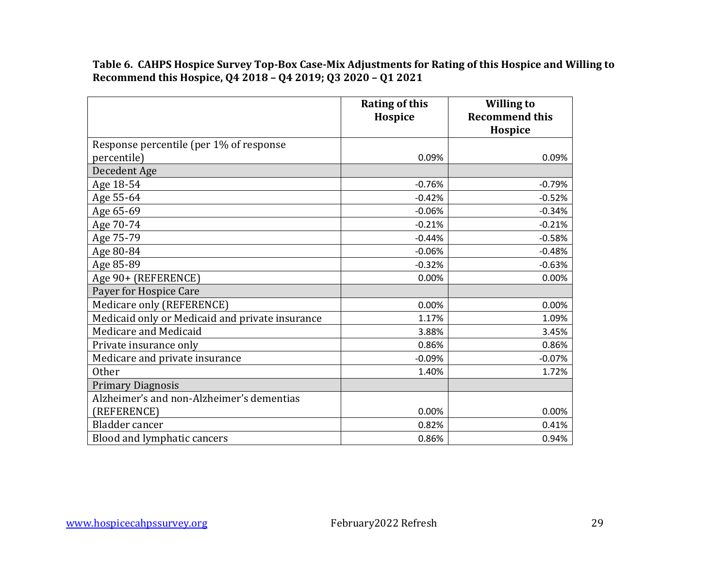**Table 6. CAHPS Hospice Survey Top-Box Case-Mix Adjustments for Rating of this Hospice and Willing to Recommend this Hospice, Q4 2018 – Q4 2019; Q3 2020 – Q1 2021**

| | Rating of this Hospice | Willing to Recommend this Hospice |
|---|---|---|
| Response percentile (per 1% of response percentile) | 0.09% | 0.09% |
| Decedent Age | | |
| Age 18-54 | -0.76% | -0.79% |
| Age 55-64 | -0.42% | -0.52% |
| Age 65-69 | -0.06% | -0.34% |
| Age 70-74 | -0.21% | -0.21% |
| Age 75-79 | -0.44% | -0.58% |
| Age 80-84 | -0.06% | -0.48% |
| Age 85-89 | -0.32% | -0.63% |
| Age 90+ (REFERENCE) | 0.00% | 0.00% |
| Payer for Hospice Care | | |
| Medicare only (REFERENCE) | 0.00% | 0.00% |
| Medicaid only or Medicaid and private insurance | 1.17% | 1.09% |
| Medicare and Medicaid | 3.88% | 3.45% |
| Private insurance only | 0.86% | 0.86% |
| Medicare and private insurance | -0.09% | -0.07% |
| Other | 1.40% | 1.72% |
| Primary Diagnosis | | |
| Alzheimer's and non-Alzheimer's dementias (REFERENCE) | 0.00% | 0.00% |
| Bladder cancer | 0.82% | 0.41% |
| Blood and lymphatic cancers | 0.86% | 0.94% |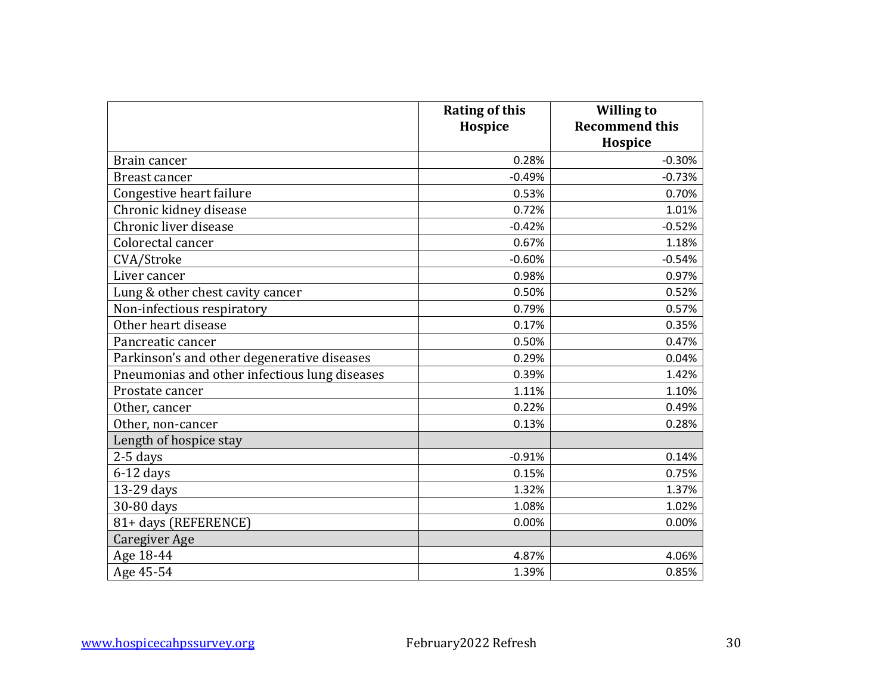| | Rating of this Hospice | Willing to Recommend this Hospice |
|---|---|---|
| Brain cancer | 0.28% | -0.30% |
| Breast cancer | -0.49% | -0.73% |
| Congestive heart failure | 0.53% | 0.70% |
| Chronic kidney disease | 0.72% | 1.01% |
| Chronic liver disease | -0.42% | -0.52% |
| Colorectal cancer | 0.67% | 1.18% |
| CVA/Stroke | -0.60% | -0.54% |
| Liver cancer | 0.98% | 0.97% |
| Lung & other chest cavity cancer | 0.50% | 0.52% |
| Non-infectious respiratory | 0.79% | 0.57% |
| Other heart disease | 0.17% | 0.35% |
| Pancreatic cancer | 0.50% | 0.47% |
| Parkinson's and other degenerative diseases | 0.29% | 0.04% |
| Pneumonias and other infectious lung diseases | 0.39% | 1.42% |
| Prostate cancer | 1.11% | 1.10% |
| Other, cancer | 0.22% | 0.49% |
| Other, non-cancer | 0.13% | 0.28% |
| Length of hospice stay | | |
| 2-5 days | -0.91% | 0.14% |
| 6-12 days | 0.15% | 0.75% |
| 13-29 days | 1.32% | 1.37% |
| 30-80 days | 1.08% | 1.02% |
| 81+ days (REFERENCE) | 0.00% | 0.00% |
| Caregiver Age | | |
| Age 18-44 | 4.87% | 4.06% |
| Age 45-54 | 1.39% | 0.85% |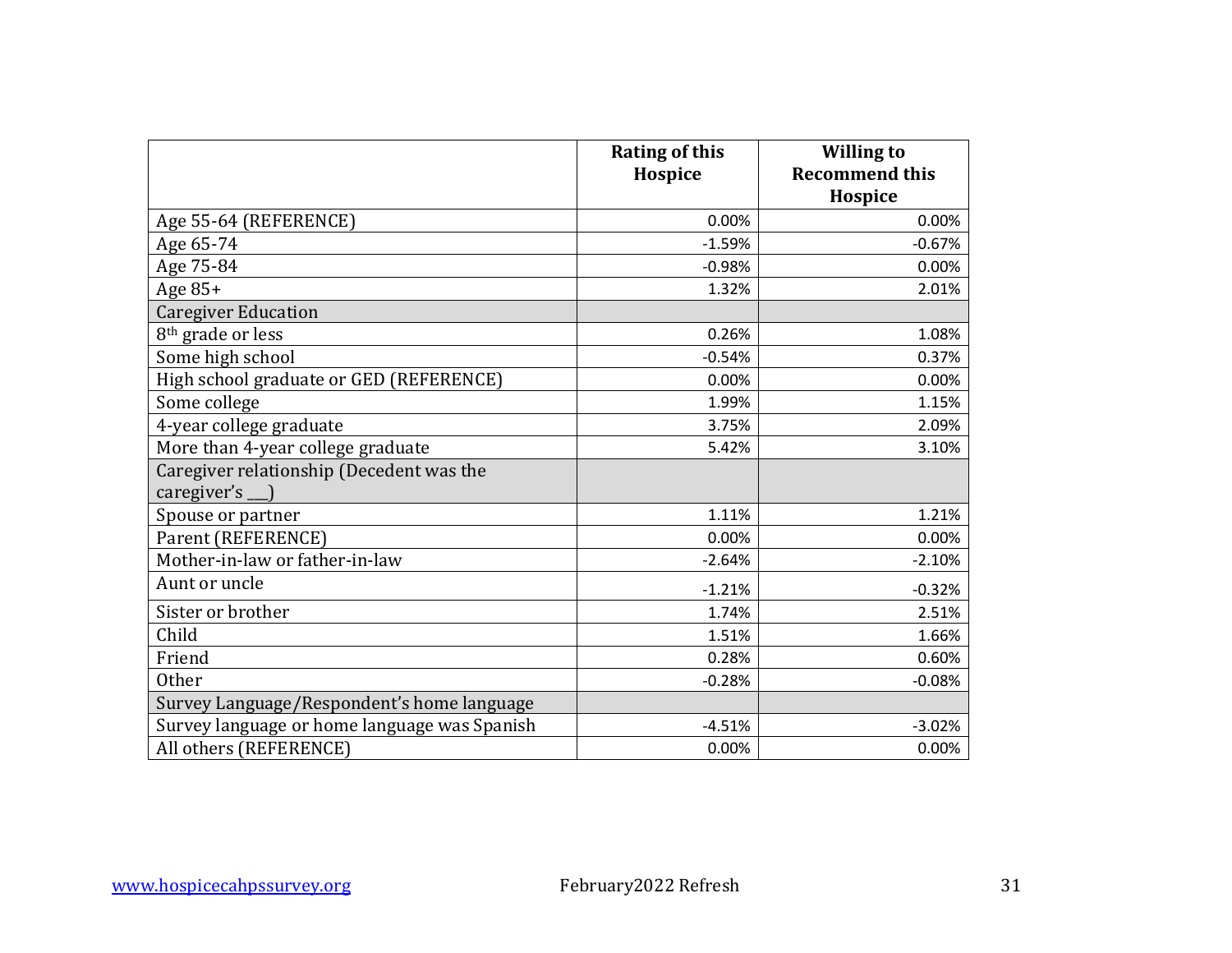| | Rating of this Hospice | Willing to Recommend this Hospice |
|---|---|---|
| Age 55-64 (REFERENCE) | 0.00% | 0.00% |
| Age 65-74 | -1.59% | -0.67% |
| Age 75-84 | -0.98% | 0.00% |
| Age 85+ | 1.32% | 2.01% |
| Caregiver Education | | |
| 8th grade or less | 0.26% | 1.08% |
| Some high school | -0.54% | 0.37% |
| High school graduate or GED (REFERENCE) | 0.00% | 0.00% |
| Some college | 1.99% | 1.15% |
| 4-year college graduate | 3.75% | 2.09% |
| More than 4-year college graduate | 5.42% | 3.10% |
| Caregiver relationship (Decedent was the caregiver's ___) | | |
| Spouse or partner | 1.11% | 1.21% |
| Parent (REFERENCE) | 0.00% | 0.00% |
| Mother-in-law or father-in-law | -2.64% | -2.10% |
| Aunt or uncle | -1.21% | -0.32% |
| Sister or brother | 1.74% | 2.51% |
| Child | 1.51% | 1.66% |
| Friend | 0.28% | 0.60% |
| Other | -0.28% | -0.08% |
| Survey Language/Respondent's home language | | |
| Survey language or home language was Spanish | -4.51% | -3.02% |
| All others (REFERENCE) | 0.00% | 0.00% |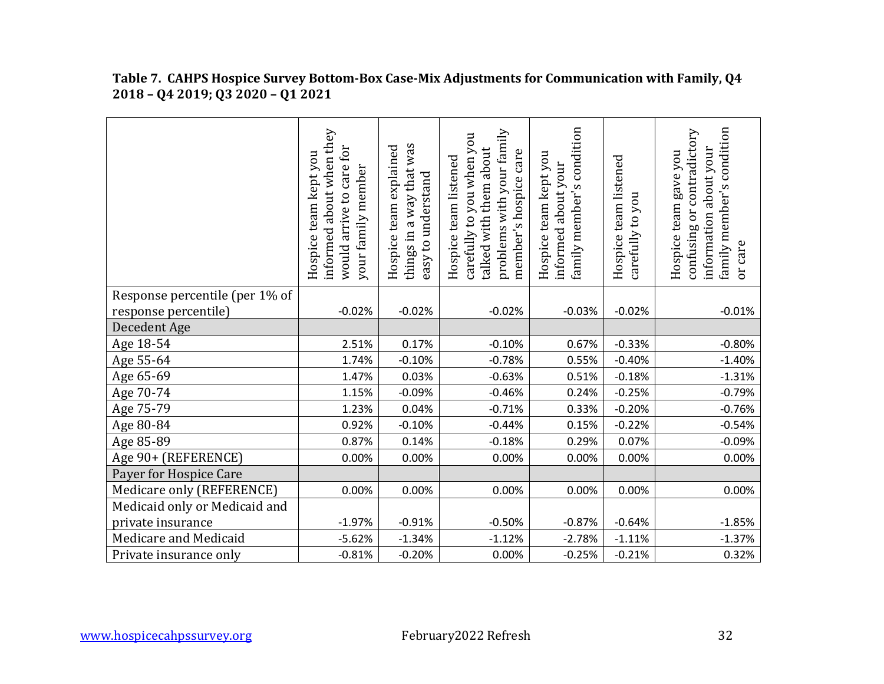**Table 7. CAHPS Hospice Survey Bottom-Box Case-Mix Adjustments for Communication with Family, Q4 2018 – Q4 2019; Q3 2020 – Q1 2021**

| | Hospice team kept you informed about when they would arrive to care for your family member | Hospice team explained things in a way that was easy to understand | Hospice team listened carefully to you when you talked with them about problems with your family member's hospice care | Hospice team kept you informed about your family member's condition | Hospice team listened carefully to you | Hospice team gave you confusing or contradictory information about your family member's condition or care |
|---|---|---|---|---|---|---|
| Response percentile (per 1% of response percentile) | -0.02% | -0.02% | -0.02% | -0.03% | -0.02% | -0.01% |
| Decedent Age | | | | | | |
| Age 18-54 | 2.51% | 0.17% | -0.10% | 0.67% | -0.33% | -0.80% |
| Age 55-64 | 1.74% | -0.10% | -0.78% | 0.55% | -0.40% | -1.40% |
| Age 65-69 | 1.47% | 0.03% | -0.63% | 0.51% | -0.18% | -1.31% |
| Age 70-74 | 1.15% | -0.09% | -0.46% | 0.24% | -0.25% | -0.79% |
| Age 75-79 | 1.23% | 0.04% | -0.71% | 0.33% | -0.20% | -0.76% |
| Age 80-84 | 0.92% | -0.10% | -0.44% | 0.15% | -0.22% | -0.54% |
| Age 85-89 | 0.87% | 0.14% | -0.18% | 0.29% | 0.07% | -0.09% |
| Age 90+ (REFERENCE) | 0.00% | 0.00% | 0.00% | 0.00% | 0.00% | 0.00% |
| Payer for Hospice Care | | | | | | |
| Medicare only (REFERENCE) | 0.00% | 0.00% | 0.00% | 0.00% | 0.00% | 0.00% |
| Medicaid only or Medicaid and private insurance | -1.97% | -0.91% | -0.50% | -0.87% | -0.64% | -1.85% |
| Medicare and Medicaid | -5.62% | -1.34% | -1.12% | -2.78% | -1.11% | -1.37% |
| Private insurance only | -0.81% | -0.20% | 0.00% | -0.25% | -0.21% | 0.32% |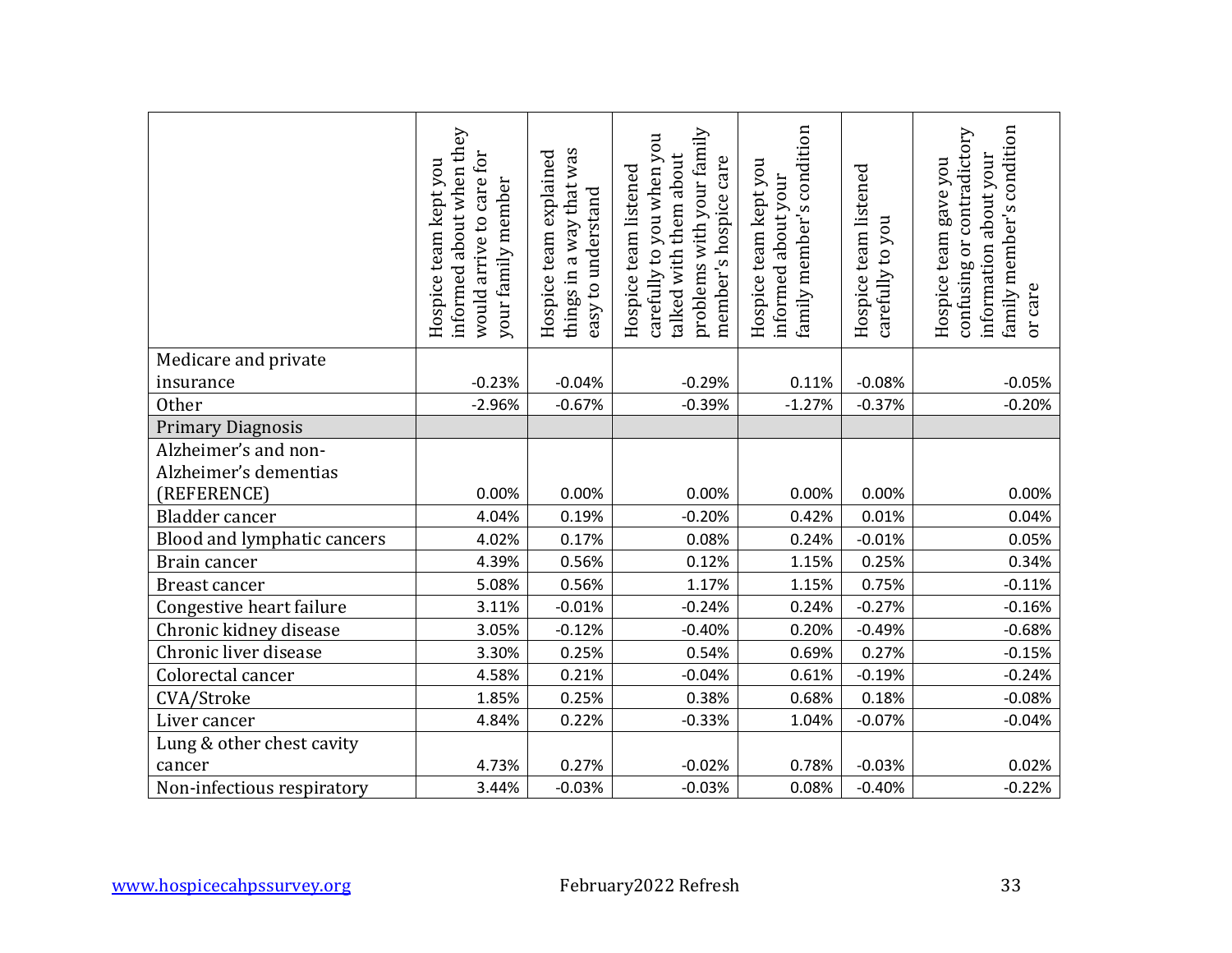| | Hospice team kept you informed about when they would arrive to care for your family member | Hospice team explained things in a way that was easy to understand | Hospice team listened carefully to you when you talked with them about problems with your family member's hospice care | Hospice team kept you informed about your family member's condition | Hospice team listened carefully to you | Hospice team gave you confusing or contradictory information about your family member's condition or care |
|---|---|---|---|---|---|---|
| Medicare and private insurance | -0.23% | -0.04% | -0.29% | 0.11% | -0.08% | -0.05% |
| Other | -2.96% | -0.67% | -0.39% | -1.27% | -0.37% | -0.20% |
| Primary Diagnosis | | | | | | |
| Alzheimer's and non-Alzheimer's dementias (REFERENCE) | 0.00% | 0.00% | 0.00% | 0.00% | 0.00% | 0.00% |
| Bladder cancer | 4.04% | 0.19% | -0.20% | 0.42% | 0.01% | 0.04% |
| Blood and lymphatic cancers | 4.02% | 0.17% | 0.08% | 0.24% | -0.01% | 0.05% |
| Brain cancer | 4.39% | 0.56% | 0.12% | 1.15% | 0.25% | 0.34% |
| Breast cancer | 5.08% | 0.56% | 1.17% | 1.15% | 0.75% | -0.11% |
| Congestive heart failure | 3.11% | -0.01% | -0.24% | 0.24% | -0.27% | -0.16% |
| Chronic kidney disease | 3.05% | -0.12% | -0.40% | 0.20% | -0.49% | -0.68% |
| Chronic liver disease | 3.30% | 0.25% | 0.54% | 0.69% | 0.27% | -0.15% |
| Colorectal cancer | 4.58% | 0.21% | -0.04% | 0.61% | -0.19% | -0.24% |
| CVA/Stroke | 1.85% | 0.25% | 0.38% | 0.68% | 0.18% | -0.08% |
| Liver cancer | 4.84% | 0.22% | -0.33% | 1.04% | -0.07% | -0.04% |
| Lung & other chest cavity cancer | 4.73% | 0.27% | -0.02% | 0.78% | -0.03% | 0.02% |
| Non-infectious respiratory | 3.44% | -0.03% | -0.03% | 0.08% | -0.40% | -0.22% |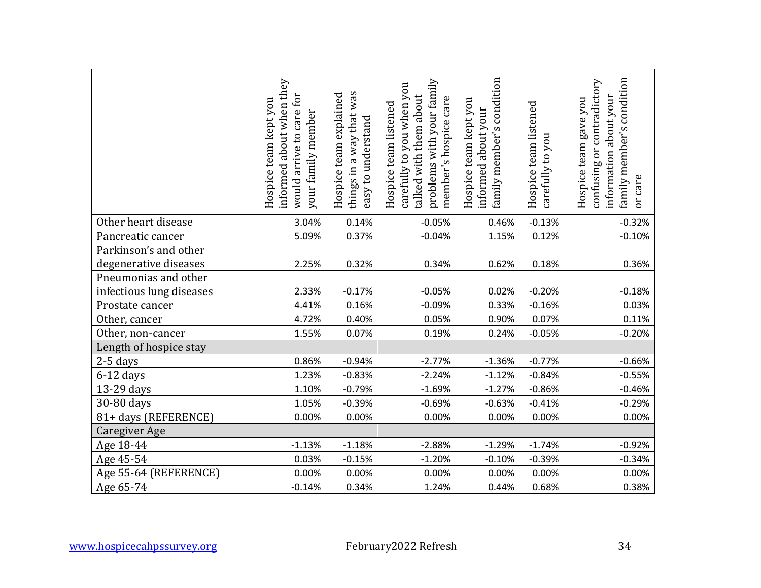|  | Hospice team kept you informed about when they would arrive to care for your family member | Hospice team explained things in a way that was easy to understand | Hospice team listened carefully to you when you talked with them about problems with your family member's hospice care | Hospice team kept you informed about your family member's condition | Hospice team listened carefully to you | Hospice team gave you confusing or contradictory information about your family member's condition or care |
|---|---|---|---|---|---|---|
| Other heart disease | 3.04% | 0.14% | -0.05% | 0.46% | -0.13% | -0.32% |
| Pancreatic cancer | 5.09% | 0.37% | -0.04% | 1.15% | 0.12% | -0.10% |
| Parkinson's and other degenerative diseases | 2.25% | 0.32% | 0.34% | 0.62% | 0.18% | 0.36% |
| Pneumonias and other infectious lung diseases | 2.33% | -0.17% | -0.05% | 0.02% | -0.20% | -0.18% |
| Prostate cancer | 4.41% | 0.16% | -0.09% | 0.33% | -0.16% | 0.03% |
| Other, cancer | 4.72% | 0.40% | 0.05% | 0.90% | 0.07% | 0.11% |
| Other, non-cancer | 1.55% | 0.07% | 0.19% | 0.24% | -0.05% | -0.20% |
| Length of hospice stay |  |  |  |  |  |  |
| 2-5 days | 0.86% | -0.94% | -2.77% | -1.36% | -0.77% | -0.66% |
| 6-12 days | 1.23% | -0.83% | -2.24% | -1.12% | -0.84% | -0.55% |
| 13-29 days | 1.10% | -0.79% | -1.69% | -1.27% | -0.86% | -0.46% |
| 30-80 days | 1.05% | -0.39% | -0.69% | -0.63% | -0.41% | -0.29% |
| 81+ days (REFERENCE) | 0.00% | 0.00% | 0.00% | 0.00% | 0.00% | 0.00% |
| Caregiver Age |  |  |  |  |  |  |
| Age 18-44 | -1.13% | -1.18% | -2.88% | -1.29% | -1.74% | -0.92% |
| Age 45-54 | 0.03% | -0.15% | -1.20% | -0.10% | -0.39% | -0.34% |
| Age 55-64 (REFERENCE) | 0.00% | 0.00% | 0.00% | 0.00% | 0.00% | 0.00% |
| Age 65-74 | -0.14% | 0.34% | 1.24% | 0.44% | 0.68% | 0.38% |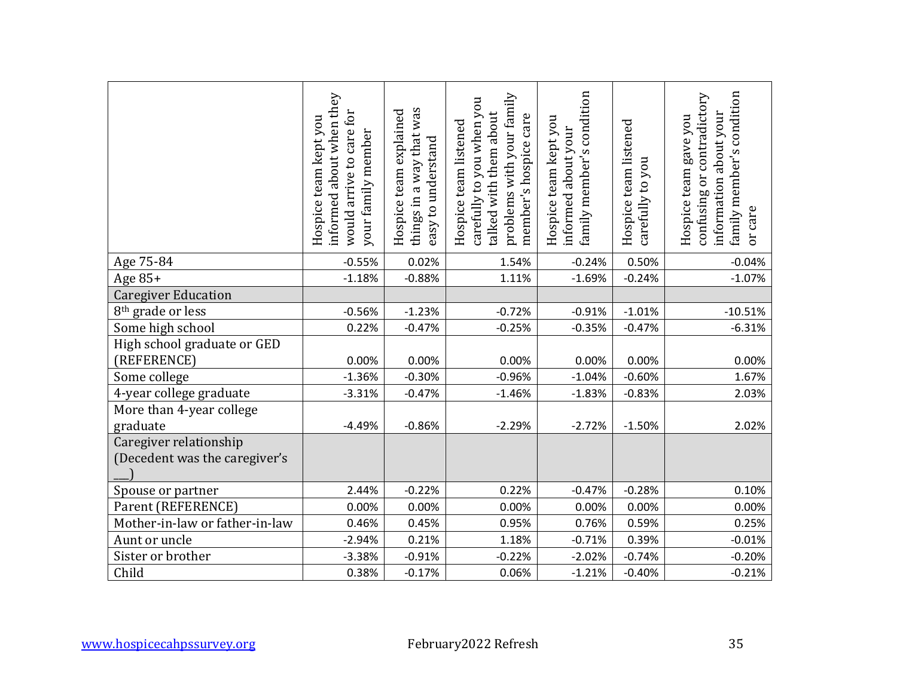| | Hospice team kept you informed about when they would arrive to care for your family member | Hospice team explained things in a way that was easy to understand | Hospice team listened carefully to you when you talked with them about problems with your family member's hospice care | Hospice team kept you informed about your family member's condition | Hospice team listened carefully to you | Hospice team gave you confusing or contradictory information about your family member's condition or care |
|---|---|---|---|---|---|---|
| Age 75-84 | -0.55% | 0.02% | 1.54% | -0.24% | 0.50% | -0.04% |
| Age 85+ | -1.18% | -0.88% | 1.11% | -1.69% | -0.24% | -1.07% |
| Caregiver Education | | | | | | |
| 8th grade or less | -0.56% | -1.23% | -0.72% | -0.91% | -1.01% | -10.51% |
| Some high school | 0.22% | -0.47% | -0.25% | -0.35% | -0.47% | -6.31% |
| High school graduate or GED (REFERENCE) | 0.00% | 0.00% | 0.00% | 0.00% | 0.00% | 0.00% |
| Some college | -1.36% | -0.30% | -0.96% | -1.04% | -0.60% | 1.67% |
| 4-year college graduate | -3.31% | -0.47% | -1.46% | -1.83% | -0.83% | 2.03% |
| More than 4-year college graduate | -4.49% | -0.86% | -2.29% | -2.72% | -1.50% | 2.02% |
| Caregiver relationship (Decedent was the caregiver's ___) | | | | | | |
| Spouse or partner | 2.44% | -0.22% | 0.22% | -0.47% | -0.28% | 0.10% |
| Parent (REFERENCE) | 0.00% | 0.00% | 0.00% | 0.00% | 0.00% | 0.00% |
| Mother-in-law or father-in-law | 0.46% | 0.45% | 0.95% | 0.76% | 0.59% | 0.25% |
| Aunt or uncle | -2.94% | 0.21% | 1.18% | -0.71% | 0.39% | -0.01% |
| Sister or brother | -3.38% | -0.91% | -0.22% | -2.02% | -0.74% | -0.20% |
| Child | 0.38% | -0.17% | 0.06% | -1.21% | -0.40% | -0.21% |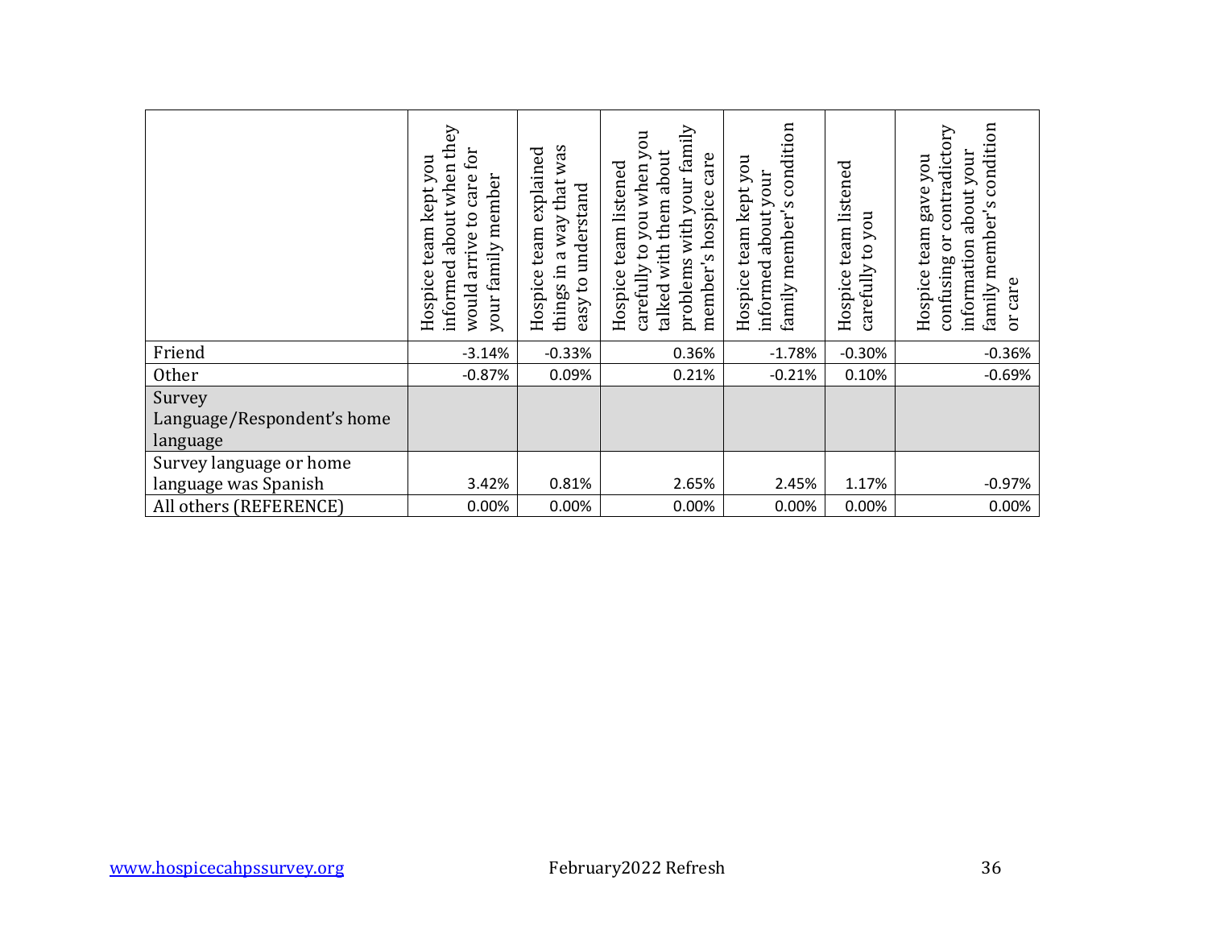| | Hospice team kept you informed about when they would arrive to care for your family member | Hospice team explained things in a way that was easy to understand | Hospice team listened carefully to you when you talked with them about problems with your family member's hospice care | Hospice team kept you informed about your family member's condition | Hospice team listened carefully to you | Hospice team gave you confusing or contradictory information about your family member's condition or care |
|---|---|---|---|---|---|---|
| Friend | -3.14% | -0.33% | 0.36% | -1.78% | -0.30% | -0.36% |
| Other | -0.87% | 0.09% | 0.21% | -0.21% | 0.10% | -0.69% |
| Survey Language/Respondent's home language | | | | | | |
| Survey language or home language was Spanish | 3.42% | 0.81% | 2.65% | 2.45% | 1.17% | -0.97% |
| All others (REFERENCE) | 0.00% | 0.00% | 0.00% | 0.00% | 0.00% | 0.00% |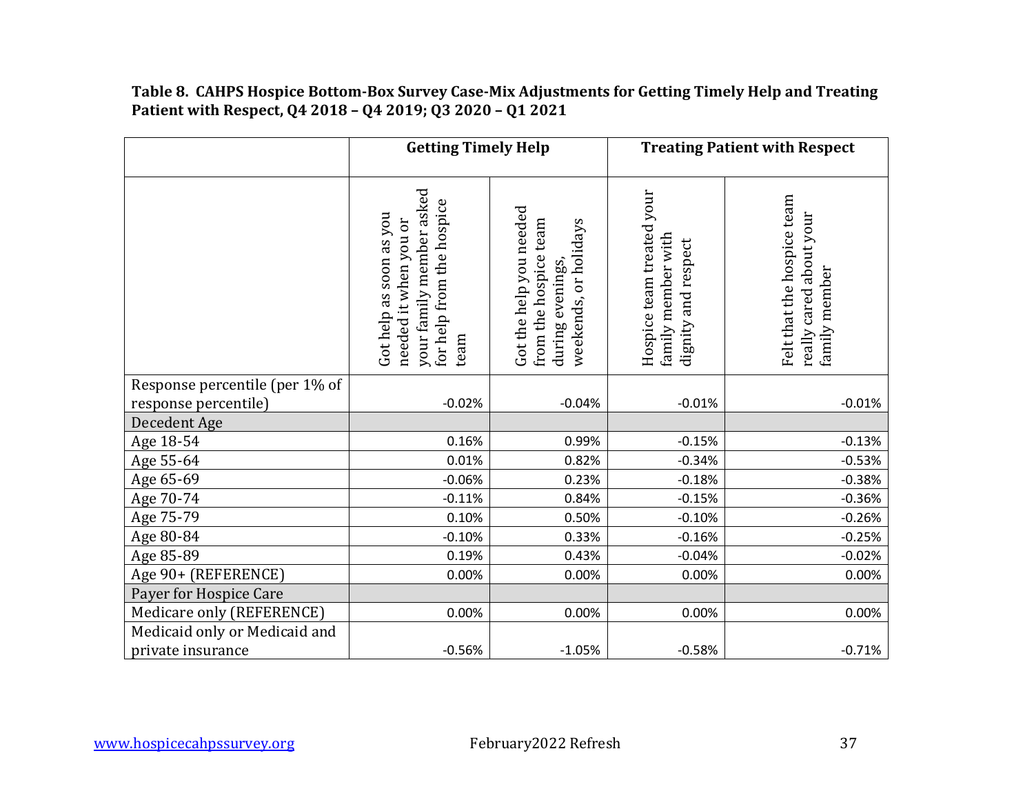**Table 8. CAHPS Hospice Bottom-Box Survey Case-Mix Adjustments for Getting Timely Help and Treating Patient with Respect, Q4 2018 – Q4 2019; Q3 2020 – Q1 2021**

| | Getting Timely Help | | Treating Patient with Respect | |
|---|---|---|---|---|
| | Got help as soon as you needed it when you or your family member asked for help from the hospice team | Got the help you needed from the hospice team during evenings, weekends, or holidays | Hospice team treated your family member with dignity and respect | Felt that the hospice team really cared about your family member |
| Response percentile (per 1% of response percentile) | -0.02% | -0.04% | -0.01% | -0.01% |
| Decedent Age | | | | |
| Age 18-54 | 0.16% | 0.99% | -0.15% | -0.13% |
| Age 55-64 | 0.01% | 0.82% | -0.34% | -0.53% |
| Age 65-69 | -0.06% | 0.23% | -0.18% | -0.38% |
| Age 70-74 | -0.11% | 0.84% | -0.15% | -0.36% |
| Age 75-79 | 0.10% | 0.50% | -0.10% | -0.26% |
| Age 80-84 | -0.10% | 0.33% | -0.16% | -0.25% |
| Age 85-89 | 0.19% | 0.43% | -0.04% | -0.02% |
| Age 90+ (REFERENCE) | 0.00% | 0.00% | 0.00% | 0.00% |
| Payer for Hospice Care | | | | |
| Medicare only (REFERENCE) | 0.00% | 0.00% | 0.00% | 0.00% |
| Medicaid only or Medicaid and private insurance | -0.56% | -1.05% | -0.58% | -0.71% |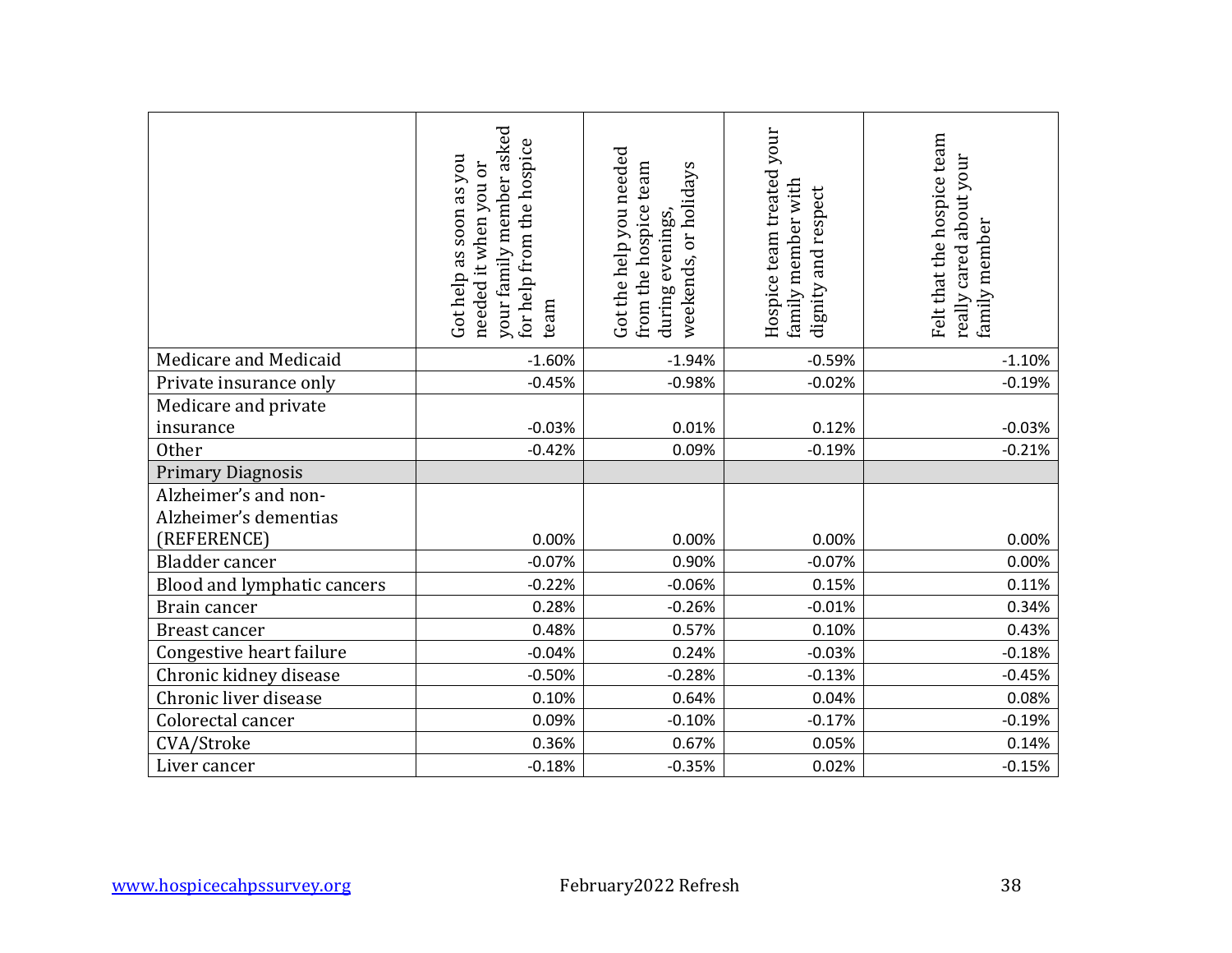| | Got help as soon as you needed it when you or your family member asked for help from the hospice team | Got the help you needed from the hospice team during evenings, weekends, or holidays | Hospice team treated your family member with dignity and respect | Felt that the hospice team really cared about your family member |
|---|---|---|---|---|
| Medicare and Medicaid | -1.60% | -1.94% | -0.59% | -1.10% |
| Private insurance only | -0.45% | -0.98% | -0.02% | -0.19% |
| Medicare and private insurance | -0.03% | 0.01% | 0.12% | -0.03% |
| Other | -0.42% | 0.09% | -0.19% | -0.21% |
| Primary Diagnosis | | | | |
| Alzheimer's and non-Alzheimer's dementias (REFERENCE) | 0.00% | 0.00% | 0.00% | 0.00% |
| Bladder cancer | -0.07% | 0.90% | -0.07% | 0.00% |
| Blood and lymphatic cancers | -0.22% | -0.06% | 0.15% | 0.11% |
| Brain cancer | 0.28% | -0.26% | -0.01% | 0.34% |
| Breast cancer | 0.48% | 0.57% | 0.10% | 0.43% |
| Congestive heart failure | -0.04% | 0.24% | -0.03% | -0.18% |
| Chronic kidney disease | -0.50% | -0.28% | -0.13% | -0.45% |
| Chronic liver disease | 0.10% | 0.64% | 0.04% | 0.08% |
| Colorectal cancer | 0.09% | -0.10% | -0.17% | -0.19% |
| CVA/Stroke | 0.36% | 0.67% | 0.05% | 0.14% |
| Liver cancer | -0.18% | -0.35% | 0.02% | -0.15% |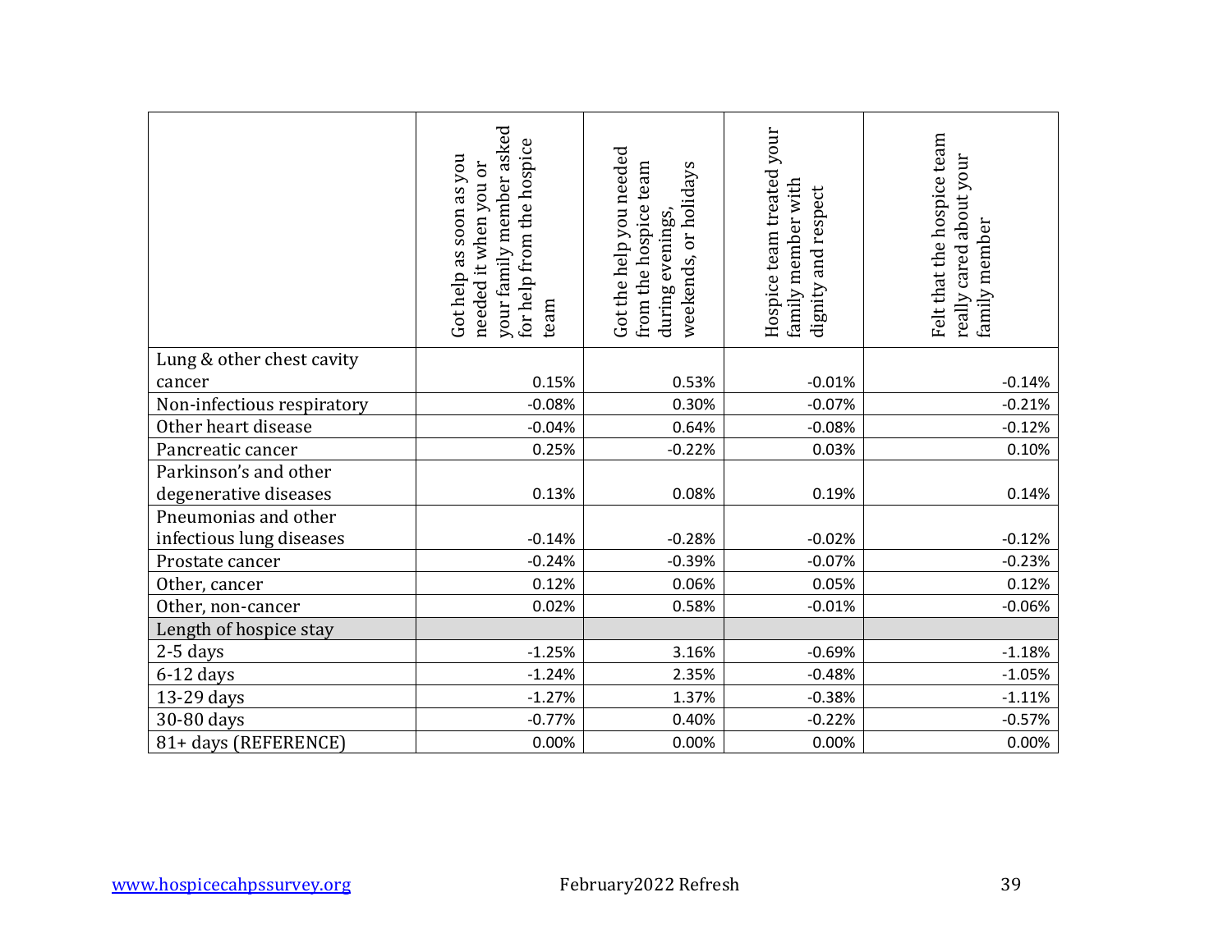| | Got help as soon as you needed it when you or your family member asked for help from the hospice team | Got the help you needed from the hospice team during evenings, weekends, or holidays | Hospice team treated your family member with dignity and respect | Felt that the hospice team really cared about your family member |
|---|---|---|---|---|
| Lung & other chest cavity cancer | 0.15% | 0.53% | -0.01% | -0.14% |
| Non-infectious respiratory | -0.08% | 0.30% | -0.07% | -0.21% |
| Other heart disease | -0.04% | 0.64% | -0.08% | -0.12% |
| Pancreatic cancer | 0.25% | -0.22% | 0.03% | 0.10% |
| Parkinson's and other degenerative diseases | 0.13% | 0.08% | 0.19% | 0.14% |
| Pneumonias and other infectious lung diseases | -0.14% | -0.28% | -0.02% | -0.12% |
| Prostate cancer | -0.24% | -0.39% | -0.07% | -0.23% |
| Other, cancer | 0.12% | 0.06% | 0.05% | 0.12% |
| Other, non-cancer | 0.02% | 0.58% | -0.01% | -0.06% |
| Length of hospice stay | | | | |
| 2-5 days | -1.25% | 3.16% | -0.69% | -1.18% |
| 6-12 days | -1.24% | 2.35% | -0.48% | -1.05% |
| 13-29 days | -1.27% | 1.37% | -0.38% | -1.11% |
| 30-80 days | -0.77% | 0.40% | -0.22% | -0.57% |
| 81+ days (REFERENCE) | 0.00% | 0.00% | 0.00% | 0.00% |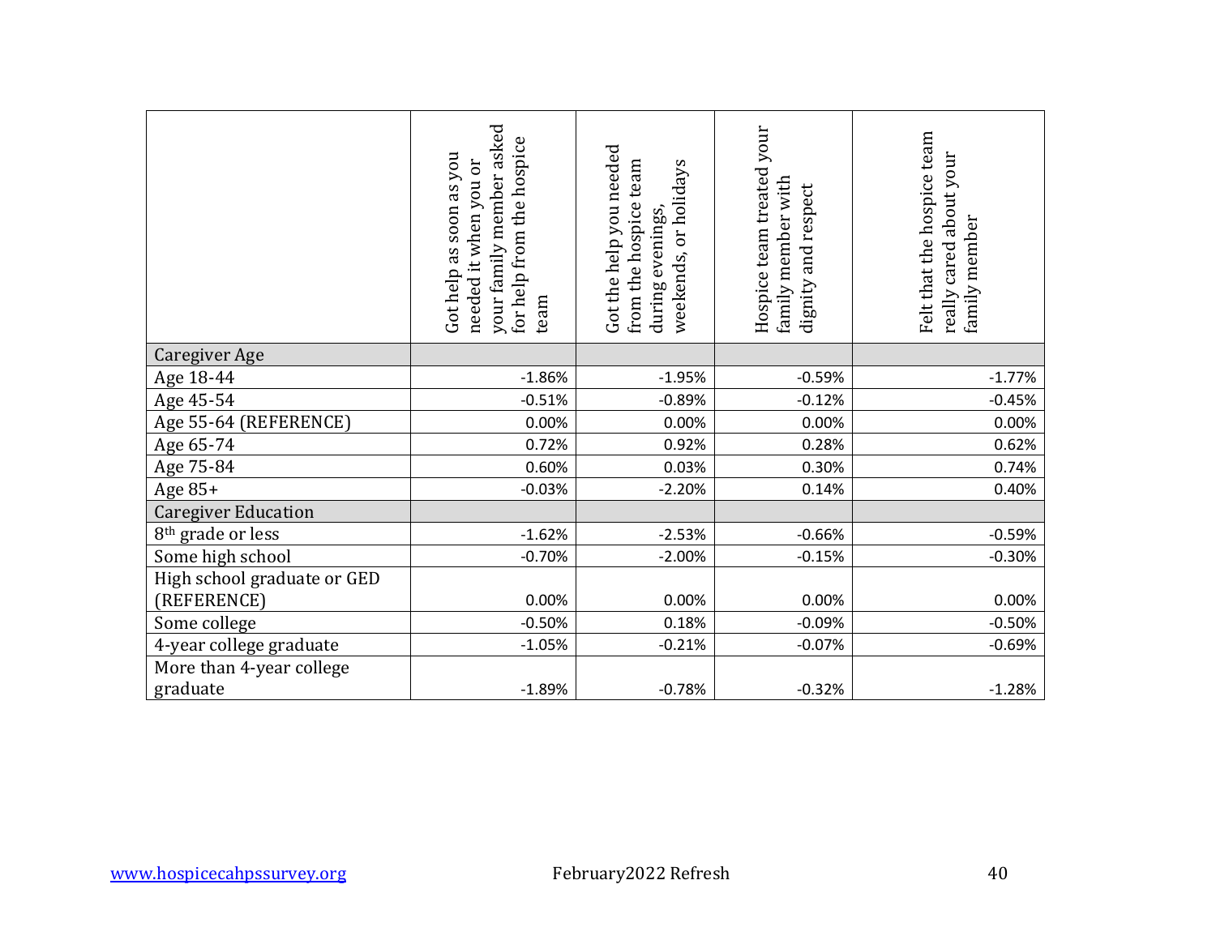| | Got help as soon as you needed it when you or your family member asked for help from the hospice team | Got the help you needed from the hospice team during evenings, weekends, or holidays | Hospice team treated your family member with dignity and respect | Felt that the hospice team really cared about your family member |
|---|---|---|---|---|
| Caregiver Age | | | | |
| Age 18-44 | -1.86% | -1.95% | -0.59% | -1.77% |
| Age 45-54 | -0.51% | -0.89% | -0.12% | -0.45% |
| Age 55-64 (REFERENCE) | 0.00% | 0.00% | 0.00% | 0.00% |
| Age 65-74 | 0.72% | 0.92% | 0.28% | 0.62% |
| Age 75-84 | 0.60% | 0.03% | 0.30% | 0.74% |
| Age 85+ | -0.03% | -2.20% | 0.14% | 0.40% |
| Caregiver Education | | | | |
| 8th grade or less | -1.62% | -2.53% | -0.66% | -0.59% |
| Some high school | -0.70% | -2.00% | -0.15% | -0.30% |
| High school graduate or GED (REFERENCE) | 0.00% | 0.00% | 0.00% | 0.00% |
| Some college | -0.50% | 0.18% | -0.09% | -0.50% |
| 4-year college graduate | -1.05% | -0.21% | -0.07% | -0.69% |
| More than 4-year college graduate | -1.89% | -0.78% | -0.32% | -1.28% |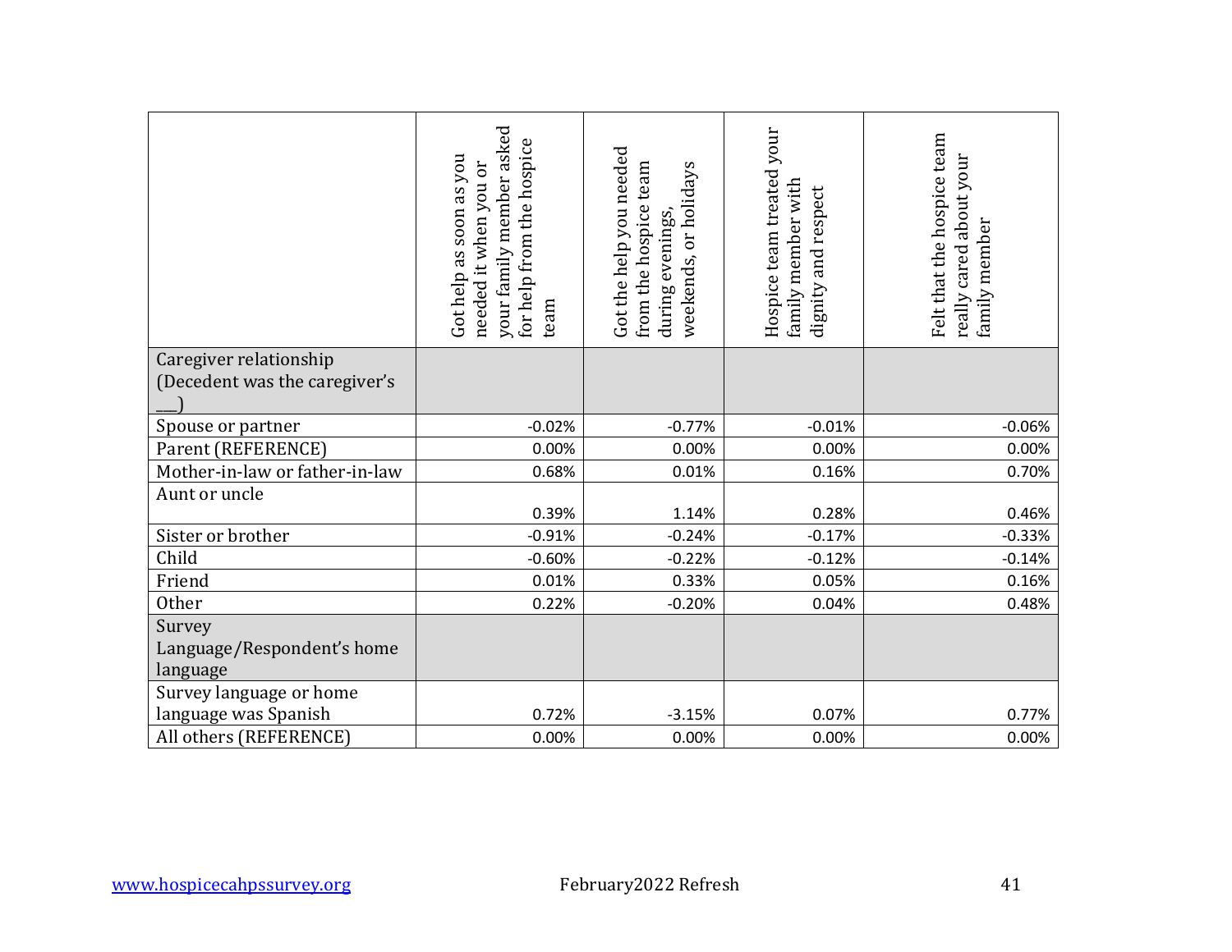| | Got help as soon as you needed it when you or your family member asked for help from the hospice team | Got the help you needed from the hospice team during evenings, weekends, or holidays | Hospice team treated your family member with dignity and respect | Felt that the hospice team really cared about your family member |
|---|---|---|---|---|
| Caregiver relationship (Decedent was the caregiver's ___) | | | | |
| Spouse or partner | -0.02% | -0.77% | -0.01% | -0.06% |
| Parent (REFERENCE) | 0.00% | 0.00% | 0.00% | 0.00% |
| Mother-in-law or father-in-law | 0.68% | 0.01% | 0.16% | 0.70% |
| Aunt or uncle | 0.39% | 1.14% | 0.28% | 0.46% |
| Sister or brother | -0.91% | -0.24% | -0.17% | -0.33% |
| Child | -0.60% | -0.22% | -0.12% | -0.14% |
| Friend | 0.01% | 0.33% | 0.05% | 0.16% |
| Other | 0.22% | -0.20% | 0.04% | 0.48% |
| Survey Language/Respondent's home language | | | | |
| Survey language or home language was Spanish | 0.72% | -3.15% | 0.07% | 0.77% |
| All others (REFERENCE) | 0.00% | 0.00% | 0.00% | 0.00% |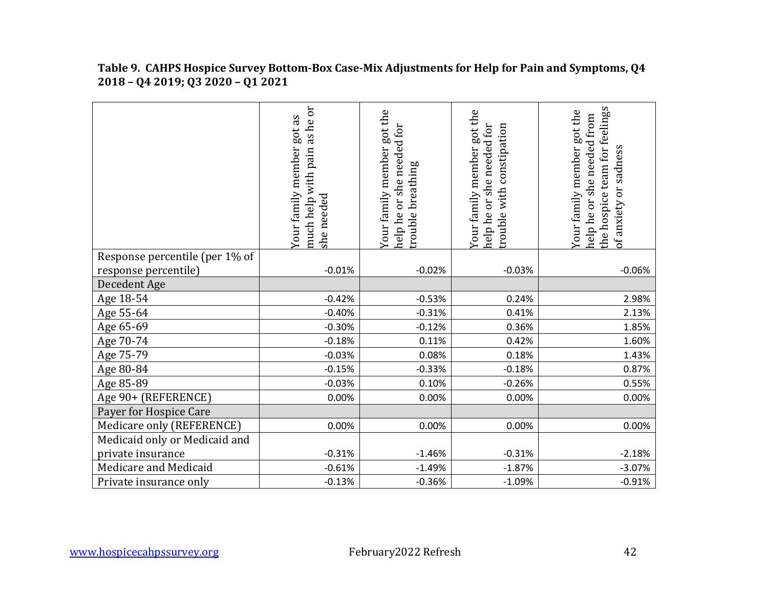**Table 9. CAHPS Hospice Survey Bottom-Box Case-Mix Adjustments for Help for Pain and Symptoms, Q4 2018 – Q4 2019; Q3 2020 – Q1 2021**

| | Your family member got as much help with pain as he or she needed | Your family member got the help he or she needed for trouble breathing | Your family member got the help he or she needed for trouble with constipation | Your family member got the help he or she needed from the hospice team for feelings of anxiety or sadness |
|---|---|---|---|---|
| Response percentile (per 1% of response percentile) | -0.01% | -0.02% | -0.03% | -0.06% |
| Decedent Age | | | | |
| Age 18-54 | -0.42% | -0.53% | 0.24% | 2.98% |
| Age 55-64 | -0.40% | -0.31% | 0.41% | 2.13% |
| Age 65-69 | -0.30% | -0.12% | 0.36% | 1.85% |
| Age 70-74 | -0.18% | 0.11% | 0.42% | 1.60% |
| Age 75-79 | -0.03% | 0.08% | 0.18% | 1.43% |
| Age 80-84 | -0.15% | -0.33% | -0.18% | 0.87% |
| Age 85-89 | -0.03% | 0.10% | -0.26% | 0.55% |
| Age 90+ (REFERENCE) | 0.00% | 0.00% | 0.00% | 0.00% |
| Payer for Hospice Care | | | | |
| Medicare only (REFERENCE) | 0.00% | 0.00% | 0.00% | 0.00% |
| Medicaid only or Medicaid and private insurance | -0.31% | -1.46% | -0.31% | -2.18% |
| Medicare and Medicaid | -0.61% | -1.49% | -1.87% | -3.07% |
| Private insurance only | -0.13% | -0.36% | -1.09% | -0.91% |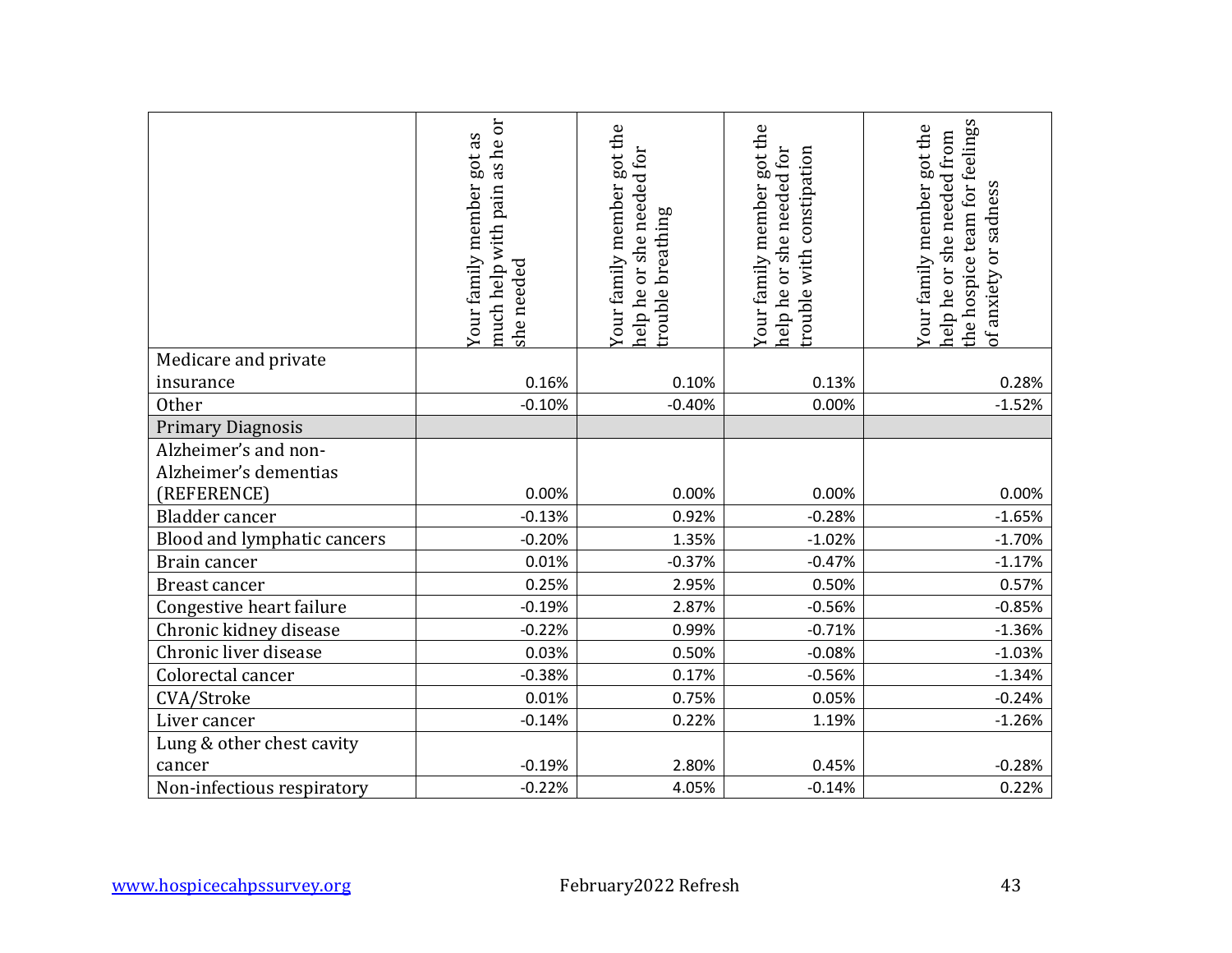| | Your family member got as much help with pain as he or she needed | Your family member got the help he or she needed for trouble breathing | Your family member got the help he or she needed for trouble with constipation | Your family member got the help he or she needed from the hospice team for feelings of anxiety or sadness |
|---|---|---|---|---|
| Medicare and private insurance | 0.16% | 0.10% | 0.13% | 0.28% |
| Other | -0.10% | -0.40% | 0.00% | -1.52% |
| Primary Diagnosis | | | | |
| Alzheimer's and non-Alzheimer's dementias (REFERENCE) | 0.00% | 0.00% | 0.00% | 0.00% |
| Bladder cancer | -0.13% | 0.92% | -0.28% | -1.65% |
| Blood and lymphatic cancers | -0.20% | 1.35% | -1.02% | -1.70% |
| Brain cancer | 0.01% | -0.37% | -0.47% | -1.17% |
| Breast cancer | 0.25% | 2.95% | 0.50% | 0.57% |
| Congestive heart failure | -0.19% | 2.87% | -0.56% | -0.85% |
| Chronic kidney disease | -0.22% | 0.99% | -0.71% | -1.36% |
| Chronic liver disease | 0.03% | 0.50% | -0.08% | -1.03% |
| Colorectal cancer | -0.38% | 0.17% | -0.56% | -1.34% |
| CVA/Stroke | 0.01% | 0.75% | 0.05% | -0.24% |
| Liver cancer | -0.14% | 0.22% | 1.19% | -1.26% |
| Lung & other chest cavity cancer | -0.19% | 2.80% | 0.45% | -0.28% |
| Non-infectious respiratory | -0.22% | 4.05% | -0.14% | 0.22% |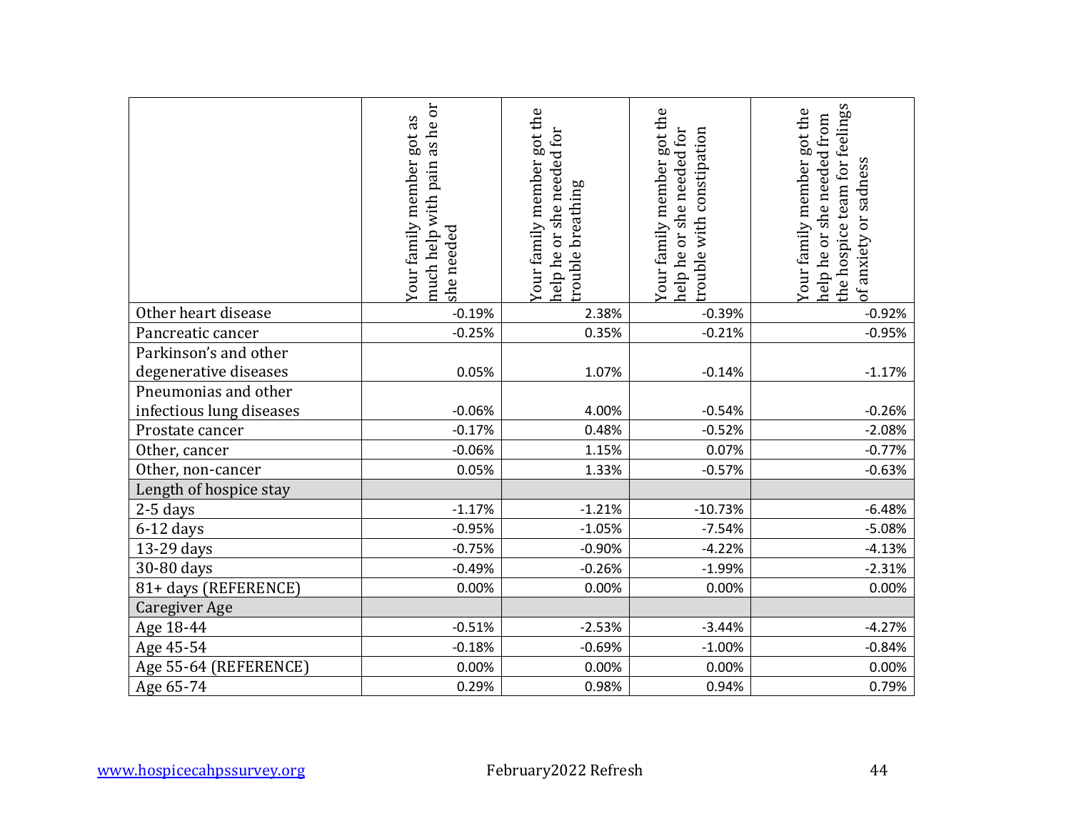|  | Your family member got as much help with pain as he or she needed | Your family member got the help he or she needed for trouble breathing | Your family member got the help he or she needed for trouble with constipation | Your family member got the help he or she needed from the hospice team for feelings of anxiety or sadness |
|---|---|---|---|---|
| Other heart disease | -0.19% | 2.38% | -0.39% | -0.92% |
| Pancreatic cancer | -0.25% | 0.35% | -0.21% | -0.95% |
| Parkinson's and other degenerative diseases | 0.05% | 1.07% | -0.14% | -1.17% |
| Pneumonias and other infectious lung diseases | -0.06% | 4.00% | -0.54% | -0.26% |
| Prostate cancer | -0.17% | 0.48% | -0.52% | -2.08% |
| Other, cancer | -0.06% | 1.15% | 0.07% | -0.77% |
| Other, non-cancer | 0.05% | 1.33% | -0.57% | -0.63% |
| Length of hospice stay |  |  |  |  |
| 2-5 days | -1.17% | -1.21% | -10.73% | -6.48% |
| 6-12 days | -0.95% | -1.05% | -7.54% | -5.08% |
| 13-29 days | -0.75% | -0.90% | -4.22% | -4.13% |
| 30-80 days | -0.49% | -0.26% | -1.99% | -2.31% |
| 81+ days (REFERENCE) | 0.00% | 0.00% | 0.00% | 0.00% |
| Caregiver Age |  |  |  |  |
| Age 18-44 | -0.51% | -2.53% | -3.44% | -4.27% |
| Age 45-54 | -0.18% | -0.69% | -1.00% | -0.84% |
| Age 55-64 (REFERENCE) | 0.00% | 0.00% | 0.00% | 0.00% |
| Age 65-74 | 0.29% | 0.98% | 0.94% | 0.79% |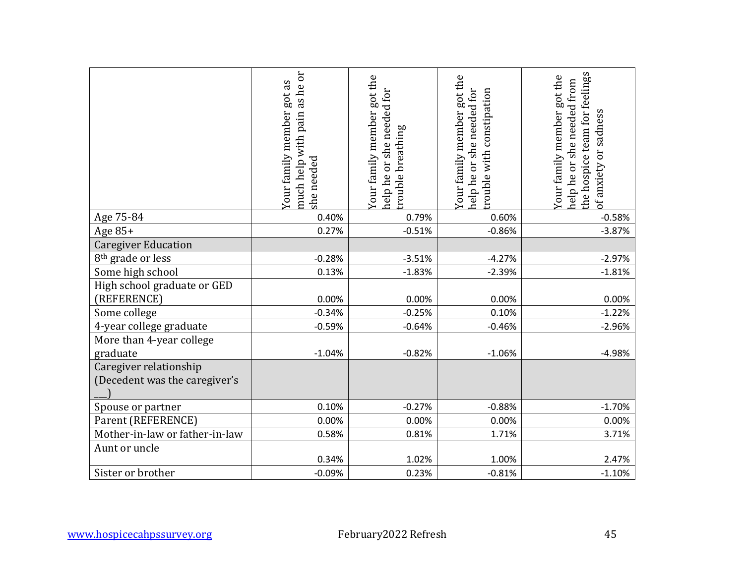| | Your family member got as much help with pain as he or she needed | Your family member got the help he or she needed for trouble breathing | Your family member got the help he or she needed for trouble with constipation | Your family member got the help he or she needed from the hospice team for feelings of anxiety or sadness |
|---|---|---|---|---|
| Age 75-84 | 0.40% | 0.79% | 0.60% | -0.58% |
| Age 85+ | 0.27% | -0.51% | -0.86% | -3.87% |
| Caregiver Education | | | | |
| 8th grade or less | -0.28% | -3.51% | -4.27% | -2.97% |
| Some high school | 0.13% | -1.83% | -2.39% | -1.81% |
| High school graduate or GED (REFERENCE) | 0.00% | 0.00% | 0.00% | 0.00% |
| Some college | -0.34% | -0.25% | 0.10% | -1.22% |
| 4-year college graduate | -0.59% | -0.64% | -0.46% | -2.96% |
| More than 4-year college graduate | -1.04% | -0.82% | -1.06% | -4.98% |
| Caregiver relationship (Decedent was the caregiver's ___) | | | | |
| Spouse or partner | 0.10% | -0.27% | -0.88% | -1.70% |
| Parent (REFERENCE) | 0.00% | 0.00% | 0.00% | 0.00% |
| Mother-in-law or father-in-law | 0.58% | 0.81% | 1.71% | 3.71% |
| Aunt or uncle | 0.34% | 1.02% | 1.00% | 2.47% |
| Sister or brother | -0.09% | 0.23% | -0.81% | -1.10% |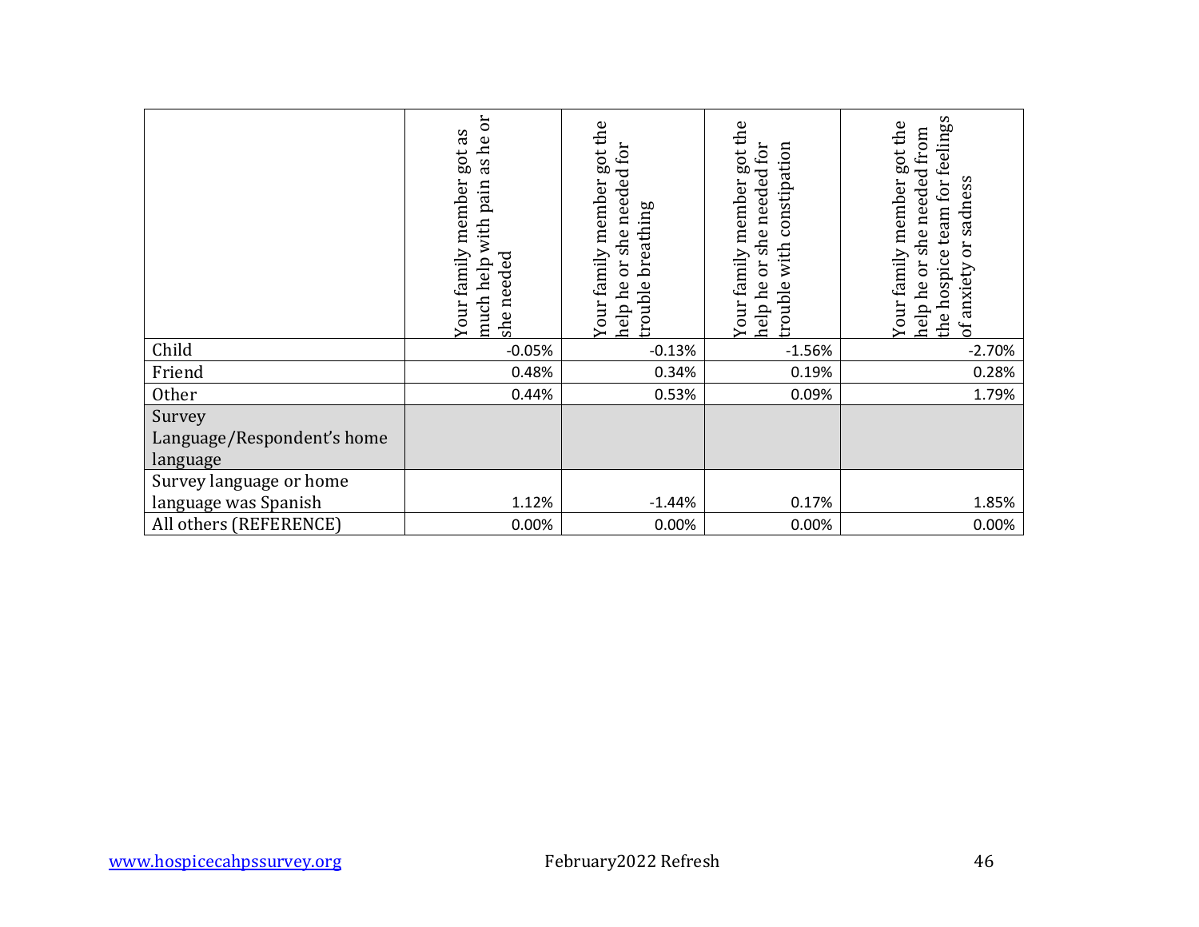| | Your family member got as much help with pain as he or she needed | Your family member got the help he or she needed for trouble breathing | Your family member got the help he or she needed for trouble with constipation | Your family member got the help he or she needed from the hospice team for feelings of anxiety or sadness |
|---|---|---|---|---|
| Child | -0.05% | -0.13% | -1.56% | -2.70% |
| Friend | 0.48% | 0.34% | 0.19% | 0.28% |
| Other | 0.44% | 0.53% | 0.09% | 1.79% |
| Survey Language/Respondent's home language | | | | |
| Survey language or home language was Spanish | 1.12% | -1.44% | 0.17% | 1.85% |
| All others (REFERENCE) | 0.00% | 0.00% | 0.00% | 0.00% |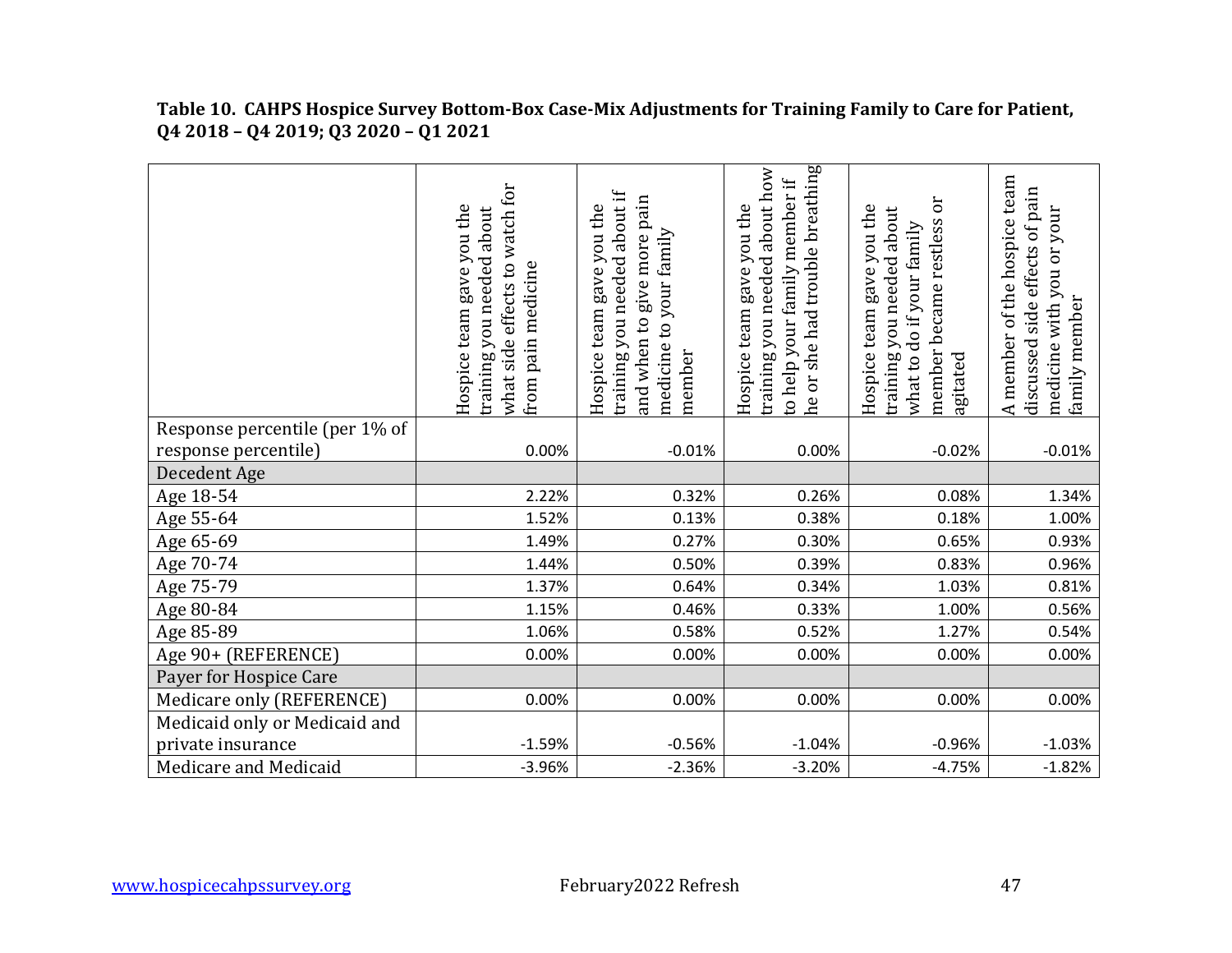**Table 10. CAHPS Hospice Survey Bottom-Box Case-Mix Adjustments for Training Family to Care for Patient, Q4 2018 – Q4 2019; Q3 2020 – Q1 2021**

| | Hospice team gave you the training you needed about what side effects to watch for from pain medicine | Hospice team gave you the training you needed about if and when to give more pain medicine to your family member | Hospice team gave you the training you needed about how to help your family member if he or she had trouble breathing | Hospice team gave you the training you needed about what to do if your family member became restless or agitated | A member of the hospice team discussed side effects of pain medicine with you or your family member |
|---|---|---|---|---|---|
| Response percentile (per 1% of response percentile) | 0.00% | -0.01% | 0.00% | -0.02% | -0.01% |
| Decedent Age | | | | | |
| Age 18-54 | 2.22% | 0.32% | 0.26% | 0.08% | 1.34% |
| Age 55-64 | 1.52% | 0.13% | 0.38% | 0.18% | 1.00% |
| Age 65-69 | 1.49% | 0.27% | 0.30% | 0.65% | 0.93% |
| Age 70-74 | 1.44% | 0.50% | 0.39% | 0.83% | 0.96% |
| Age 75-79 | 1.37% | 0.64% | 0.34% | 1.03% | 0.81% |
| Age 80-84 | 1.15% | 0.46% | 0.33% | 1.00% | 0.56% |
| Age 85-89 | 1.06% | 0.58% | 0.52% | 1.27% | 0.54% |
| Age 90+ (REFERENCE) | 0.00% | 0.00% | 0.00% | 0.00% | 0.00% |
| Payer for Hospice Care | | | | | |
| Medicare only (REFERENCE) | 0.00% | 0.00% | 0.00% | 0.00% | 0.00% |
| Medicaid only or Medicaid and private insurance | -1.59% | -0.56% | -1.04% | -0.96% | -1.03% |
| Medicare and Medicaid | -3.96% | -2.36% | -3.20% | -4.75% | -1.82% |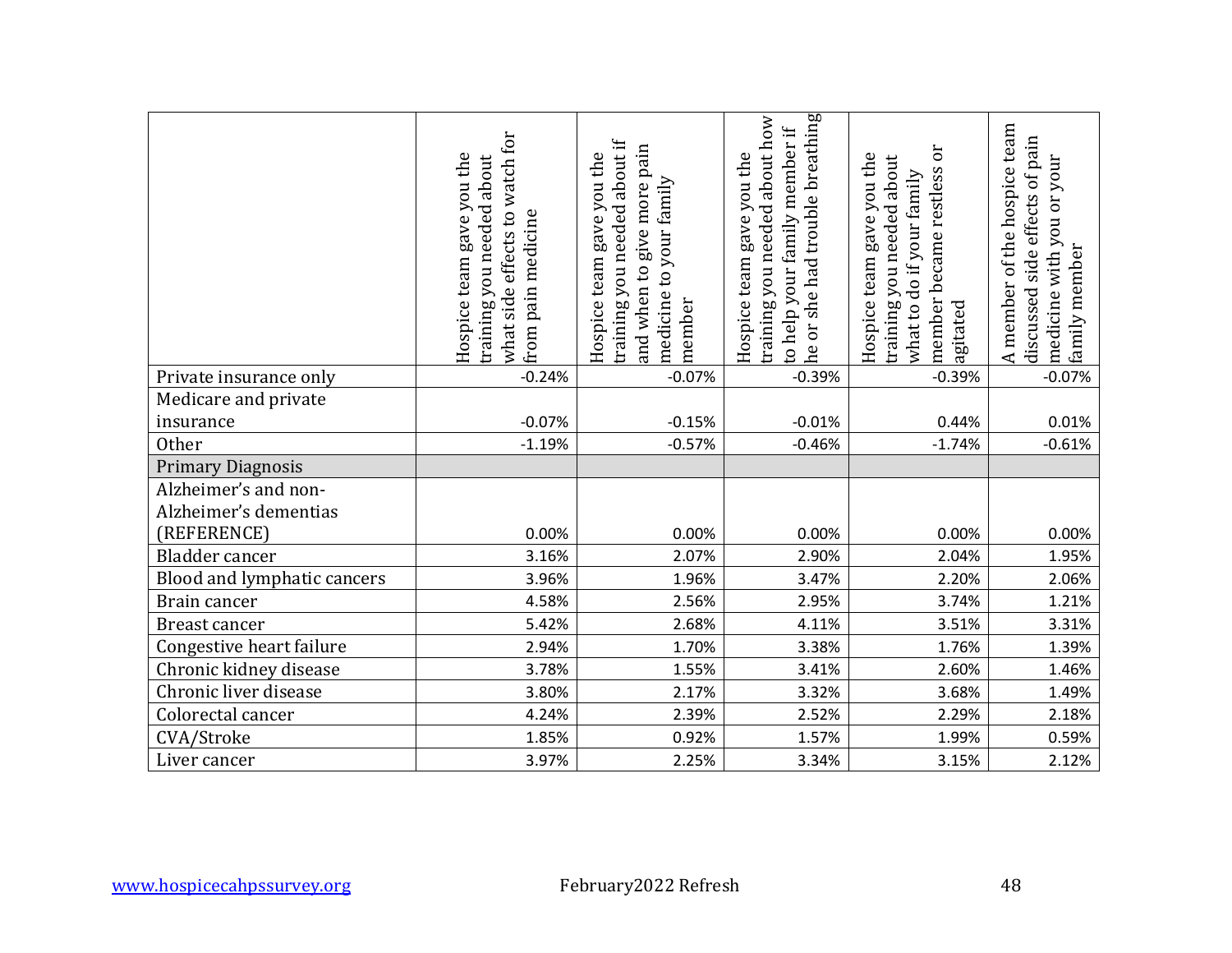| | Hospice team gave you the training you needed about what side effects to watch for from pain medicine | Hospice team gave you the training you needed about if and when to give more pain medicine to your family member | Hospice team gave you the training you needed about how to help your family member if he or she had trouble breathing | Hospice team gave you the training you needed about what to do if your family member became restless or agitated | A member of the hospice team discussed side effects of pain medicine with you or your family member |
|---|---|---|---|---|---|
| Private insurance only | -0.24% | -0.07% | -0.39% | -0.39% | -0.07% |
| Medicare and private insurance | -0.07% | -0.15% | -0.01% | 0.44% | 0.01% |
| Other | -1.19% | -0.57% | -0.46% | -1.74% | -0.61% |
| Primary Diagnosis | | | | | |
| Alzheimer's and non-Alzheimer's dementias (REFERENCE) | 0.00% | 0.00% | 0.00% | 0.00% | 0.00% |
| Bladder cancer | 3.16% | 2.07% | 2.90% | 2.04% | 1.95% |
| Blood and lymphatic cancers | 3.96% | 1.96% | 3.47% | 2.20% | 2.06% |
| Brain cancer | 4.58% | 2.56% | 2.95% | 3.74% | 1.21% |
| Breast cancer | 5.42% | 2.68% | 4.11% | 3.51% | 3.31% |
| Congestive heart failure | 2.94% | 1.70% | 3.38% | 1.76% | 1.39% |
| Chronic kidney disease | 3.78% | 1.55% | 3.41% | 2.60% | 1.46% |
| Chronic liver disease | 3.80% | 2.17% | 3.32% | 3.68% | 1.49% |
| Colorectal cancer | 4.24% | 2.39% | 2.52% | 2.29% | 2.18% |
| CVA/Stroke | 1.85% | 0.92% | 1.57% | 1.99% | 0.59% |
| Liver cancer | 3.97% | 2.25% | 3.34% | 3.15% | 2.12% |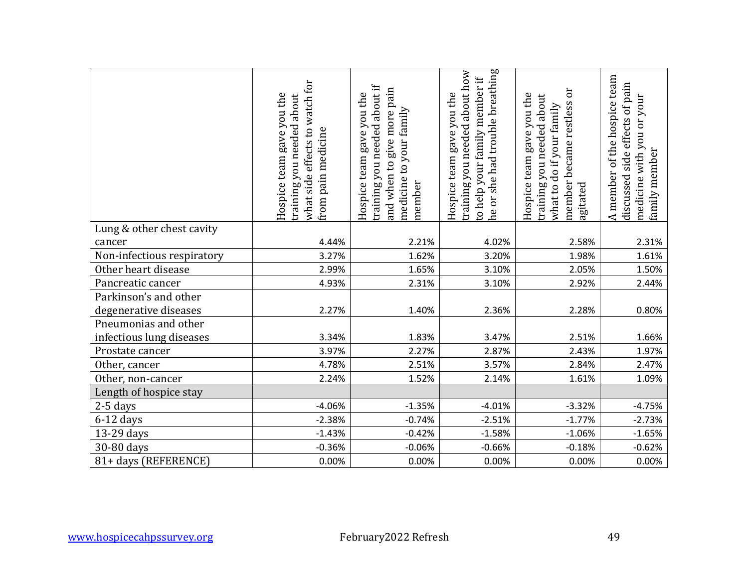| | Hospice team gave you the training you needed about what side effects to watch for from pain medicine | Hospice team gave you the training you needed about if and when to give more pain medicine to your family member | Hospice team gave you the training you needed about how to help your family member if he or she had trouble breathing | Hospice team gave you the training you needed about what to do if your family member became restless or agitated | A member of the hospice team discussed side effects of pain medicine with you or your family member |
|---|---|---|---|---|---|
| Lung & other chest cavity cancer | 4.44% | 2.21% | 4.02% | 2.58% | 2.31% |
| Non-infectious respiratory | 3.27% | 1.62% | 3.20% | 1.98% | 1.61% |
| Other heart disease | 2.99% | 1.65% | 3.10% | 2.05% | 1.50% |
| Pancreatic cancer | 4.93% | 2.31% | 3.10% | 2.92% | 2.44% |
| Parkinson's and other degenerative diseases | 2.27% | 1.40% | 2.36% | 2.28% | 0.80% |
| Pneumonias and other infectious lung diseases | 3.34% | 1.83% | 3.47% | 2.51% | 1.66% |
| Prostate cancer | 3.97% | 2.27% | 2.87% | 2.43% | 1.97% |
| Other, cancer | 4.78% | 2.51% | 3.57% | 2.84% | 2.47% |
| Other, non-cancer | 2.24% | 1.52% | 2.14% | 1.61% | 1.09% |
| Length of hospice stay | | | | | |
| 2-5 days | -4.06% | -1.35% | -4.01% | -3.32% | -4.75% |
| 6-12 days | -2.38% | -0.74% | -2.51% | -1.77% | -2.73% |
| 13-29 days | -1.43% | -0.42% | -1.58% | -1.06% | -1.65% |
| 30-80 days | -0.36% | -0.06% | -0.66% | -0.18% | -0.62% |
| 81+ days (REFERENCE) | 0.00% | 0.00% | 0.00% | 0.00% | 0.00% |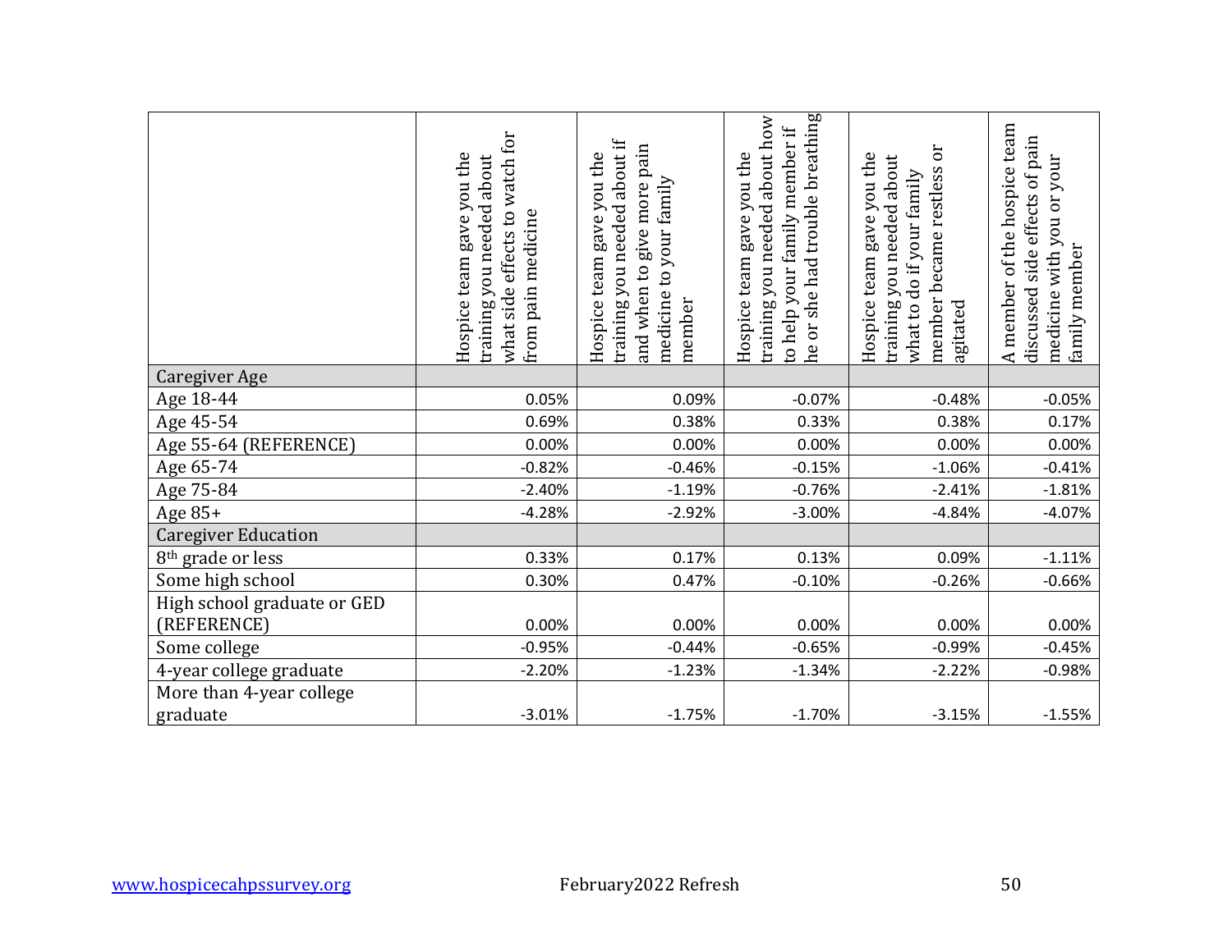| | Hospice team gave you the training you needed about what side effects to watch for from pain medicine | Hospice team gave you the training you needed about if and when to give more pain medicine to your family member | Hospice team gave you the training you needed about how to help your family member if he or she had trouble breathing | Hospice team gave you the training you needed about what to do if your family member became restless or agitated | A member of the hospice team discussed side effects of pain medicine with you or your family member |
|---|---|---|---|---|---|
| Caregiver Age | | | | | |
| Age 18-44 | 0.05% | 0.09% | -0.07% | -0.48% | -0.05% |
| Age 45-54 | 0.69% | 0.38% | 0.33% | 0.38% | 0.17% |
| Age 55-64 (REFERENCE) | 0.00% | 0.00% | 0.00% | 0.00% | 0.00% |
| Age 65-74 | -0.82% | -0.46% | -0.15% | -1.06% | -0.41% |
| Age 75-84 | -2.40% | -1.19% | -0.76% | -2.41% | -1.81% |
| Age 85+ | -4.28% | -2.92% | -3.00% | -4.84% | -4.07% |
| Caregiver Education | | | | | |
| 8th grade or less | 0.33% | 0.17% | 0.13% | 0.09% | -1.11% |
| Some high school | 0.30% | 0.47% | -0.10% | -0.26% | -0.66% |
| High school graduate or GED (REFERENCE) | 0.00% | 0.00% | 0.00% | 0.00% | 0.00% |
| Some college | -0.95% | -0.44% | -0.65% | -0.99% | -0.45% |
| 4-year college graduate | -2.20% | -1.23% | -1.34% | -2.22% | -0.98% |
| More than 4-year college graduate | -3.01% | -1.75% | -1.70% | -3.15% | -1.55% |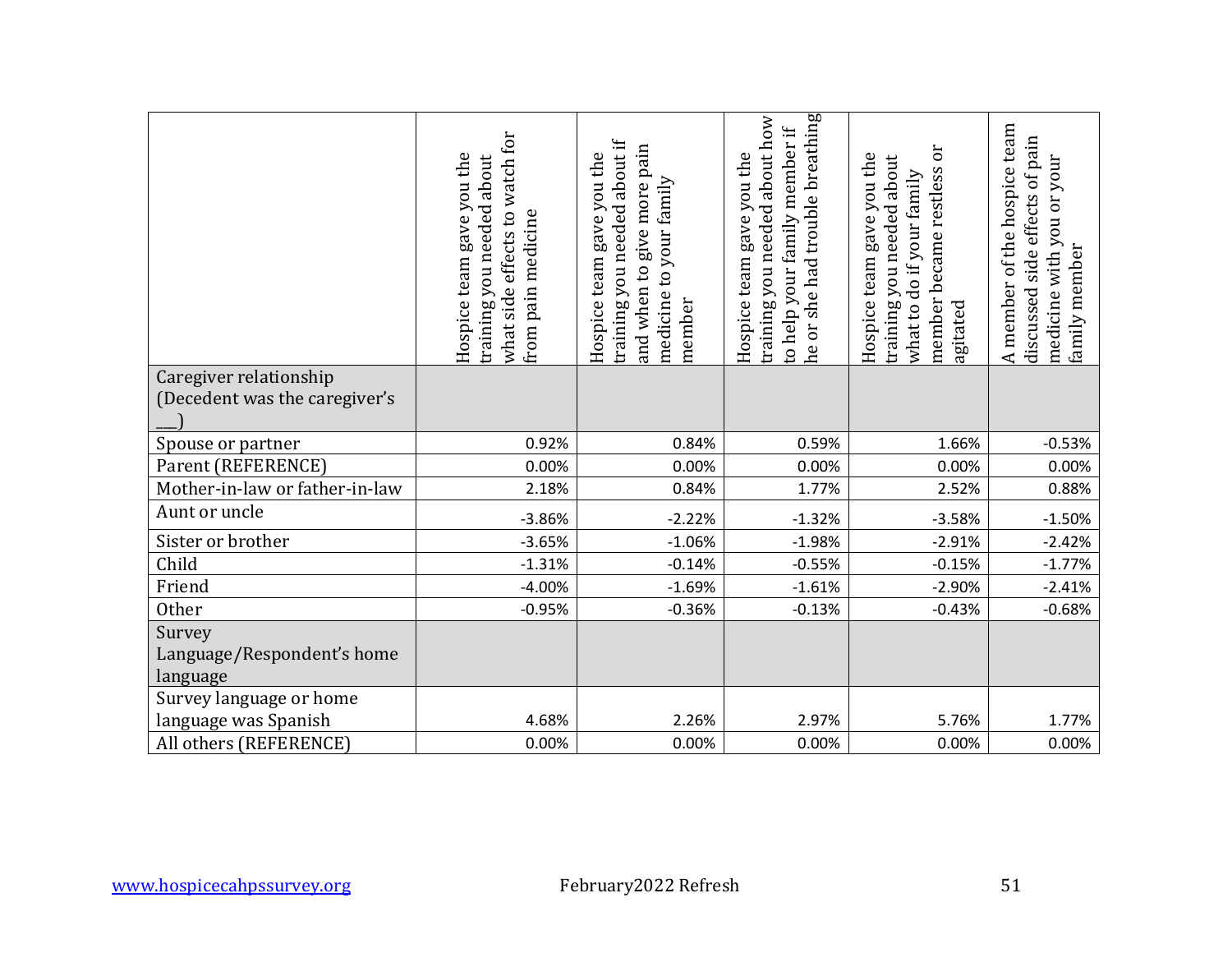| | Hospice team gave you the training you needed about what side effects to watch for from pain medicine | Hospice team gave you the training you needed about if and when to give more pain medicine to your family member | Hospice team gave you the training you needed about how to help your family member if he or she had trouble breathing | Hospice team gave you the training you needed about what to do if your family member became restless or agitated | A member of the hospice team discussed side effects of pain medicine with you or your family member |
|---|---|---|---|---|---|
| Caregiver relationship (Decedent was the caregiver's ___) | | | | | |
| Spouse or partner | 0.92% | 0.84% | 0.59% | 1.66% | -0.53% |
| Parent (REFERENCE) | 0.00% | 0.00% | 0.00% | 0.00% | 0.00% |
| Mother-in-law or father-in-law | 2.18% | 0.84% | 1.77% | 2.52% | 0.88% |
| Aunt or uncle | -3.86% | -2.22% | -1.32% | -3.58% | -1.50% |
| Sister or brother | -3.65% | -1.06% | -1.98% | -2.91% | -2.42% |
| Child | -1.31% | -0.14% | -0.55% | -0.15% | -1.77% |
| Friend | -4.00% | -1.69% | -1.61% | -2.90% | -2.41% |
| Other | -0.95% | -0.36% | -0.13% | -0.43% | -0.68% |
| Survey Language/Respondent's home language | | | | | |
| Survey language or home language was Spanish | 4.68% | 2.26% | 2.97% | 5.76% | 1.77% |
| All others (REFERENCE) | 0.00% | 0.00% | 0.00% | 0.00% | 0.00% |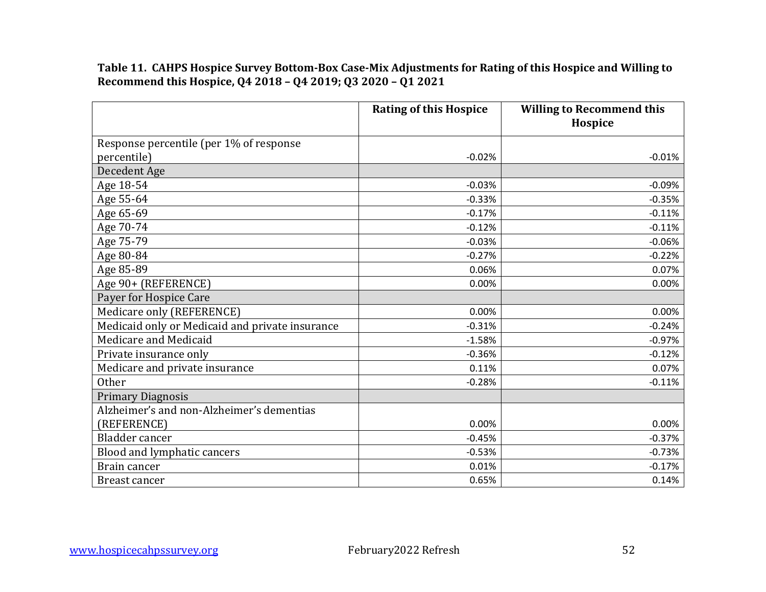**Table 11. CAHPS Hospice Survey Bottom-Box Case-Mix Adjustments for Rating of this Hospice and Willing to Recommend this Hospice, Q4 2018 – Q4 2019; Q3 2020 – Q1 2021**

| | Rating of this Hospice | Willing to Recommend this Hospice |
|---|---|---|
| Response percentile (per 1% of response percentile) | -0.02% | -0.01% |
| Decedent Age | | |
| Age 18-54 | -0.03% | -0.09% |
| Age 55-64 | -0.33% | -0.35% |
| Age 65-69 | -0.17% | -0.11% |
| Age 70-74 | -0.12% | -0.11% |
| Age 75-79 | -0.03% | -0.06% |
| Age 80-84 | -0.27% | -0.22% |
| Age 85-89 | 0.06% | 0.07% |
| Age 90+ (REFERENCE) | 0.00% | 0.00% |
| Payer for Hospice Care | | |
| Medicare only (REFERENCE) | 0.00% | 0.00% |
| Medicaid only or Medicaid and private insurance | -0.31% | -0.24% |
| Medicare and Medicaid | -1.58% | -0.97% |
| Private insurance only | -0.36% | -0.12% |
| Medicare and private insurance | 0.11% | 0.07% |
| Other | -0.28% | -0.11% |
| Primary Diagnosis | | |
| Alzheimer's and non-Alzheimer's dementias (REFERENCE) | 0.00% | 0.00% |
| Bladder cancer | -0.45% | -0.37% |
| Blood and lymphatic cancers | -0.53% | -0.73% |
| Brain cancer | 0.01% | -0.17% |
| Breast cancer | 0.65% | 0.14% |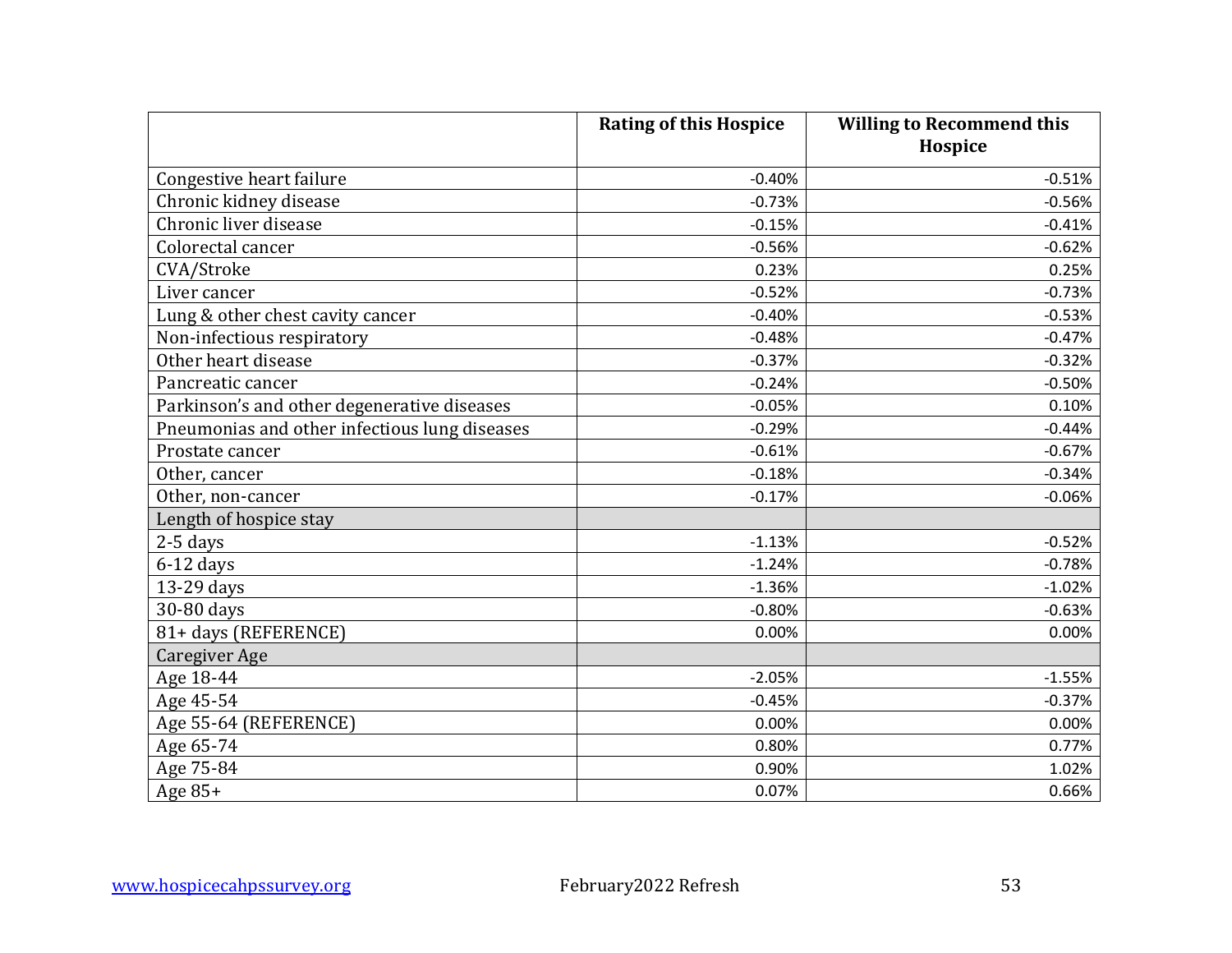| | Rating of this Hospice | Willing to Recommend this Hospice |
|---|---|---|
| Congestive heart failure | -0.40% | -0.51% |
| Chronic kidney disease | -0.73% | -0.56% |
| Chronic liver disease | -0.15% | -0.41% |
| Colorectal cancer | -0.56% | -0.62% |
| CVA/Stroke | 0.23% | 0.25% |
| Liver cancer | -0.52% | -0.73% |
| Lung & other chest cavity cancer | -0.40% | -0.53% |
| Non-infectious respiratory | -0.48% | -0.47% |
| Other heart disease | -0.37% | -0.32% |
| Pancreatic cancer | -0.24% | -0.50% |
| Parkinson's and other degenerative diseases | -0.05% | 0.10% |
| Pneumonias and other infectious lung diseases | -0.29% | -0.44% |
| Prostate cancer | -0.61% | -0.67% |
| Other, cancer | -0.18% | -0.34% |
| Other, non-cancer | -0.17% | -0.06% |
| Length of hospice stay | | |
| 2-5 days | -1.13% | -0.52% |
| 6-12 days | -1.24% | -0.78% |
| 13-29 days | -1.36% | -1.02% |
| 30-80 days | -0.80% | -0.63% |
| 81+ days (REFERENCE) | 0.00% | 0.00% |
| Caregiver Age | | |
| Age 18-44 | -2.05% | -1.55% |
| Age 45-54 | -0.45% | -0.37% |
| Age 55-64 (REFERENCE) | 0.00% | 0.00% |
| Age 65-74 | 0.80% | 0.77% |
| Age 75-84 | 0.90% | 1.02% |
| Age 85+ | 0.07% | 0.66% |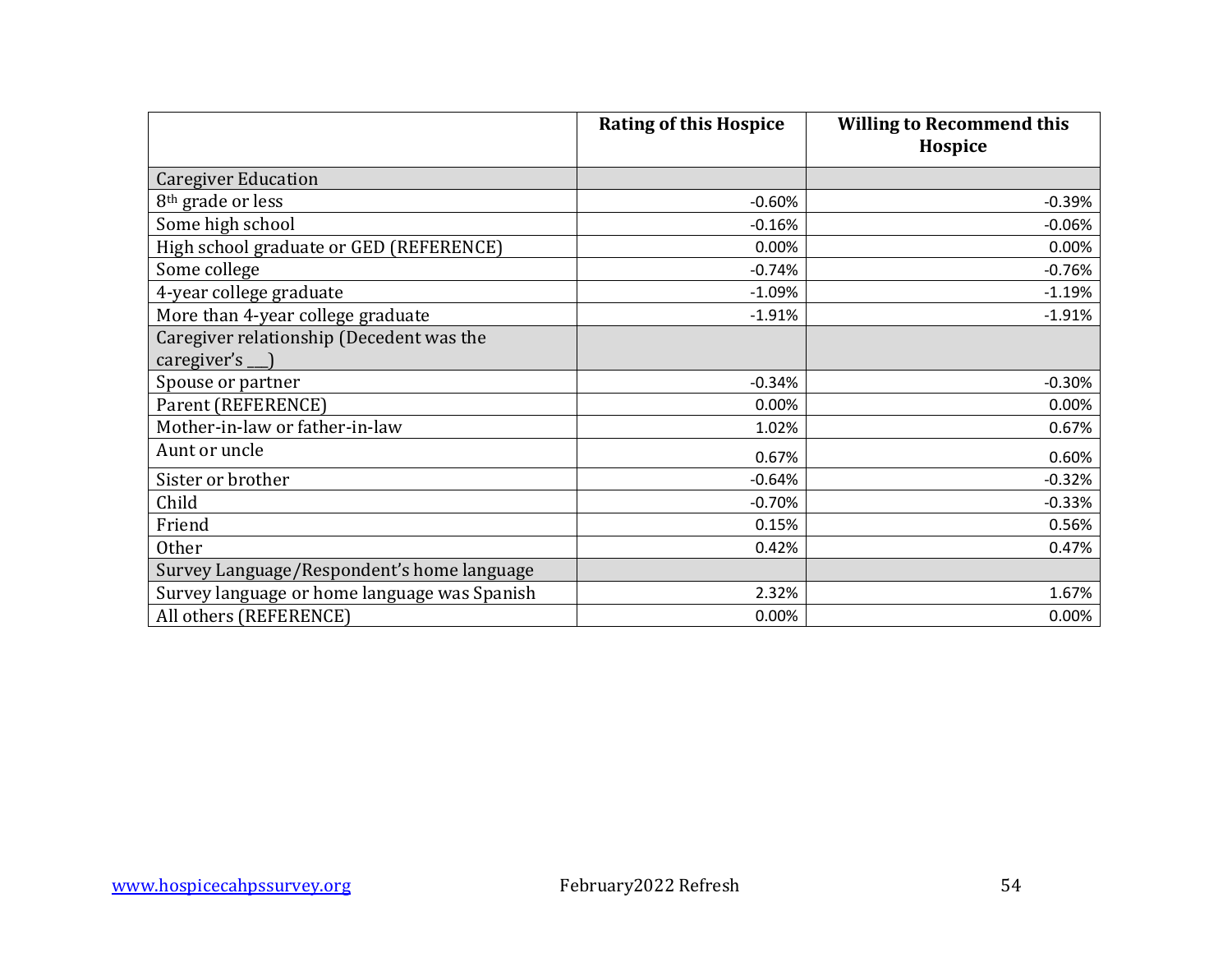| | Rating of this Hospice | Willing to Recommend this Hospice |
|---|---|---|
| Caregiver Education | | |
| 8th grade or less | -0.60% | -0.39% |
| Some high school | -0.16% | -0.06% |
| High school graduate or GED (REFERENCE) | 0.00% | 0.00% |
| Some college | -0.74% | -0.76% |
| 4-year college graduate | -1.09% | -1.19% |
| More than 4-year college graduate | -1.91% | -1.91% |
| Caregiver relationship (Decedent was the caregiver's ___) | | |
| Spouse or partner | -0.34% | -0.30% |
| Parent (REFERENCE) | 0.00% | 0.00% |
| Mother-in-law or father-in-law | 1.02% | 0.67% |
| Aunt or uncle | 0.67% | 0.60% |
| Sister or brother | -0.64% | -0.32% |
| Child | -0.70% | -0.33% |
| Friend | 0.15% | 0.56% |
| Other | 0.42% | 0.47% |
| Survey Language/Respondent's home language | | |
| Survey language or home language was Spanish | 2.32% | 1.67% |
| All others (REFERENCE) | 0.00% | 0.00% |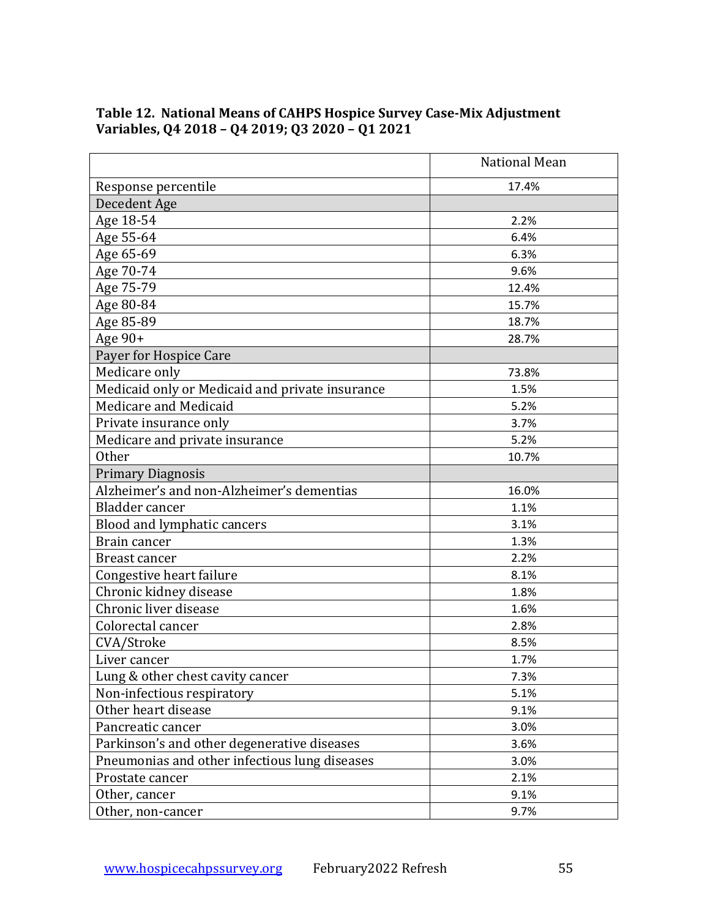**Table 12. National Means of CAHPS Hospice Survey Case-Mix Adjustment Variables, Q4 2018 – Q4 2019; Q3 2020 – Q1 2021**

| | National Mean |
|---|---|
| Response percentile | 17.4% |
| Decedent Age | |
| Age 18-54 | 2.2% |
| Age 55-64 | 6.4% |
| Age 65-69 | 6.3% |
| Age 70-74 | 9.6% |
| Age 75-79 | 12.4% |
| Age 80-84 | 15.7% |
| Age 85-89 | 18.7% |
| Age 90+ | 28.7% |
| Payer for Hospice Care | |
| Medicare only | 73.8% |
| Medicaid only or Medicaid and private insurance | 1.5% |
| Medicare and Medicaid | 5.2% |
| Private insurance only | 3.7% |
| Medicare and private insurance | 5.2% |
| Other | 10.7% |
| Primary Diagnosis | |
| Alzheimer's and non-Alzheimer's dementias | 16.0% |
| Bladder cancer | 1.1% |
| Blood and lymphatic cancers | 3.1% |
| Brain cancer | 1.3% |
| Breast cancer | 2.2% |
| Congestive heart failure | 8.1% |
| Chronic kidney disease | 1.8% |
| Chronic liver disease | 1.6% |
| Colorectal cancer | 2.8% |
| CVA/Stroke | 8.5% |
| Liver cancer | 1.7% |
| Lung & other chest cavity cancer | 7.3% |
| Non-infectious respiratory | 5.1% |
| Other heart disease | 9.1% |
| Pancreatic cancer | 3.0% |
| Parkinson's and other degenerative diseases | 3.6% |
| Pneumonias and other infectious lung diseases | 3.0% |
| Prostate cancer | 2.1% |
| Other, cancer | 9.1% |
| Other, non-cancer | 9.7% |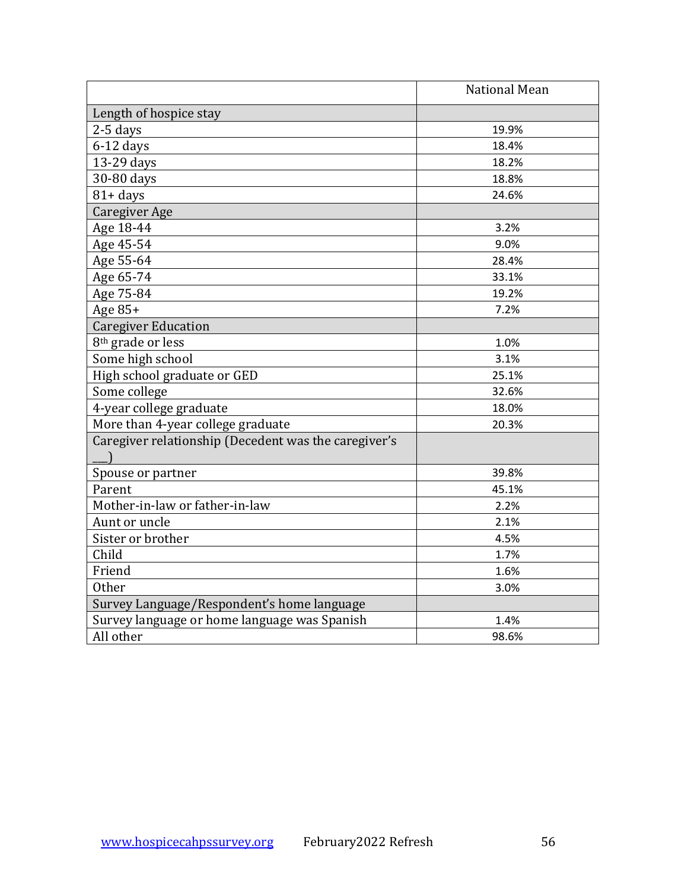| | National Mean |
|---|---|
| Length of hospice stay | |
| 2-5 days | 19.9% |
| 6-12 days | 18.4% |
| 13-29 days | 18.2% |
| 30-80 days | 18.8% |
| 81+ days | 24.6% |
| Caregiver Age | |
| Age 18-44 | 3.2% |
| Age 45-54 | 9.0% |
| Age 55-64 | 28.4% |
| Age 65-74 | 33.1% |
| Age 75-84 | 19.2% |
| Age 85+ | 7.2% |
| Caregiver Education | |
| 8th grade or less | 1.0% |
| Some high school | 3.1% |
| High school graduate or GED | 25.1% |
| Some college | 32.6% |
| 4-year college graduate | 18.0% |
| More than 4-year college graduate | 20.3% |
| Caregiver relationship (Decedent was the caregiver's ___) | |
| Spouse or partner | 39.8% |
| Parent | 45.1% |
| Mother-in-law or father-in-law | 2.2% |
| Aunt or uncle | 2.1% |
| Sister or brother | 4.5% |
| Child | 1.7% |
| Friend | 1.6% |
| Other | 3.0% |
| Survey Language/Respondent's home language | |
| Survey language or home language was Spanish | 1.4% |
| All other | 98.6% |